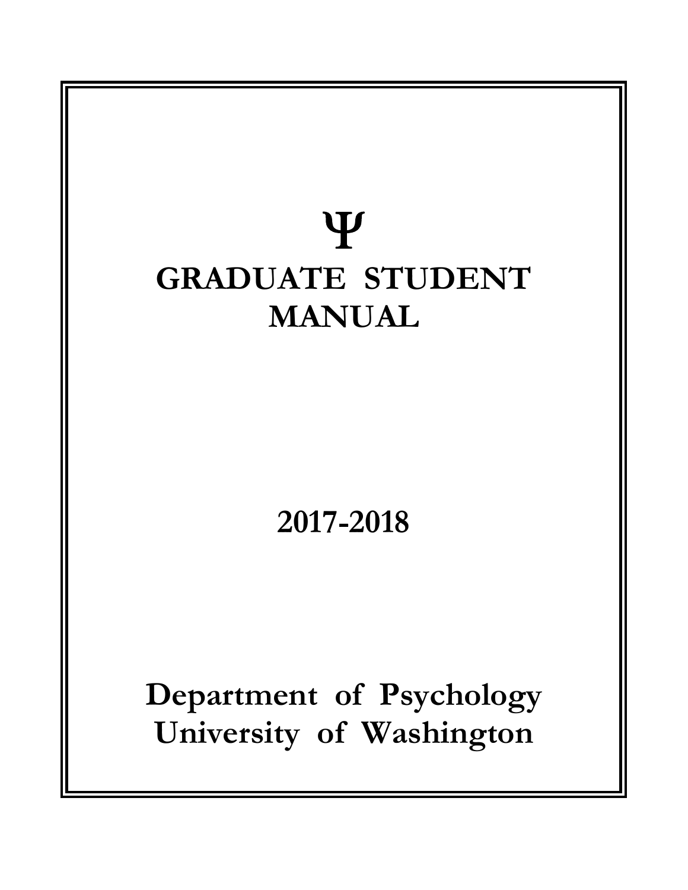Ψ

# GRADUATE STUDENT MANUAL

## 2017-2018

## Department of Psychology
## University of Washington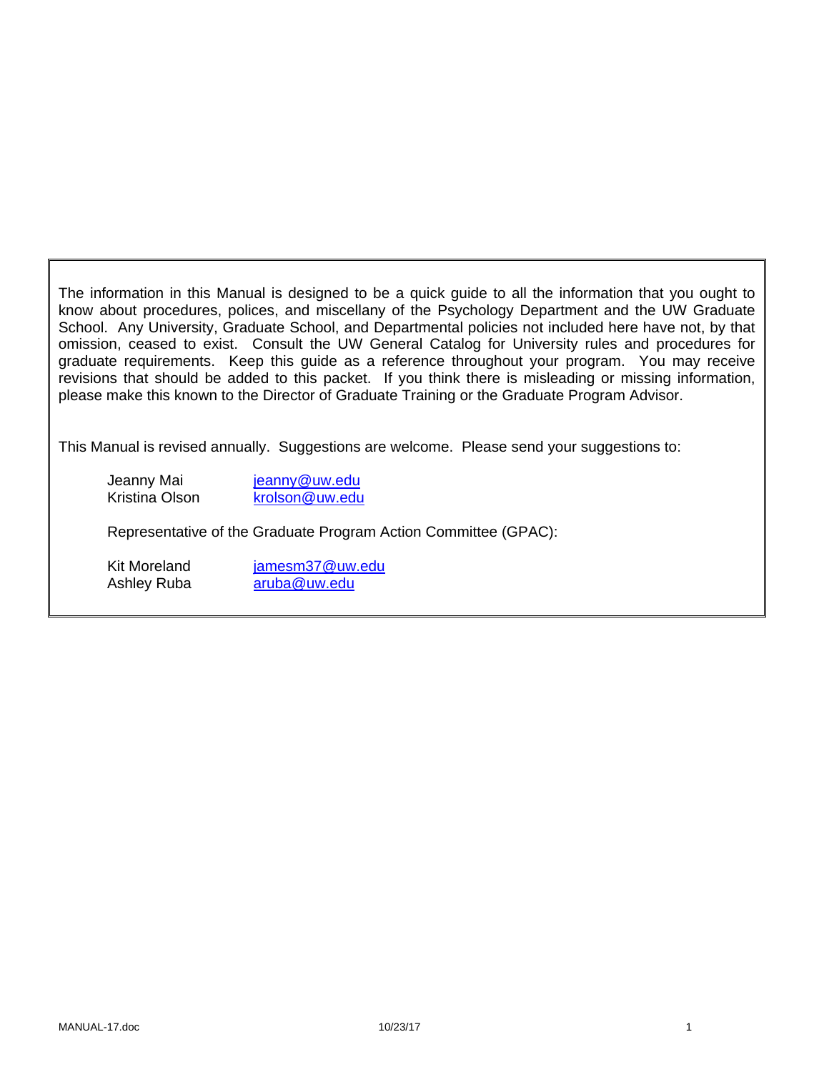The information in this Manual is designed to be a quick guide to all the information that you ought to know about procedures, polices, and miscellany of the Psychology Department and the UW Graduate School. Any University, Graduate School, and Departmental policies not included here have not, by that omission, ceased to exist. Consult the UW General Catalog for University rules and procedures for graduate requirements. Keep this guide as a reference throughout your program. You may receive revisions that should be added to this packet. If you think there is misleading or missing information, please make this known to the Director of Graduate Training or the Graduate Program Advisor.

This Manual is revised annually. Suggestions are welcome. Please send your suggestions to:

| | |
|---|---|
| Jeanny Mai | jeanny@uw.edu |
| Kristina Olson | krolson@uw.edu |

Representative of the Graduate Program Action Committee (GPAC):

| | |
|---|---|
| Kit Moreland | jamesm37@uw.edu |
| Ashley Ruba | aruba@uw.edu |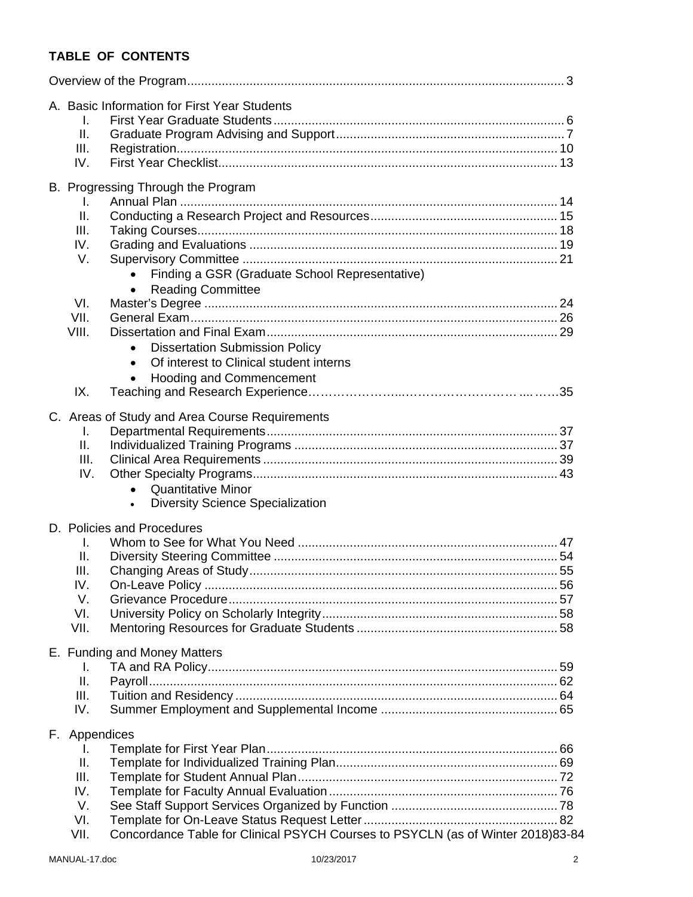**TABLE OF CONTENTS**

Overview of the Program ... 3

A. Basic Information for First Year Students
- I. First Year Graduate Students ... 6
- II. Graduate Program Advising and Support ... 7
- III. Registration ... 10
- IV. First Year Checklist ... 13

B. Progressing Through the Program
- I. Annual Plan ... 14
- II. Conducting a Research Project and Resources ... 15
- III. Taking Courses ... 18
- IV. Grading and Evaluations ... 19
- V. Supervisory Committee ... 21
  - Finding a GSR (Graduate School Representative)
  - Reading Committee
- VI. Master's Degree ... 24
- VII. General Exam ... 26
- VIII. Dissertation and Final Exam ... 29
  - Dissertation Submission Policy
  - Of interest to Clinical student interns
  - Hooding and Commencement
- IX. Teaching and Research Experience ... 35

C. Areas of Study and Area Course Requirements
- I. Departmental Requirements ... 37
- II. Individualized Training Programs ... 37
- III. Clinical Area Requirements ... 39
- IV. Other Specialty Programs ... 43
  - Quantitative Minor
  - Diversity Science Specialization

D. Policies and Procedures
- I. Whom to See for What You Need ... 47
- II. Diversity Steering Committee ... 54
- III. Changing Areas of Study ... 55
- IV. On-Leave Policy ... 56
- V. Grievance Procedure ... 57
- VI. University Policy on Scholarly Integrity ... 58
- VII. Mentoring Resources for Graduate Students ... 58

E. Funding and Money Matters
- I. TA and RA Policy ... 59
- II. Payroll ... 62
- III. Tuition and Residency ... 64
- IV. Summer Employment and Supplemental Income ... 65

F. Appendices
- I. Template for First Year Plan ... 66
- II. Template for Individualized Training Plan ... 69
- III. Template for Student Annual Plan ... 72
- IV. Template for Faculty Annual Evaluation ... 76
- V. See Staff Support Services Organized by Function ... 78
- VI. Template for On-Leave Status Request Letter ... 82
- VII. Concordance Table for Clinical PSYCH Courses to PSYCLN (as of Winter 2018) 83-84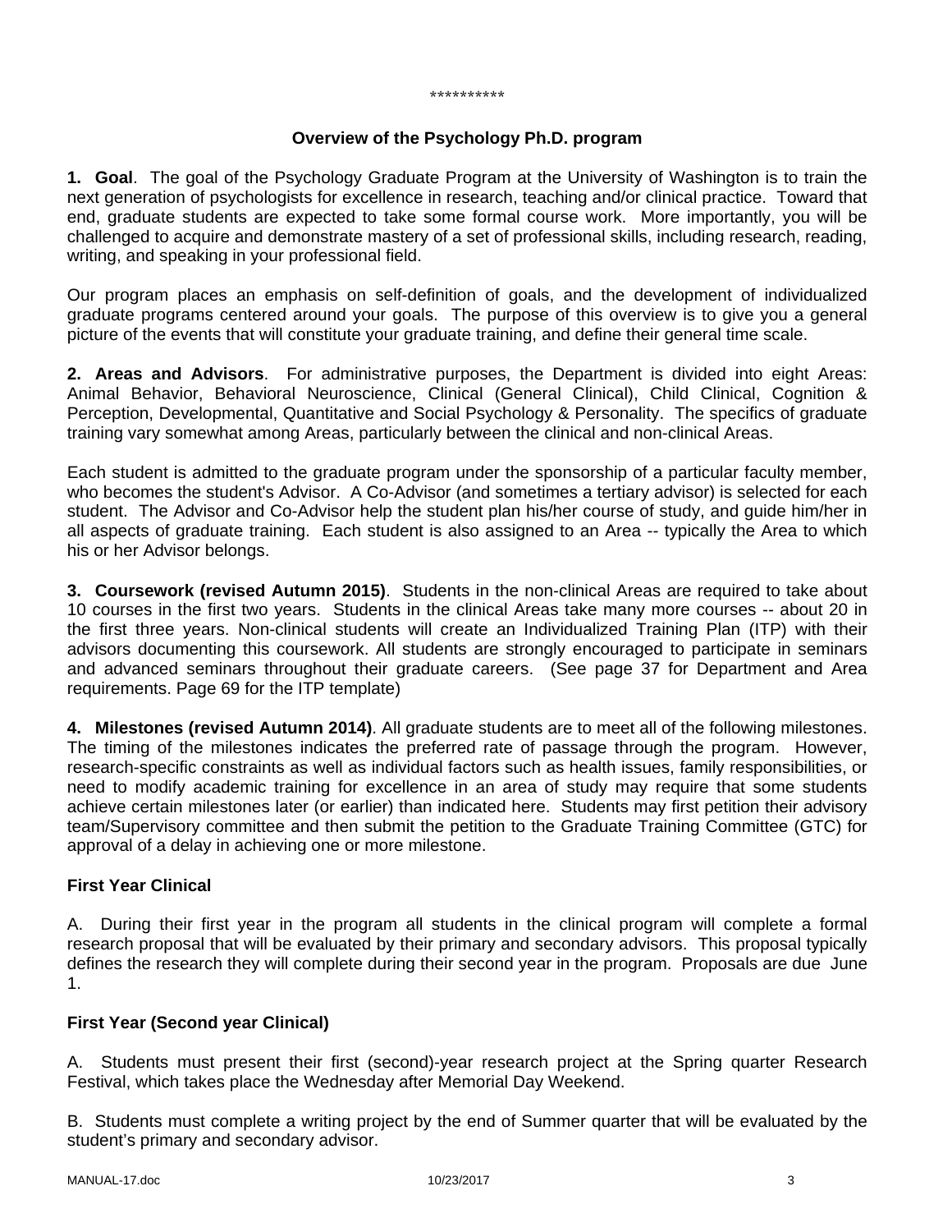**********

## Overview of the Psychology Ph.D. program

**1. Goal**. The goal of the Psychology Graduate Program at the University of Washington is to train the next generation of psychologists for excellence in research, teaching and/or clinical practice. Toward that end, graduate students are expected to take some formal course work. More importantly, you will be challenged to acquire and demonstrate mastery of a set of professional skills, including research, reading, writing, and speaking in your professional field.

Our program places an emphasis on self-definition of goals, and the development of individualized graduate programs centered around your goals. The purpose of this overview is to give you a general picture of the events that will constitute your graduate training, and define their general time scale.

**2. Areas and Advisors**. For administrative purposes, the Department is divided into eight Areas: Animal Behavior, Behavioral Neuroscience, Clinical (General Clinical), Child Clinical, Cognition & Perception, Developmental, Quantitative and Social Psychology & Personality. The specifics of graduate training vary somewhat among Areas, particularly between the clinical and non-clinical Areas.

Each student is admitted to the graduate program under the sponsorship of a particular faculty member, who becomes the student's Advisor. A Co-Advisor (and sometimes a tertiary advisor) is selected for each student. The Advisor and Co-Advisor help the student plan his/her course of study, and guide him/her in all aspects of graduate training. Each student is also assigned to an Area -- typically the Area to which his or her Advisor belongs.

**3. Coursework (revised Autumn 2015)**. Students in the non-clinical Areas are required to take about 10 courses in the first two years. Students in the clinical Areas take many more courses -- about 20 in the first three years. Non-clinical students will create an Individualized Training Plan (ITP) with their advisors documenting this coursework. All students are strongly encouraged to participate in seminars and advanced seminars throughout their graduate careers. (See page 37 for Department and Area requirements. Page 69 for the ITP template)

**4. Milestones (revised Autumn 2014)**. All graduate students are to meet all of the following milestones. The timing of the milestones indicates the preferred rate of passage through the program. However, research-specific constraints as well as individual factors such as health issues, family responsibilities, or need to modify academic training for excellence in an area of study may require that some students achieve certain milestones later (or earlier) than indicated here. Students may first petition their advisory team/Supervisory committee and then submit the petition to the Graduate Training Committee (GTC) for approval of a delay in achieving one or more milestone.

### First Year Clinical

A. During their first year in the program all students in the clinical program will complete a formal research proposal that will be evaluated by their primary and secondary advisors. This proposal typically defines the research they will complete during their second year in the program. Proposals are due June 1.

### First Year (Second year Clinical)

A. Students must present their first (second)-year research project at the Spring quarter Research Festival, which takes place the Wednesday after Memorial Day Weekend.

B. Students must complete a writing project by the end of Summer quarter that will be evaluated by the student's primary and secondary advisor.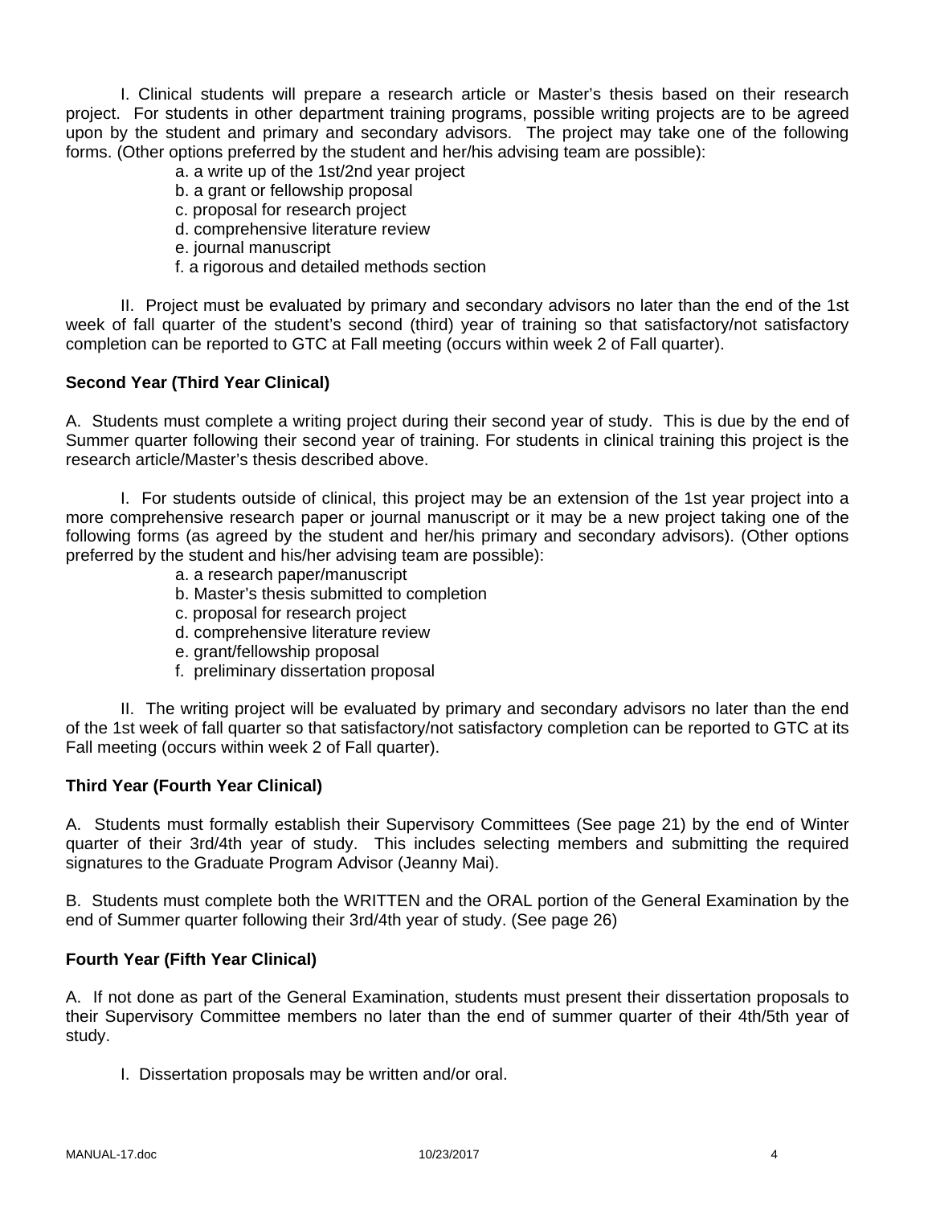I. Clinical students will prepare a research article or Master's thesis based on their research project. For students in other department training programs, possible writing projects are to be agreed upon by the student and primary and secondary advisors. The project may take one of the following forms. (Other options preferred by the student and her/his advising team are possible):

a. a write up of the 1st/2nd year project
b. a grant or fellowship proposal
c. proposal for research project
d. comprehensive literature review
e. journal manuscript
f. a rigorous and detailed methods section

II. Project must be evaluated by primary and secondary advisors no later than the end of the 1st week of fall quarter of the student's second (third) year of training so that satisfactory/not satisfactory completion can be reported to GTC at Fall meeting (occurs within week 2 of Fall quarter).

**Second Year (Third Year Clinical)**

A. Students must complete a writing project during their second year of study. This is due by the end of Summer quarter following their second year of training. For students in clinical training this project is the research article/Master's thesis described above.

I. For students outside of clinical, this project may be an extension of the 1st year project into a more comprehensive research paper or journal manuscript or it may be a new project taking one of the following forms (as agreed by the student and her/his primary and secondary advisors). (Other options preferred by the student and his/her advising team are possible):

a. a research paper/manuscript
b. Master's thesis submitted to completion
c. proposal for research project
d. comprehensive literature review
e. grant/fellowship proposal
f. preliminary dissertation proposal

II. The writing project will be evaluated by primary and secondary advisors no later than the end of the 1st week of fall quarter so that satisfactory/not satisfactory completion can be reported to GTC at its Fall meeting (occurs within week 2 of Fall quarter).

**Third Year (Fourth Year Clinical)**

A. Students must formally establish their Supervisory Committees (See page 21) by the end of Winter quarter of their 3rd/4th year of study. This includes selecting members and submitting the required signatures to the Graduate Program Advisor (Jeanny Mai).

B. Students must complete both the WRITTEN and the ORAL portion of the General Examination by the end of Summer quarter following their 3rd/4th year of study. (See page 26)

**Fourth Year (Fifth Year Clinical)**

A. If not done as part of the General Examination, students must present their dissertation proposals to their Supervisory Committee members no later than the end of summer quarter of their 4th/5th year of study.

I. Dissertation proposals may be written and/or oral.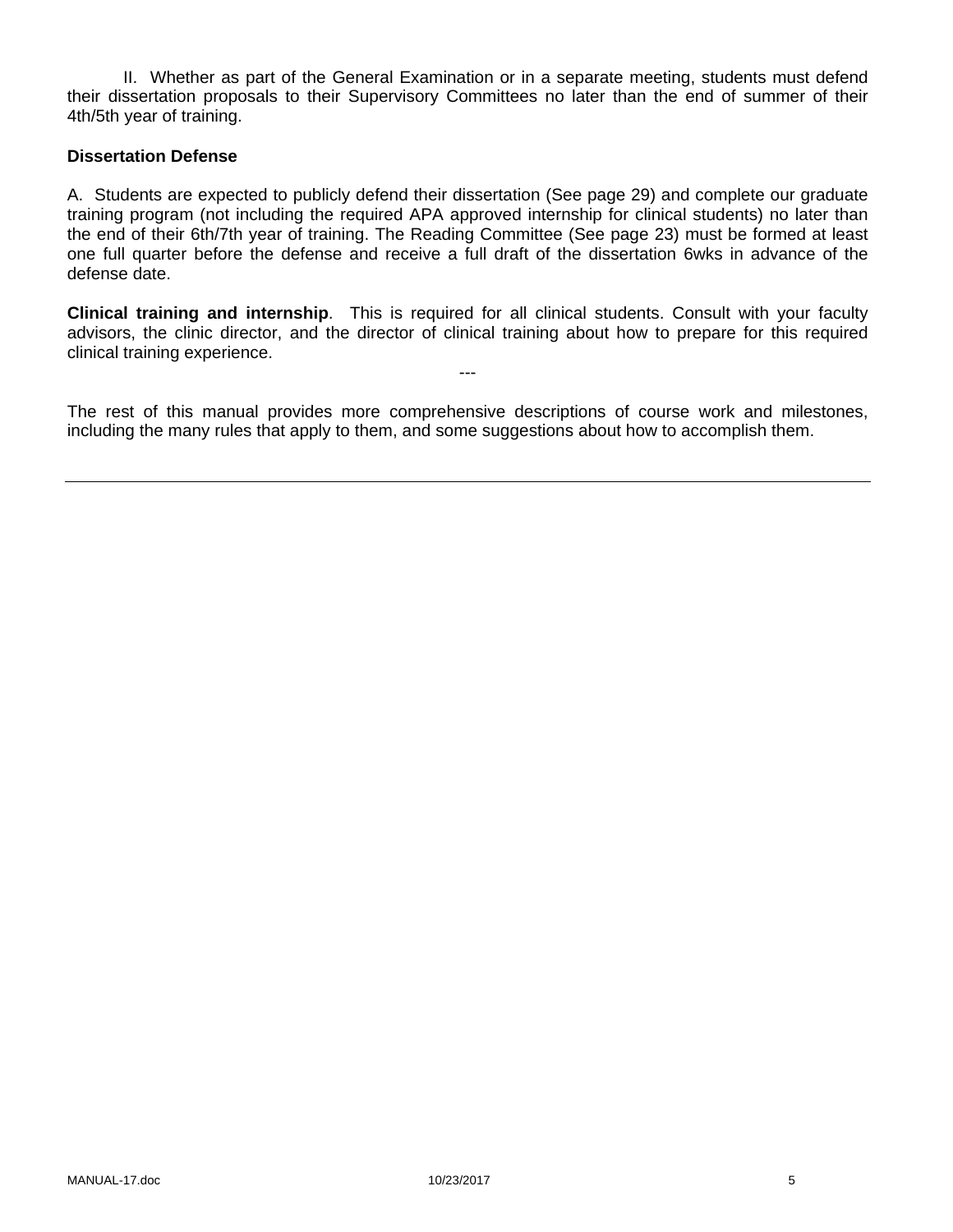II. Whether as part of the General Examination or in a separate meeting, students must defend their dissertation proposals to their Supervisory Committees no later than the end of summer of their 4th/5th year of training.

**Dissertation Defense**

A. Students are expected to publicly defend their dissertation (See page 29) and complete our graduate training program (not including the required APA approved internship for clinical students) no later than the end of their 6th/7th year of training. The Reading Committee (See page 23) must be formed at least one full quarter before the defense and receive a full draft of the dissertation 6wks in advance of the defense date.

**Clinical training and internship**. This is required for all clinical students. Consult with your faculty advisors, the clinic director, and the director of clinical training about how to prepare for this required clinical training experience.

---

The rest of this manual provides more comprehensive descriptions of course work and milestones, including the many rules that apply to them, and some suggestions about how to accomplish them.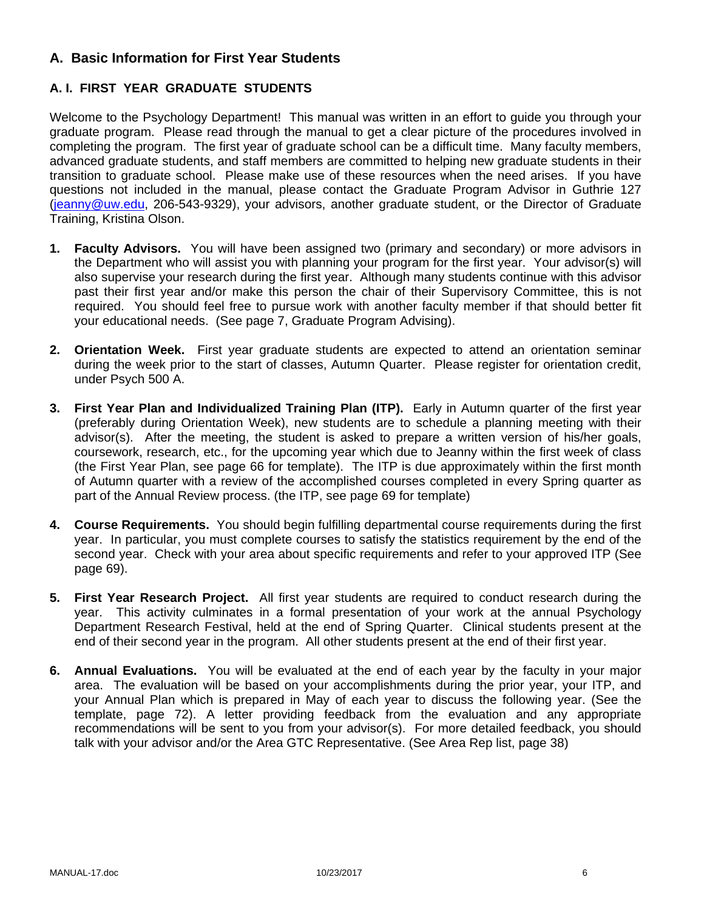## A. Basic Information for First Year Students

### A. I. FIRST YEAR GRADUATE STUDENTS

Welcome to the Psychology Department! This manual was written in an effort to guide you through your graduate program. Please read through the manual to get a clear picture of the procedures involved in completing the program. The first year of graduate school can be a difficult time. Many faculty members, advanced graduate students, and staff members are committed to helping new graduate students in their transition to graduate school. Please make use of these resources when the need arises. If you have questions not included in the manual, please contact the Graduate Program Advisor in Guthrie 127 (jeanny@uw.edu, 206-543-9329), your advisors, another graduate student, or the Director of Graduate Training, Kristina Olson.

1. **Faculty Advisors.** You will have been assigned two (primary and secondary) or more advisors in the Department who will assist you with planning your program for the first year. Your advisor(s) will also supervise your research during the first year. Although many students continue with this advisor past their first year and/or make this person the chair of their Supervisory Committee, this is not required. You should feel free to pursue work with another faculty member if that should better fit your educational needs. (See page 7, Graduate Program Advising).

2. **Orientation Week.** First year graduate students are expected to attend an orientation seminar during the week prior to the start of classes, Autumn Quarter. Please register for orientation credit, under Psych 500 A.

3. **First Year Plan and Individualized Training Plan (ITP).** Early in Autumn quarter of the first year (preferably during Orientation Week), new students are to schedule a planning meeting with their advisor(s). After the meeting, the student is asked to prepare a written version of his/her goals, coursework, research, etc., for the upcoming year which due to Jeanny within the first week of class (the First Year Plan, see page 66 for template). The ITP is due approximately within the first month of Autumn quarter with a review of the accomplished courses completed in every Spring quarter as part of the Annual Review process. (the ITP, see page 69 for template)

4. **Course Requirements.** You should begin fulfilling departmental course requirements during the first year. In particular, you must complete courses to satisfy the statistics requirement by the end of the second year. Check with your area about specific requirements and refer to your approved ITP (See page 69).

5. **First Year Research Project.** All first year students are required to conduct research during the year. This activity culminates in a formal presentation of your work at the annual Psychology Department Research Festival, held at the end of Spring Quarter. Clinical students present at the end of their second year in the program. All other students present at the end of their first year.

6. **Annual Evaluations.** You will be evaluated at the end of each year by the faculty in your major area. The evaluation will be based on your accomplishments during the prior year, your ITP, and your Annual Plan which is prepared in May of each year to discuss the following year. (See the template, page 72). A letter providing feedback from the evaluation and any appropriate recommendations will be sent to you from your advisor(s). For more detailed feedback, you should talk with your advisor and/or the Area GTC Representative. (See Area Rep list, page 38)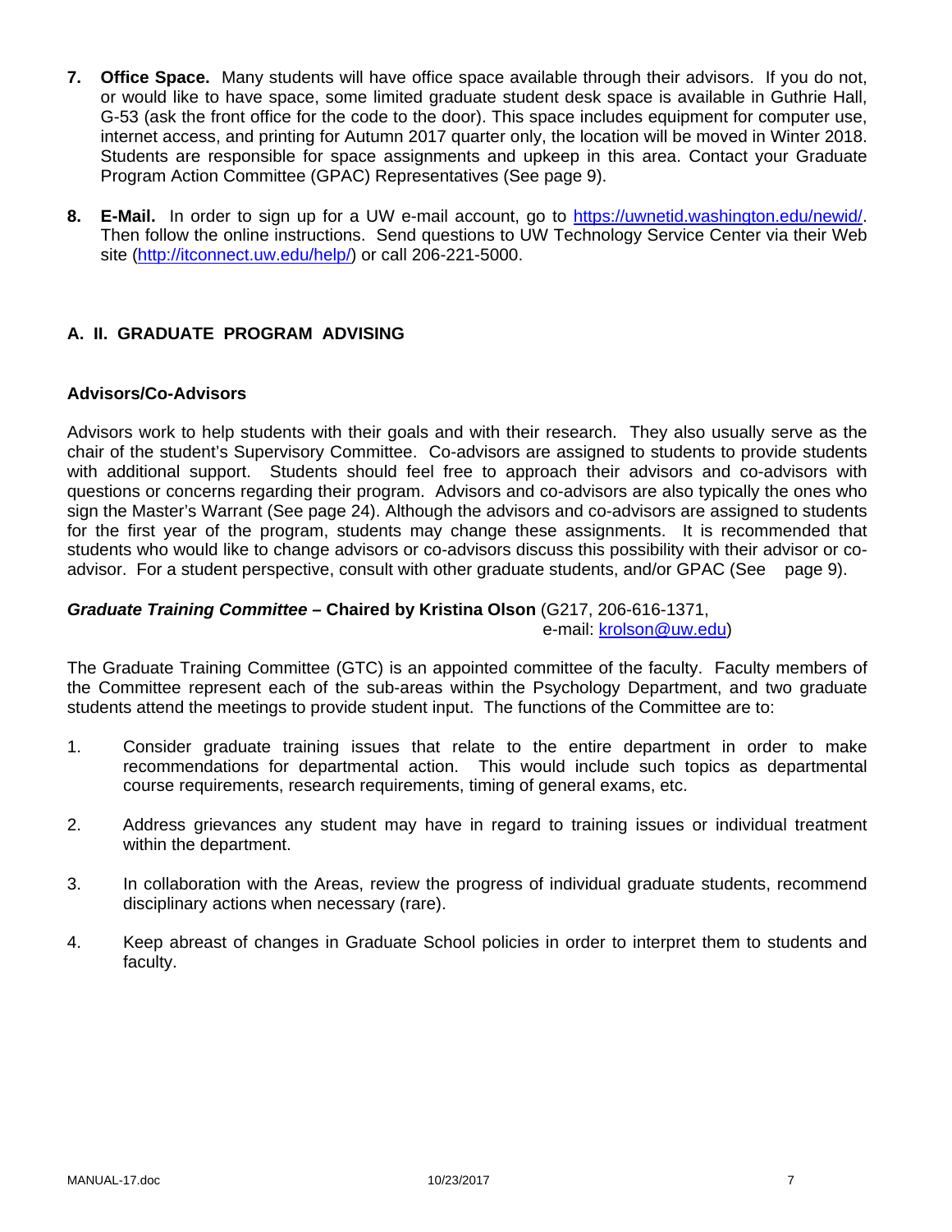7. **Office Space.** Many students will have office space available through their advisors. If you do not, or would like to have space, some limited graduate student desk space is available in Guthrie Hall, G-53 (ask the front office for the code to the door). This space includes equipment for computer use, internet access, and printing for Autumn 2017 quarter only, the location will be moved in Winter 2018. Students are responsible for space assignments and upkeep in this area. Contact your Graduate Program Action Committee (GPAC) Representatives (See page 9).

8. **E-Mail.** In order to sign up for a UW e-mail account, go to https://uwnetid.washington.edu/newid/. Then follow the online instructions. Send questions to UW Technology Service Center via their Web site (http://itconnect.uw.edu/help/) or call 206-221-5000.

## A. II. GRADUATE PROGRAM ADVISING

### Advisors/Co-Advisors

Advisors work to help students with their goals and with their research. They also usually serve as the chair of the student's Supervisory Committee. Co-advisors are assigned to students to provide students with additional support. Students should feel free to approach their advisors and co-advisors with questions or concerns regarding their program. Advisors and co-advisors are also typically the ones who sign the Master's Warrant (See page 24). Although the advisors and co-advisors are assigned to students for the first year of the program, students may change these assignments. It is recommended that students who would like to change advisors or co-advisors discuss this possibility with their advisor or co-advisor. For a student perspective, consult with other graduate students, and/or GPAC (See page 9).

***Graduate Training Committee* – Chaired by Kristina Olson** (G217, 206-616-1371, e-mail: krolson@uw.edu)

The Graduate Training Committee (GTC) is an appointed committee of the faculty. Faculty members of the Committee represent each of the sub-areas within the Psychology Department, and two graduate students attend the meetings to provide student input. The functions of the Committee are to:

1. Consider graduate training issues that relate to the entire department in order to make recommendations for departmental action. This would include such topics as departmental course requirements, research requirements, timing of general exams, etc.

2. Address grievances any student may have in regard to training issues or individual treatment within the department.

3. In collaboration with the Areas, review the progress of individual graduate students, recommend disciplinary actions when necessary (rare).

4. Keep abreast of changes in Graduate School policies in order to interpret them to students and faculty.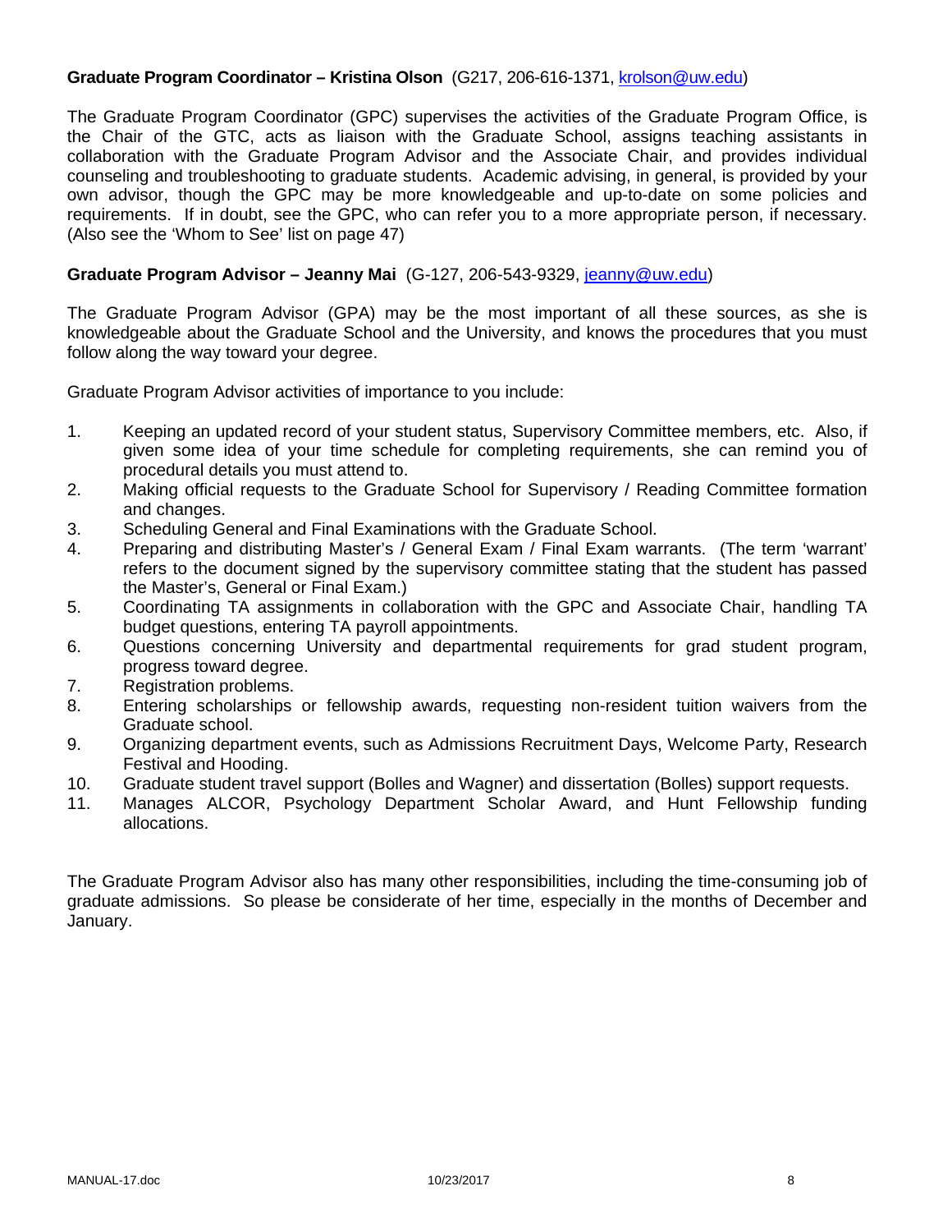**Graduate Program Coordinator – Kristina Olson** (G217, 206-616-1371, krolson@uw.edu)

The Graduate Program Coordinator (GPC) supervises the activities of the Graduate Program Office, is the Chair of the GTC, acts as liaison with the Graduate School, assigns teaching assistants in collaboration with the Graduate Program Advisor and the Associate Chair, and provides individual counseling and troubleshooting to graduate students. Academic advising, in general, is provided by your own advisor, though the GPC may be more knowledgeable and up-to-date on some policies and requirements. If in doubt, see the GPC, who can refer you to a more appropriate person, if necessary. (Also see the 'Whom to See' list on page 47)

**Graduate Program Advisor – Jeanny Mai** (G-127, 206-543-9329, jeanny@uw.edu)

The Graduate Program Advisor (GPA) may be the most important of all these sources, as she is knowledgeable about the Graduate School and the University, and knows the procedures that you must follow along the way toward your degree.

Graduate Program Advisor activities of importance to you include:

1. Keeping an updated record of your student status, Supervisory Committee members, etc. Also, if given some idea of your time schedule for completing requirements, she can remind you of procedural details you must attend to.
2. Making official requests to the Graduate School for Supervisory / Reading Committee formation and changes.
3. Scheduling General and Final Examinations with the Graduate School.
4. Preparing and distributing Master's / General Exam / Final Exam warrants. (The term 'warrant' refers to the document signed by the supervisory committee stating that the student has passed the Master's, General or Final Exam.)
5. Coordinating TA assignments in collaboration with the GPC and Associate Chair, handling TA budget questions, entering TA payroll appointments.
6. Questions concerning University and departmental requirements for grad student program, progress toward degree.
7. Registration problems.
8. Entering scholarships or fellowship awards, requesting non-resident tuition waivers from the Graduate school.
9. Organizing department events, such as Admissions Recruitment Days, Welcome Party, Research Festival and Hooding.
10. Graduate student travel support (Bolles and Wagner) and dissertation (Bolles) support requests.
11. Manages ALCOR, Psychology Department Scholar Award, and Hunt Fellowship funding allocations.

The Graduate Program Advisor also has many other responsibilities, including the time-consuming job of graduate admissions. So please be considerate of her time, especially in the months of December and January.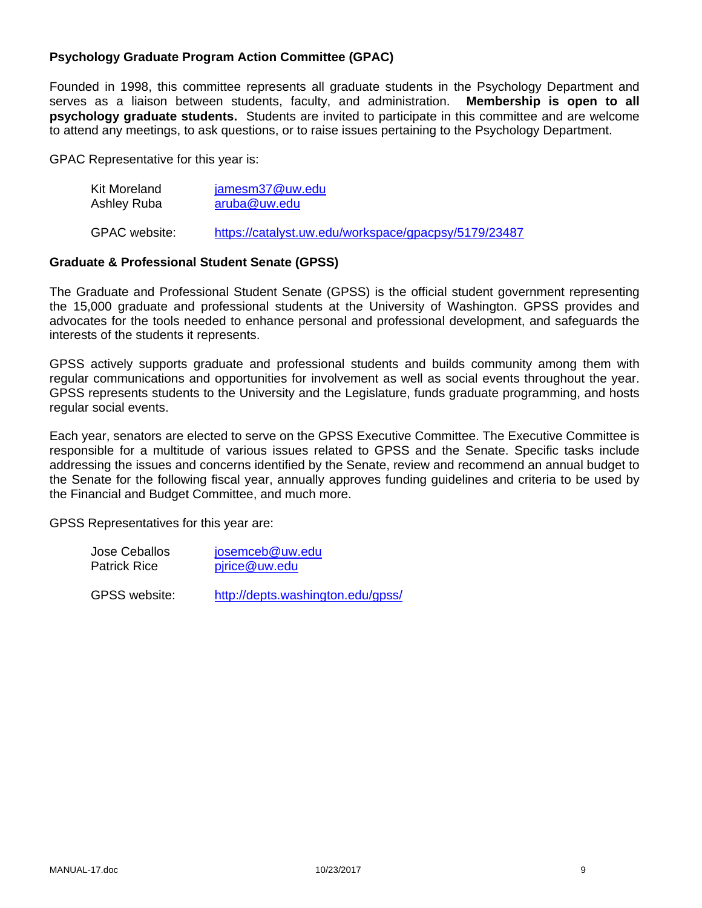### Psychology Graduate Program Action Committee (GPAC)

Founded in 1998, this committee represents all graduate students in the Psychology Department and serves as a liaison between students, faculty, and administration. **Membership is open to all psychology graduate students.** Students are invited to participate in this committee and are welcome to attend any meetings, to ask questions, or to raise issues pertaining to the Psychology Department.

GPAC Representative for this year is:

| | |
|---|---|
| Kit Moreland | jamesm37@uw.edu |
| Ashley Ruba | aruba@uw.edu |

GPAC website: https://catalyst.uw.edu/workspace/gpacpsy/5179/23487

### Graduate & Professional Student Senate (GPSS)

The Graduate and Professional Student Senate (GPSS) is the official student government representing the 15,000 graduate and professional students at the University of Washington. GPSS provides and advocates for the tools needed to enhance personal and professional development, and safeguards the interests of the students it represents.

GPSS actively supports graduate and professional students and builds community among them with regular communications and opportunities for involvement as well as social events throughout the year. GPSS represents students to the University and the Legislature, funds graduate programming, and hosts regular social events.

Each year, senators are elected to serve on the GPSS Executive Committee. The Executive Committee is responsible for a multitude of various issues related to GPSS and the Senate. Specific tasks include addressing the issues and concerns identified by the Senate, review and recommend an annual budget to the Senate for the following fiscal year, annually approves funding guidelines and criteria to be used by the Financial and Budget Committee, and much more.

GPSS Representatives for this year are:

| | |
|---|---|
| Jose Ceballos | josemceb@uw.edu |
| Patrick Rice | pjrice@uw.edu |

GPSS website: http://depts.washington.edu/gpss/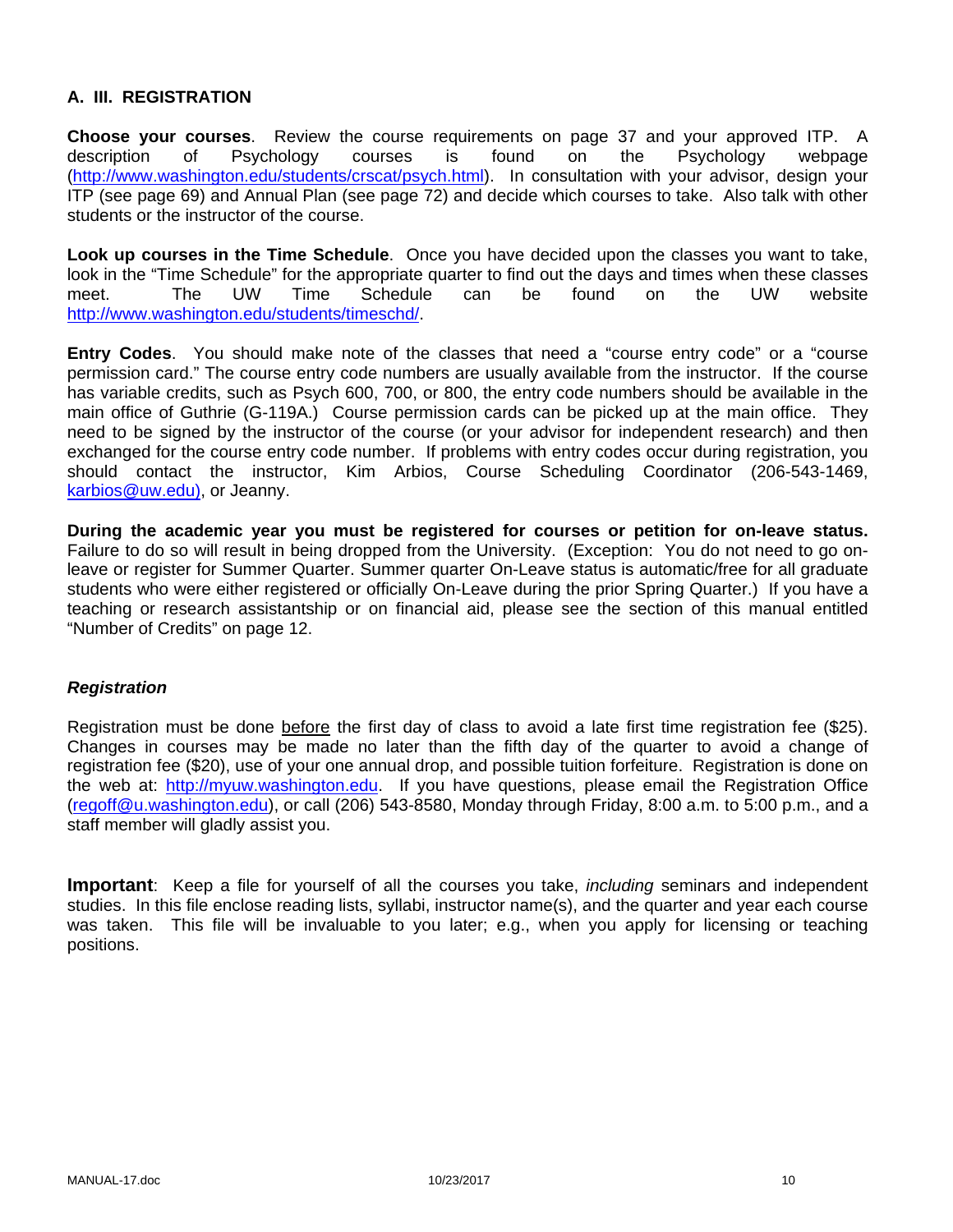## A. III. REGISTRATION

**Choose your courses**. Review the course requirements on page 37 and your approved ITP. A description of Psychology courses is found on the Psychology webpage (http://www.washington.edu/students/crscat/psych.html). In consultation with your advisor, design your ITP (see page 69) and Annual Plan (see page 72) and decide which courses to take. Also talk with other students or the instructor of the course.

**Look up courses in the Time Schedule**. Once you have decided upon the classes you want to take, look in the "Time Schedule" for the appropriate quarter to find out the days and times when these classes meet. The UW Time Schedule can be found on the UW website http://www.washington.edu/students/timeschd/.

**Entry Codes**. You should make note of the classes that need a "course entry code" or a "course permission card." The course entry code numbers are usually available from the instructor. If the course has variable credits, such as Psych 600, 700, or 800, the entry code numbers should be available in the main office of Guthrie (G-119A.) Course permission cards can be picked up at the main office. They need to be signed by the instructor of the course (or your advisor for independent research) and then exchanged for the course entry code number. If problems with entry codes occur during registration, you should contact the instructor, Kim Arbios, Course Scheduling Coordinator (206-543-1469, karbios@uw.edu), or Jeanny.

**During the academic year you must be registered for courses or petition for on-leave status.** Failure to do so will result in being dropped from the University. (Exception: You do not need to go on-leave or register for Summer Quarter. Summer quarter On-Leave status is automatic/free for all graduate students who were either registered or officially On-Leave during the prior Spring Quarter.) If you have a teaching or research assistantship or on financial aid, please see the section of this manual entitled "Number of Credits" on page 12.

### *Registration*

Registration must be done <u>before</u> the first day of class to avoid a late first time registration fee ($25). Changes in courses may be made no later than the fifth day of the quarter to avoid a change of registration fee ($20), use of your one annual drop, and possible tuition forfeiture. Registration is done on the web at: http://myuw.washington.edu. If you have questions, please email the Registration Office (regoff@u.washington.edu), or call (206) 543-8580, Monday through Friday, 8:00 a.m. to 5:00 p.m., and a staff member will gladly assist you.

**Important**: Keep a file for yourself of all the courses you take, *including* seminars and independent studies. In this file enclose reading lists, syllabi, instructor name(s), and the quarter and year each course was taken. This file will be invaluable to you later; e.g., when you apply for licensing or teaching positions.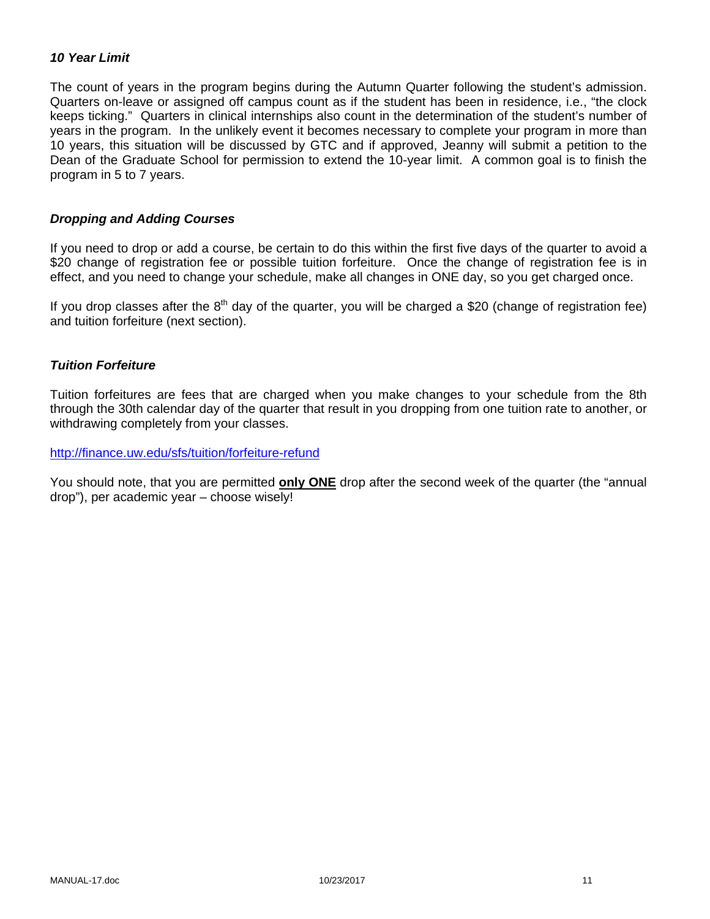***10 Year Limit***

The count of years in the program begins during the Autumn Quarter following the student's admission. Quarters on-leave or assigned off campus count as if the student has been in residence, i.e., "the clock keeps ticking." Quarters in clinical internships also count in the determination of the student's number of years in the program. In the unlikely event it becomes necessary to complete your program in more than 10 years, this situation will be discussed by GTC and if approved, Jeanny will submit a petition to the Dean of the Graduate School for permission to extend the 10-year limit. A common goal is to finish the program in 5 to 7 years.

***Dropping and Adding Courses***

If you need to drop or add a course, be certain to do this within the first five days of the quarter to avoid a $20 change of registration fee or possible tuition forfeiture. Once the change of registration fee is in effect, and you need to change your schedule, make all changes in ONE day, so you get charged once.

If you drop classes after the 8th day of the quarter, you will be charged a $20 (change of registration fee) and tuition forfeiture (next section).

***Tuition Forfeiture***

Tuition forfeitures are fees that are charged when you make changes to your schedule from the 8th through the 30th calendar day of the quarter that result in you dropping from one tuition rate to another, or withdrawing completely from your classes.

http://finance.uw.edu/sfs/tuition/forfeiture-refund

You should note, that you are permitted **only ONE** drop after the second week of the quarter (the "annual drop"), per academic year – choose wisely!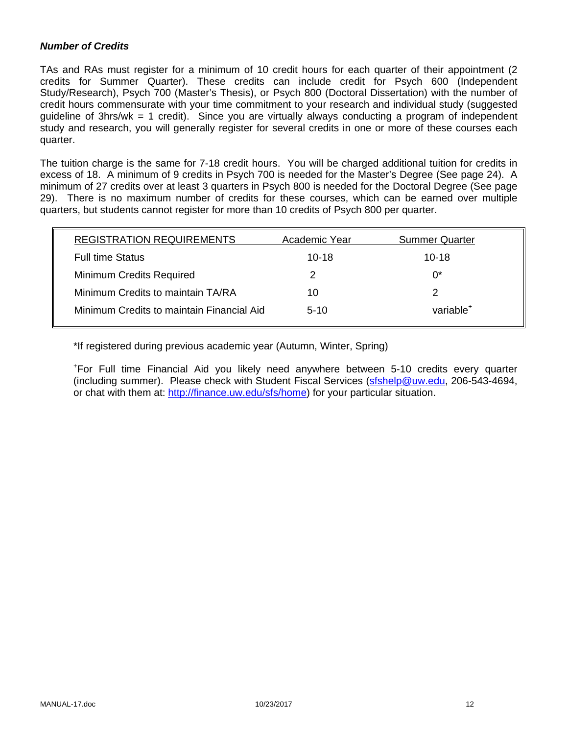***Number of Credits***

TAs and RAs must register for a minimum of 10 credit hours for each quarter of their appointment (2 credits for Summer Quarter). These credits can include credit for Psych 600 (Independent Study/Research), Psych 700 (Master's Thesis), or Psych 800 (Doctoral Dissertation) with the number of credit hours commensurate with your time commitment to your research and individual study (suggested guideline of 3hrs/wk = 1 credit). Since you are virtually always conducting a program of independent study and research, you will generally register for several credits in one or more of these courses each quarter.

The tuition charge is the same for 7-18 credit hours. You will be charged additional tuition for credits in excess of 18. A minimum of 9 credits in Psych 700 is needed for the Master's Degree (See page 24). A minimum of 27 credits over at least 3 quarters in Psych 800 is needed for the Doctoral Degree (See page 29). There is no maximum number of credits for these courses, which can be earned over multiple quarters, but students cannot register for more than 10 credits of Psych 800 per quarter.

| REGISTRATION REQUIREMENTS | Academic Year | Summer Quarter |
|---|---|---|
| Full time Status | 10-18 | 10-18 |
| Minimum Credits Required | 2 | 0* |
| Minimum Credits to maintain TA/RA | 10 | 2 |
| Minimum Credits to maintain Financial Aid | 5-10 | variable+ |

*If registered during previous academic year (Autumn, Winter, Spring)

+For Full time Financial Aid you likely need anywhere between 5-10 credits every quarter (including summer). Please check with Student Fiscal Services (sfshelp@uw.edu, 206-543-4694, or chat with them at: http://finance.uw.edu/sfs/home) for your particular situation.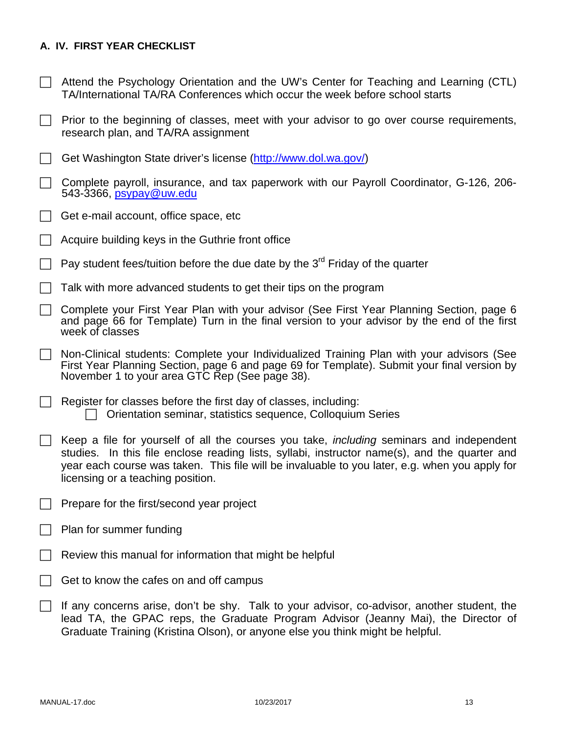## A. IV. FIRST YEAR CHECKLIST

- [ ] Attend the Psychology Orientation and the UW's Center for Teaching and Learning (CTL) TA/International TA/RA Conferences which occur the week before school starts
- [ ] Prior to the beginning of classes, meet with your advisor to go over course requirements, research plan, and TA/RA assignment
- [ ] Get Washington State driver's license (http://www.dol.wa.gov/)
- [ ] Complete payroll, insurance, and tax paperwork with our Payroll Coordinator, G-126, 206-543-3366, psypay@uw.edu
- [ ] Get e-mail account, office space, etc
- [ ] Acquire building keys in the Guthrie front office
- [ ] Pay student fees/tuition before the due date by the 3rd Friday of the quarter
- [ ] Talk with more advanced students to get their tips on the program
- [ ] Complete your First Year Plan with your advisor (See First Year Planning Section, page 6 and page 66 for Template) Turn in the final version to your advisor by the end of the first week of classes
- [ ] Non-Clinical students: Complete your Individualized Training Plan with your advisors (See First Year Planning Section, page 6 and page 69 for Template). Submit your final version by November 1 to your area GTC Rep (See page 38).
- [ ] Register for classes before the first day of classes, including:
  - [ ] Orientation seminar, statistics sequence, Colloquium Series
- [ ] Keep a file for yourself of all the courses you take, *including* seminars and independent studies. In this file enclose reading lists, syllabi, instructor name(s), and the quarter and year each course was taken. This file will be invaluable to you later, e.g. when you apply for licensing or a teaching position.
- [ ] Prepare for the first/second year project
- [ ] Plan for summer funding
- [ ] Review this manual for information that might be helpful
- [ ] Get to know the cafes on and off campus
- [ ] If any concerns arise, don't be shy. Talk to your advisor, co-advisor, another student, the lead TA, the GPAC reps, the Graduate Program Advisor (Jeanny Mai), the Director of Graduate Training (Kristina Olson), or anyone else you think might be helpful.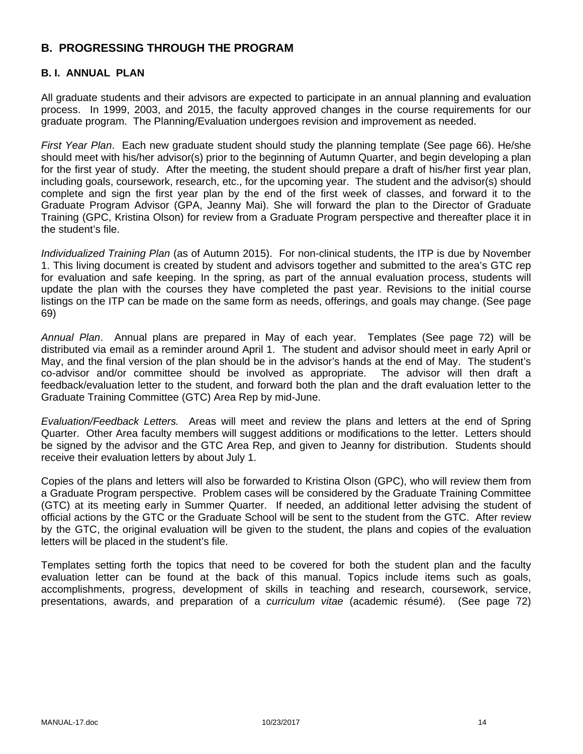## B. PROGRESSING THROUGH THE PROGRAM

### B. I. ANNUAL PLAN

All graduate students and their advisors are expected to participate in an annual planning and evaluation process. In 1999, 2003, and 2015, the faculty approved changes in the course requirements for our graduate program. The Planning/Evaluation undergoes revision and improvement as needed.

*First Year Plan*. Each new graduate student should study the planning template (See page 66). He/she should meet with his/her advisor(s) prior to the beginning of Autumn Quarter, and begin developing a plan for the first year of study. After the meeting, the student should prepare a draft of his/her first year plan, including goals, coursework, research, etc., for the upcoming year. The student and the advisor(s) should complete and sign the first year plan by the end of the first week of classes, and forward it to the Graduate Program Advisor (GPA, Jeanny Mai). She will forward the plan to the Director of Graduate Training (GPC, Kristina Olson) for review from a Graduate Program perspective and thereafter place it in the student's file.

*Individualized Training Plan* (as of Autumn 2015). For non-clinical students, the ITP is due by November 1. This living document is created by student and advisors together and submitted to the area's GTC rep for evaluation and safe keeping. In the spring, as part of the annual evaluation process, students will update the plan with the courses they have completed the past year. Revisions to the initial course listings on the ITP can be made on the same form as needs, offerings, and goals may change. (See page 69)

*Annual Plan*. Annual plans are prepared in May of each year. Templates (See page 72) will be distributed via email as a reminder around April 1. The student and advisor should meet in early April or May, and the final version of the plan should be in the advisor's hands at the end of May. The student's co-advisor and/or committee should be involved as appropriate. The advisor will then draft a feedback/evaluation letter to the student, and forward both the plan and the draft evaluation letter to the Graduate Training Committee (GTC) Area Rep by mid-June.

*Evaluation/Feedback Letters.* Areas will meet and review the plans and letters at the end of Spring Quarter. Other Area faculty members will suggest additions or modifications to the letter. Letters should be signed by the advisor and the GTC Area Rep, and given to Jeanny for distribution. Students should receive their evaluation letters by about July 1.

Copies of the plans and letters will also be forwarded to Kristina Olson (GPC), who will review them from a Graduate Program perspective. Problem cases will be considered by the Graduate Training Committee (GTC) at its meeting early in Summer Quarter. If needed, an additional letter advising the student of official actions by the GTC or the Graduate School will be sent to the student from the GTC. After review by the GTC, the original evaluation will be given to the student, the plans and copies of the evaluation letters will be placed in the student's file.

Templates setting forth the topics that need to be covered for both the student plan and the faculty evaluation letter can be found at the back of this manual. Topics include items such as goals, accomplishments, progress, development of skills in teaching and research, coursework, service, presentations, awards, and preparation of a *curriculum vitae* (academic résumé). (See page 72)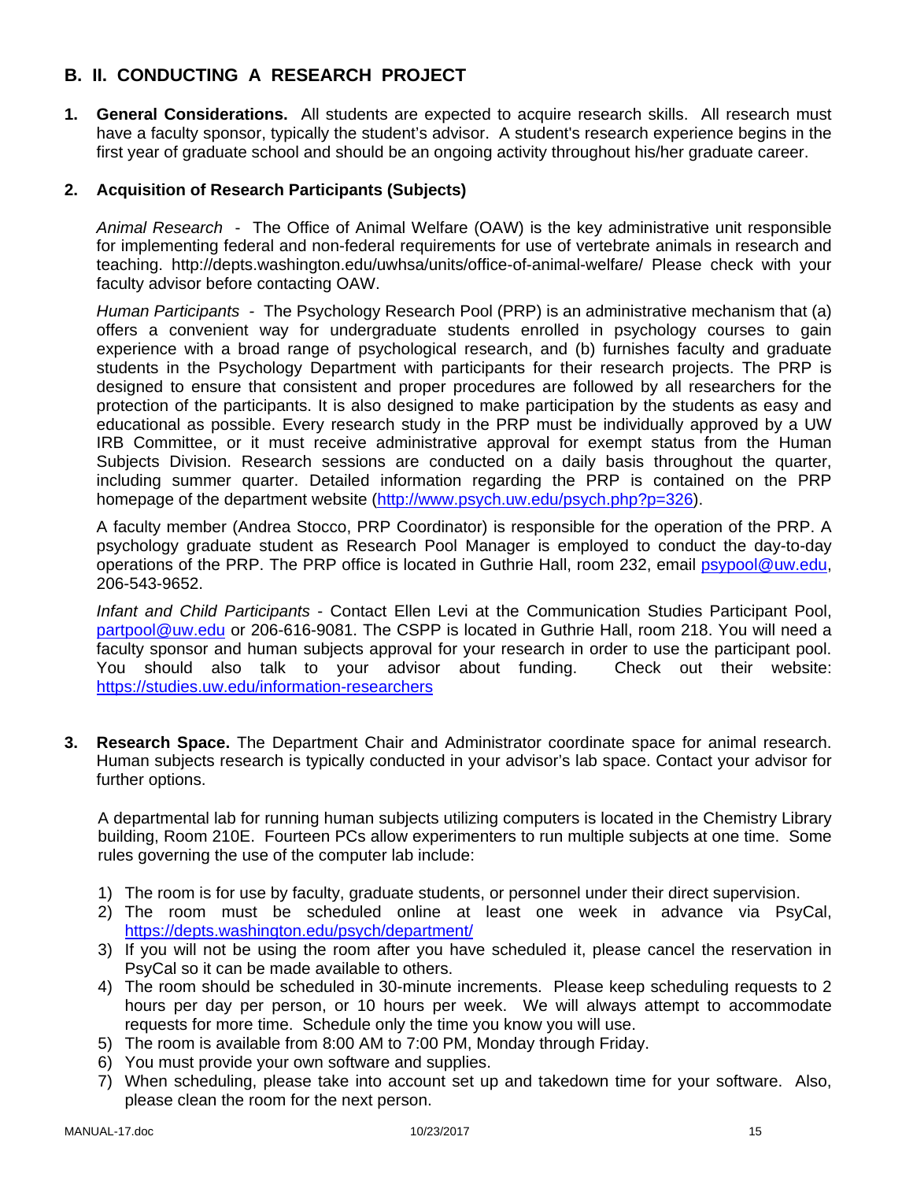## B. II. CONDUCTING A RESEARCH PROJECT

1. **General Considerations.** All students are expected to acquire research skills. All research must have a faculty sponsor, typically the student's advisor. A student's research experience begins in the first year of graduate school and should be an ongoing activity throughout his/her graduate career.

2. **Acquisition of Research Participants (Subjects)**

   *Animal Research* - The Office of Animal Welfare (OAW) is the key administrative unit responsible for implementing federal and non-federal requirements for use of vertebrate animals in research and teaching. http://depts.washington.edu/uwhsa/units/office-of-animal-welfare/ Please check with your faculty advisor before contacting OAW.

   *Human Participants* - The Psychology Research Pool (PRP) is an administrative mechanism that (a) offers a convenient way for undergraduate students enrolled in psychology courses to gain experience with a broad range of psychological research, and (b) furnishes faculty and graduate students in the Psychology Department with participants for their research projects. The PRP is designed to ensure that consistent and proper procedures are followed by all researchers for the protection of the participants. It is also designed to make participation by the students as easy and educational as possible. Every research study in the PRP must be individually approved by a UW IRB Committee, or it must receive administrative approval for exempt status from the Human Subjects Division. Research sessions are conducted on a daily basis throughout the quarter, including summer quarter. Detailed information regarding the PRP is contained on the PRP homepage of the department website (http://www.psych.uw.edu/psych.php?p=326).

   A faculty member (Andrea Stocco, PRP Coordinator) is responsible for the operation of the PRP. A psychology graduate student as Research Pool Manager is employed to conduct the day-to-day operations of the PRP. The PRP office is located in Guthrie Hall, room 232, email psypool@uw.edu, 206-543-9652.

   *Infant and Child Participants* - Contact Ellen Levi at the Communication Studies Participant Pool, partpool@uw.edu or 206-616-9081. The CSPP is located in Guthrie Hall, room 218. You will need a faculty sponsor and human subjects approval for your research in order to use the participant pool. You should also talk to your advisor about funding. Check out their website: https://studies.uw.edu/information-researchers

3. **Research Space.** The Department Chair and Administrator coordinate space for animal research. Human subjects research is typically conducted in your advisor's lab space. Contact your advisor for further options.

   A departmental lab for running human subjects utilizing computers is located in the Chemistry Library building, Room 210E. Fourteen PCs allow experimenters to run multiple subjects at one time. Some rules governing the use of the computer lab include:

   1) The room is for use by faculty, graduate students, or personnel under their direct supervision.
   2) The room must be scheduled online at least one week in advance via PsyCal, https://depts.washington.edu/psych/department/
   3) If you will not be using the room after you have scheduled it, please cancel the reservation in PsyCal so it can be made available to others.
   4) The room should be scheduled in 30-minute increments. Please keep scheduling requests to 2 hours per day per person, or 10 hours per week. We will always attempt to accommodate requests for more time. Schedule only the time you know you will use.
   5) The room is available from 8:00 AM to 7:00 PM, Monday through Friday.
   6) You must provide your own software and supplies.
   7) When scheduling, please take into account set up and takedown time for your software. Also, please clean the room for the next person.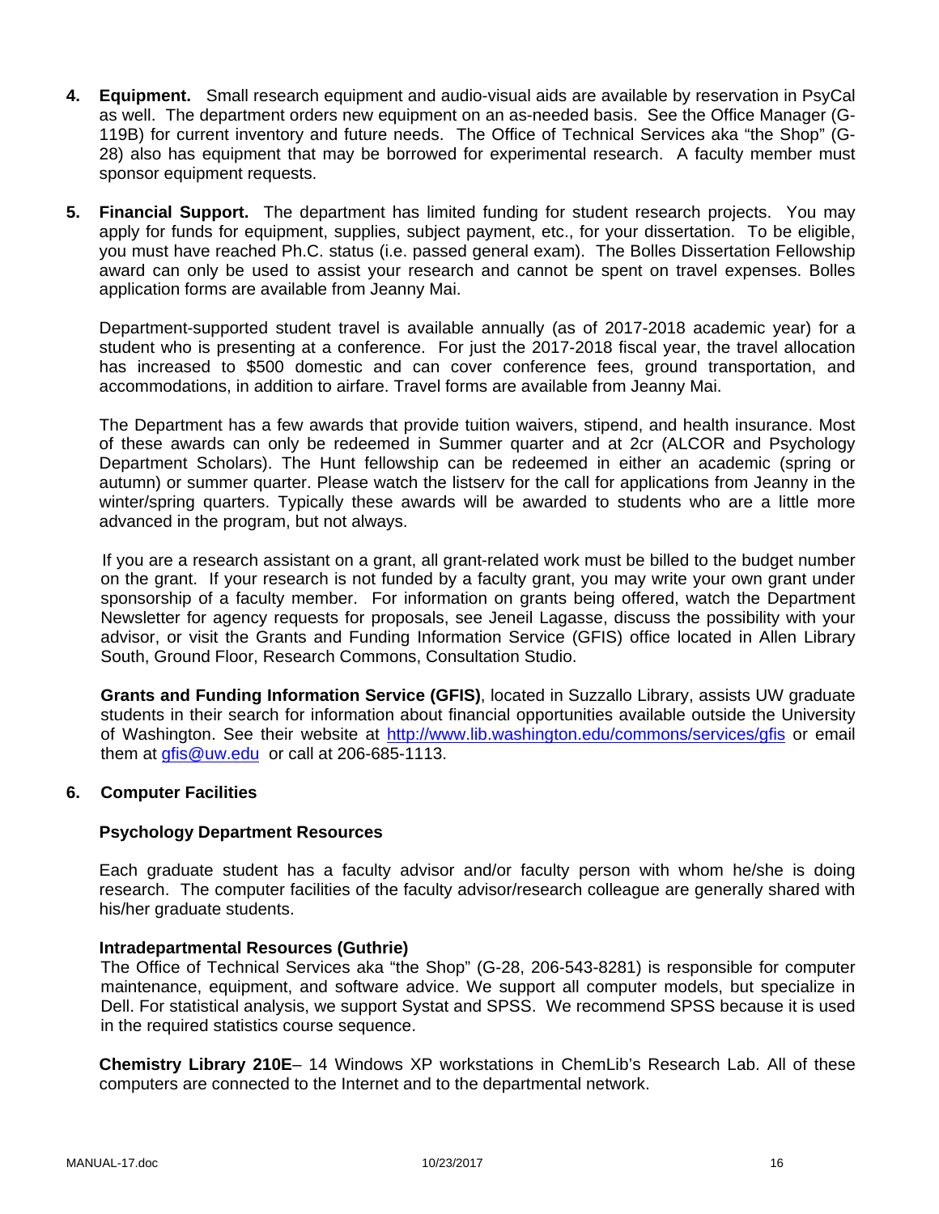4. **Equipment.** Small research equipment and audio-visual aids are available by reservation in PsyCal as well. The department orders new equipment on an as-needed basis. See the Office Manager (G-119B) for current inventory and future needs. The Office of Technical Services aka "the Shop" (G-28) also has equipment that may be borrowed for experimental research. A faculty member must sponsor equipment requests.

5. **Financial Support.** The department has limited funding for student research projects. You may apply for funds for equipment, supplies, subject payment, etc., for your dissertation. To be eligible, you must have reached Ph.C. status (i.e. passed general exam). The Bolles Dissertation Fellowship award can only be used to assist your research and cannot be spent on travel expenses. Bolles application forms are available from Jeanny Mai.

   Department-supported student travel is available annually (as of 2017-2018 academic year) for a student who is presenting at a conference. For just the 2017-2018 fiscal year, the travel allocation has increased to $500 domestic and can cover conference fees, ground transportation, and accommodations, in addition to airfare. Travel forms are available from Jeanny Mai.

   The Department has a few awards that provide tuition waivers, stipend, and health insurance. Most of these awards can only be redeemed in Summer quarter and at 2cr (ALCOR and Psychology Department Scholars). The Hunt fellowship can be redeemed in either an academic (spring or autumn) or summer quarter. Please watch the listserv for the call for applications from Jeanny in the winter/spring quarters. Typically these awards will be awarded to students who are a little more advanced in the program, but not always.

   If you are a research assistant on a grant, all grant-related work must be billed to the budget number on the grant. If your research is not funded by a faculty grant, you may write your own grant under sponsorship of a faculty member. For information on grants being offered, watch the Department Newsletter for agency requests for proposals, see Jeneil Lagasse, discuss the possibility with your advisor, or visit the Grants and Funding Information Service (GFIS) office located in Allen Library South, Ground Floor, Research Commons, Consultation Studio.

   **Grants and Funding Information Service (GFIS)**, located in Suzzallo Library, assists UW graduate students in their search for information about financial opportunities available outside the University of Washington. See their website at http://www.lib.washington.edu/commons/services/gfis or email them at gfis@uw.edu or call at 206-685-1113.

6. **Computer Facilities**

   **Psychology Department Resources**

   Each graduate student has a faculty advisor and/or faculty person with whom he/she is doing research. The computer facilities of the faculty advisor/research colleague are generally shared with his/her graduate students.

   **Intradepartmental Resources (Guthrie)**
   The Office of Technical Services aka "the Shop" (G-28, 206-543-8281) is responsible for computer maintenance, equipment, and software advice. We support all computer models, but specialize in Dell. For statistical analysis, we support Systat and SPSS. We recommend SPSS because it is used in the required statistics course sequence.

   **Chemistry Library 210E**– 14 Windows XP workstations in ChemLib's Research Lab. All of these computers are connected to the Internet and to the departmental network.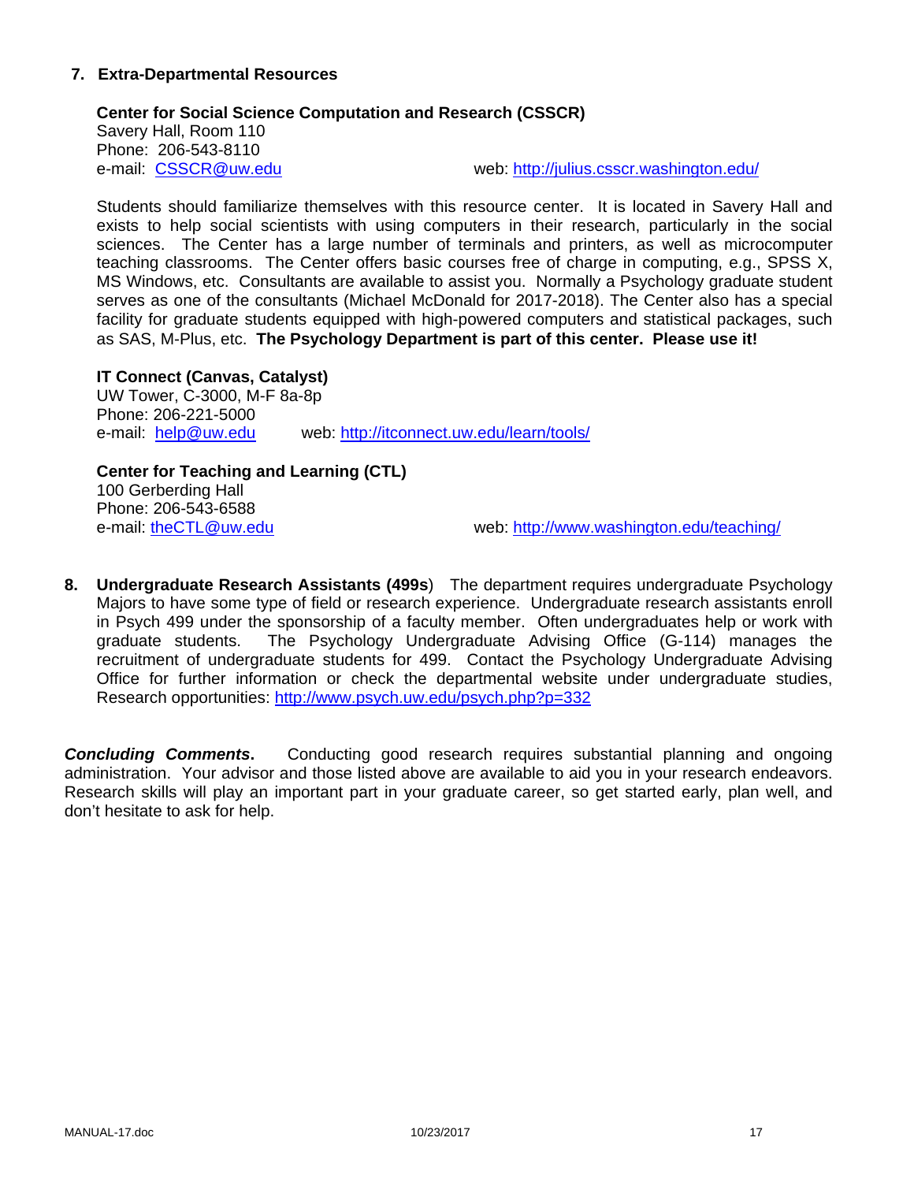### 7. Extra-Departmental Resources

**Center for Social Science Computation and Research (CSSCR)**
Savery Hall, Room 110
Phone: 206-543-8110
e-mail: CSSCR@uw.edu web: http://julius.csscr.washington.edu/

Students should familiarize themselves with this resource center. It is located in Savery Hall and exists to help social scientists with using computers in their research, particularly in the social sciences. The Center has a large number of terminals and printers, as well as microcomputer teaching classrooms. The Center offers basic courses free of charge in computing, e.g., SPSS X, MS Windows, etc. Consultants are available to assist you. Normally a Psychology graduate student serves as one of the consultants (Michael McDonald for 2017-2018). The Center also has a special facility for graduate students equipped with high-powered computers and statistical packages, such as SAS, M-Plus, etc. **The Psychology Department is part of this center. Please use it!**

**IT Connect (Canvas, Catalyst)**
UW Tower, C-3000, M-F 8a-8p
Phone: 206-221-5000
e-mail: help@uw.edu web: http://itconnect.uw.edu/learn/tools/

**Center for Teaching and Learning (CTL)**
100 Gerberding Hall
Phone: 206-543-6588
e-mail: theCTL@uw.edu web: http://www.washington.edu/teaching/

### 8. Undergraduate Research Assistants (499s)

The department requires undergraduate Psychology Majors to have some type of field or research experience. Undergraduate research assistants enroll in Psych 499 under the sponsorship of a faculty member. Often undergraduates help or work with graduate students. The Psychology Undergraduate Advising Office (G-114) manages the recruitment of undergraduate students for 499. Contact the Psychology Undergraduate Advising Office for further information or check the departmental website under undergraduate studies, Research opportunities: http://www.psych.uw.edu/psych.php?p=332

***Concluding Comments*.** Conducting good research requires substantial planning and ongoing administration. Your advisor and those listed above are available to aid you in your research endeavors. Research skills will play an important part in your graduate career, so get started early, plan well, and don't hesitate to ask for help.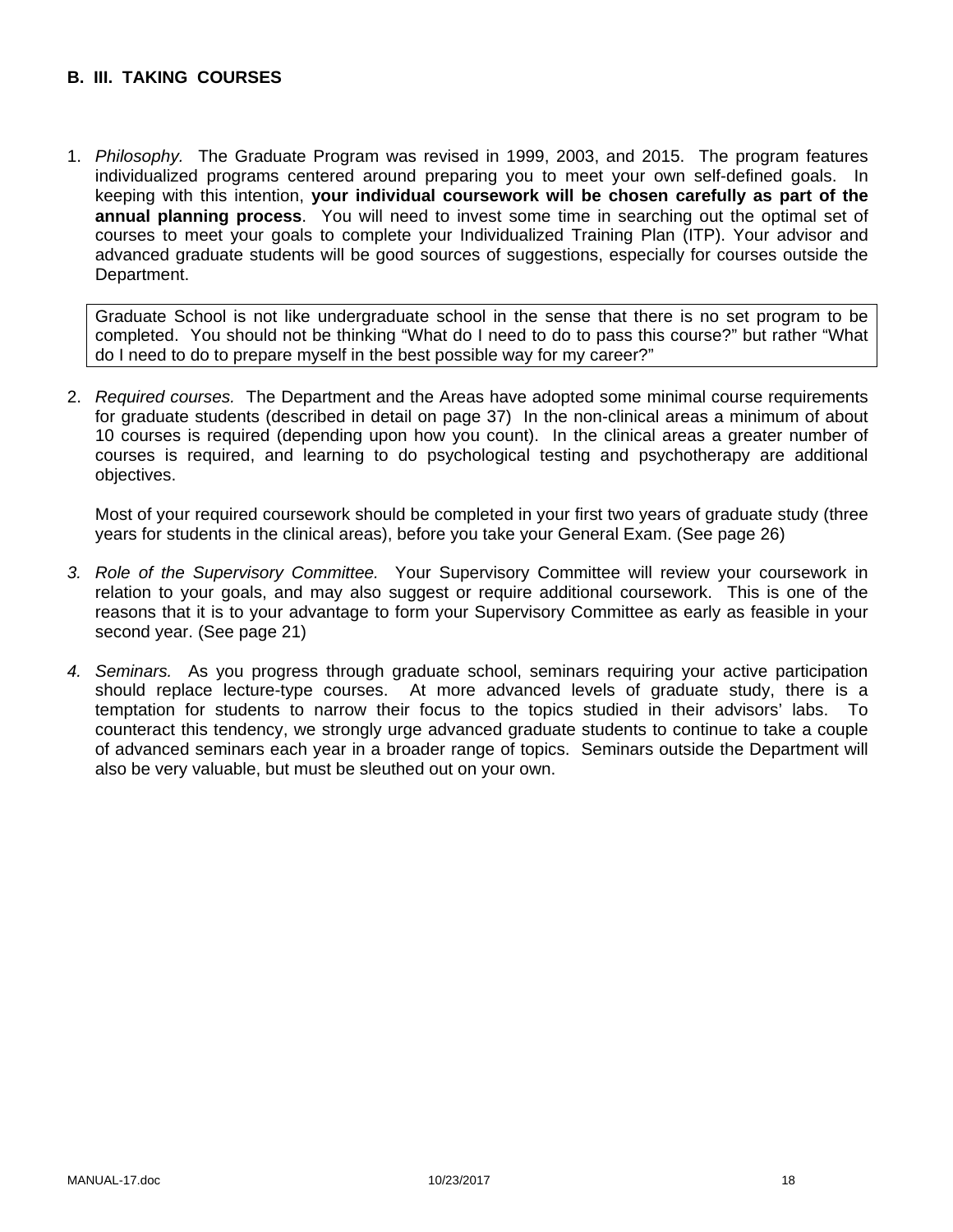## B. III. TAKING COURSES

1. *Philosophy.* The Graduate Program was revised in 1999, 2003, and 2015. The program features individualized programs centered around preparing you to meet your own self-defined goals. In keeping with this intention, **your individual coursework will be chosen carefully as part of the annual planning process**. You will need to invest some time in searching out the optimal set of courses to meet your goals to complete your Individualized Training Plan (ITP). Your advisor and advanced graduate students will be good sources of suggestions, especially for courses outside the Department.

   Graduate School is not like undergraduate school in the sense that there is no set program to be completed. You should not be thinking "What do I need to do to pass this course?" but rather "What do I need to do to prepare myself in the best possible way for my career?"

2. *Required courses.* The Department and the Areas have adopted some minimal course requirements for graduate students (described in detail on page 37) In the non-clinical areas a minimum of about 10 courses is required (depending upon how you count). In the clinical areas a greater number of courses is required, and learning to do psychological testing and psychotherapy are additional objectives.

   Most of your required coursework should be completed in your first two years of graduate study (three years for students in the clinical areas), before you take your General Exam. (See page 26)

3. *Role of the Supervisory Committee.* Your Supervisory Committee will review your coursework in relation to your goals, and may also suggest or require additional coursework. This is one of the reasons that it is to your advantage to form your Supervisory Committee as early as feasible in your second year. (See page 21)

4. *Seminars.* As you progress through graduate school, seminars requiring your active participation should replace lecture-type courses. At more advanced levels of graduate study, there is a temptation for students to narrow their focus to the topics studied in their advisors' labs. To counteract this tendency, we strongly urge advanced graduate students to continue to take a couple of advanced seminars each year in a broader range of topics. Seminars outside the Department will also be very valuable, but must be sleuthed out on your own.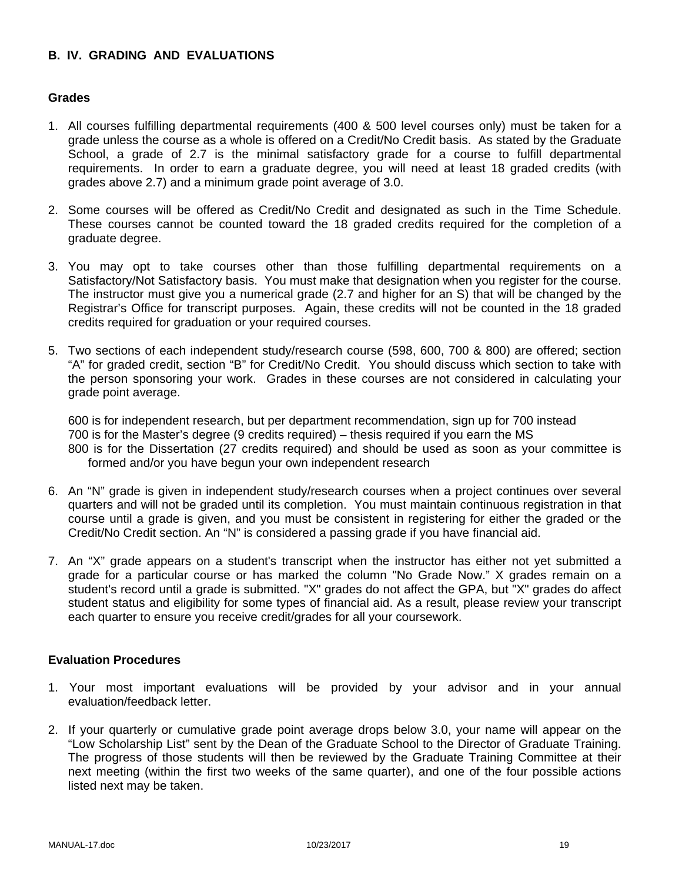## B. IV. GRADING AND EVALUATIONS

### Grades

1. All courses fulfilling departmental requirements (400 & 500 level courses only) must be taken for a grade unless the course as a whole is offered on a Credit/No Credit basis. As stated by the Graduate School, a grade of 2.7 is the minimal satisfactory grade for a course to fulfill departmental requirements. In order to earn a graduate degree, you will need at least 18 graded credits (with grades above 2.7) and a minimum grade point average of 3.0.

2. Some courses will be offered as Credit/No Credit and designated as such in the Time Schedule. These courses cannot be counted toward the 18 graded credits required for the completion of a graduate degree.

3. You may opt to take courses other than those fulfilling departmental requirements on a Satisfactory/Not Satisfactory basis. You must make that designation when you register for the course. The instructor must give you a numerical grade (2.7 and higher for an S) that will be changed by the Registrar's Office for transcript purposes. Again, these credits will not be counted in the 18 graded credits required for graduation or your required courses.

5. Two sections of each independent study/research course (598, 600, 700 & 800) are offered; section "A" for graded credit, section "B" for Credit/No Credit. You should discuss which section to take with the person sponsoring your work. Grades in these courses are not considered in calculating your grade point average.

   600 is for independent research, but per department recommendation, sign up for 700 instead
   700 is for the Master's degree (9 credits required) – thesis required if you earn the MS
   800 is for the Dissertation (27 credits required) and should be used as soon as your committee is formed and/or you have begun your own independent research

6. An "N" grade is given in independent study/research courses when a project continues over several quarters and will not be graded until its completion. You must maintain continuous registration in that course until a grade is given, and you must be consistent in registering for either the graded or the Credit/No Credit section. An "N" is considered a passing grade if you have financial aid.

7. An "X" grade appears on a student's transcript when the instructor has either not yet submitted a grade for a particular course or has marked the column "No Grade Now." X grades remain on a student's record until a grade is submitted. "X" grades do not affect the GPA, but "X" grades do affect student status and eligibility for some types of financial aid. As a result, please review your transcript each quarter to ensure you receive credit/grades for all your coursework.

### Evaluation Procedures

1. Your most important evaluations will be provided by your advisor and in your annual evaluation/feedback letter.

2. If your quarterly or cumulative grade point average drops below 3.0, your name will appear on the "Low Scholarship List" sent by the Dean of the Graduate School to the Director of Graduate Training. The progress of those students will then be reviewed by the Graduate Training Committee at their next meeting (within the first two weeks of the same quarter), and one of the four possible actions listed next may be taken.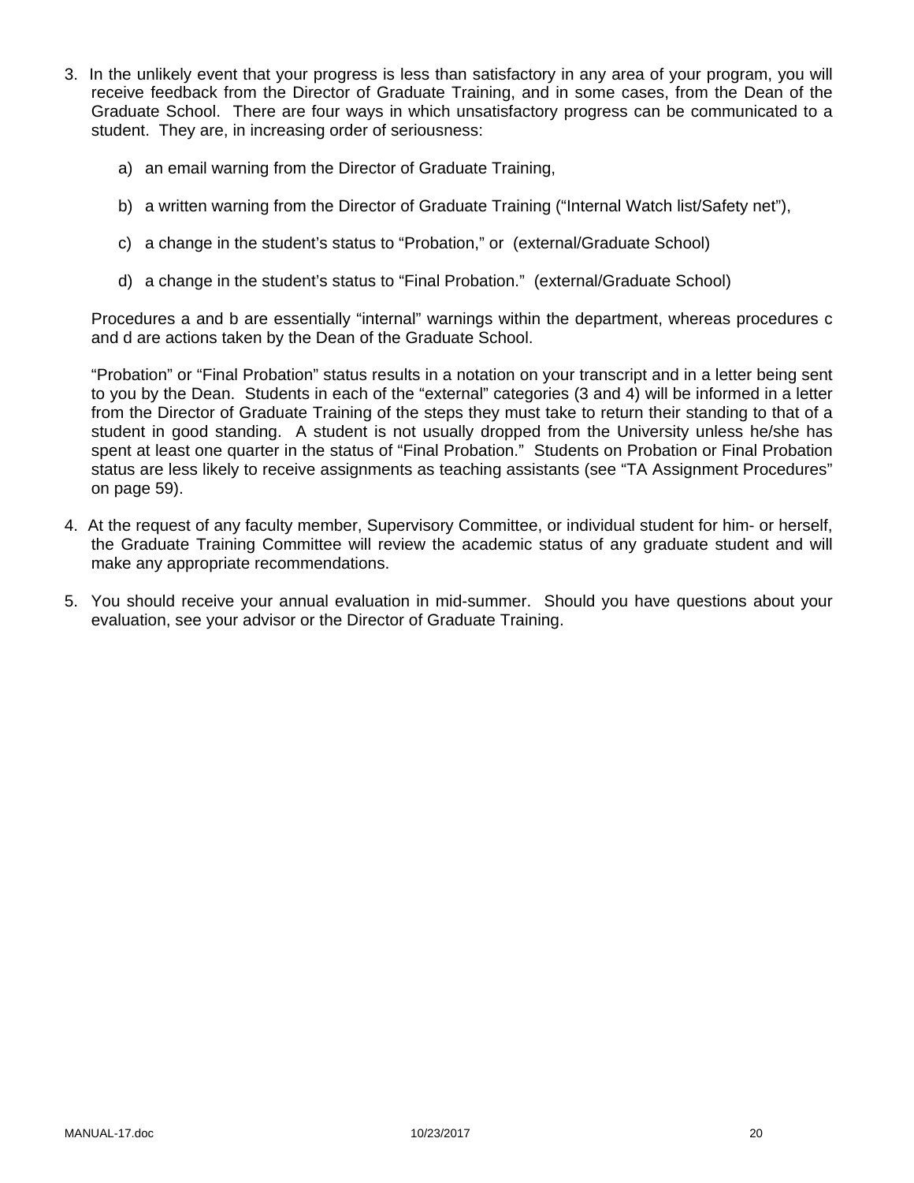3. In the unlikely event that your progress is less than satisfactory in any area of your program, you will receive feedback from the Director of Graduate Training, and in some cases, from the Dean of the Graduate School. There are four ways in which unsatisfactory progress can be communicated to a student. They are, in increasing order of seriousness:

   a) an email warning from the Director of Graduate Training,

   b) a written warning from the Director of Graduate Training ("Internal Watch list/Safety net"),

   c) a change in the student's status to "Probation," or (external/Graduate School)

   d) a change in the student's status to "Final Probation." (external/Graduate School)

   Procedures a and b are essentially "internal" warnings within the department, whereas procedures c and d are actions taken by the Dean of the Graduate School.

   "Probation" or "Final Probation" status results in a notation on your transcript and in a letter being sent to you by the Dean. Students in each of the "external" categories (3 and 4) will be informed in a letter from the Director of Graduate Training of the steps they must take to return their standing to that of a student in good standing. A student is not usually dropped from the University unless he/she has spent at least one quarter in the status of "Final Probation." Students on Probation or Final Probation status are less likely to receive assignments as teaching assistants (see "TA Assignment Procedures" on page 59).

4. At the request of any faculty member, Supervisory Committee, or individual student for him- or herself, the Graduate Training Committee will review the academic status of any graduate student and will make any appropriate recommendations.

5. You should receive your annual evaluation in mid-summer. Should you have questions about your evaluation, see your advisor or the Director of Graduate Training.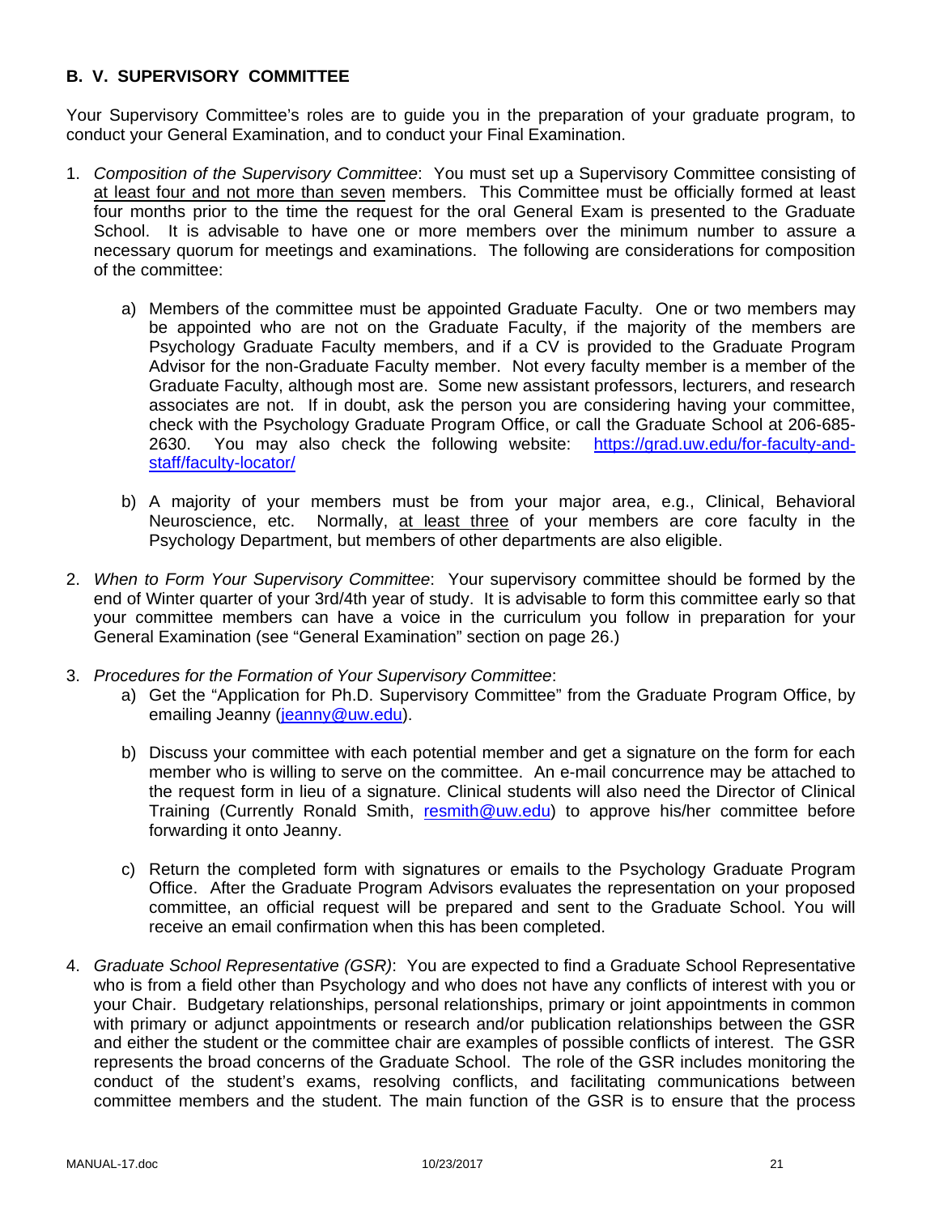### B. V. SUPERVISORY COMMITTEE

Your Supervisory Committee's roles are to guide you in the preparation of your graduate program, to conduct your General Examination, and to conduct your Final Examination.

1. *Composition of the Supervisory Committee*: You must set up a Supervisory Committee consisting of <u>at least four and not more than seven</u> members. This Committee must be officially formed at least four months prior to the time the request for the oral General Exam is presented to the Graduate School. It is advisable to have one or more members over the minimum number to assure a necessary quorum for meetings and examinations. The following are considerations for composition of the committee:

    a) Members of the committee must be appointed Graduate Faculty. One or two members may be appointed who are not on the Graduate Faculty, if the majority of the members are Psychology Graduate Faculty members, and if a CV is provided to the Graduate Program Advisor for the non-Graduate Faculty member. Not every faculty member is a member of the Graduate Faculty, although most are. Some new assistant professors, lecturers, and research associates are not. If in doubt, ask the person you are considering having your committee, check with the Psychology Graduate Program Office, or call the Graduate School at 206-685-2630. You may also check the following website: [https://grad.uw.edu/for-faculty-and-staff/faculty-locator/](https://grad.uw.edu/for-faculty-and-staff/faculty-locator/)

    b) A majority of your members must be from your major area, e.g., Clinical, Behavioral Neuroscience, etc. Normally, <u>at least three</u> of your members are core faculty in the Psychology Department, but members of other departments are also eligible.

2. *When to Form Your Supervisory Committee*: Your supervisory committee should be formed by the end of Winter quarter of your 3rd/4th year of study. It is advisable to form this committee early so that your committee members can have a voice in the curriculum you follow in preparation for your General Examination (see "General Examination" section on page 26.)

3. *Procedures for the Formation of Your Supervisory Committee*:

    a) Get the "Application for Ph.D. Supervisory Committee" from the Graduate Program Office, by emailing Jeanny ([jeanny@uw.edu](mailto:jeanny@uw.edu)).

    b) Discuss your committee with each potential member and get a signature on the form for each member who is willing to serve on the committee. An e-mail concurrence may be attached to the request form in lieu of a signature. Clinical students will also need the Director of Clinical Training (Currently Ronald Smith, [resmith@uw.edu](mailto:resmith@uw.edu)) to approve his/her committee before forwarding it onto Jeanny.

    c) Return the completed form with signatures or emails to the Psychology Graduate Program Office. After the Graduate Program Advisors evaluates the representation on your proposed committee, an official request will be prepared and sent to the Graduate School. You will receive an email confirmation when this has been completed.

4. *Graduate School Representative (GSR)*: You are expected to find a Graduate School Representative who is from a field other than Psychology and who does not have any conflicts of interest with you or your Chair. Budgetary relationships, personal relationships, primary or joint appointments in common with primary or adjunct appointments or research and/or publication relationships between the GSR and either the student or the committee chair are examples of possible conflicts of interest. The GSR represents the broad concerns of the Graduate School. The role of the GSR includes monitoring the conduct of the student's exams, resolving conflicts, and facilitating communications between committee members and the student. The main function of the GSR is to ensure that the process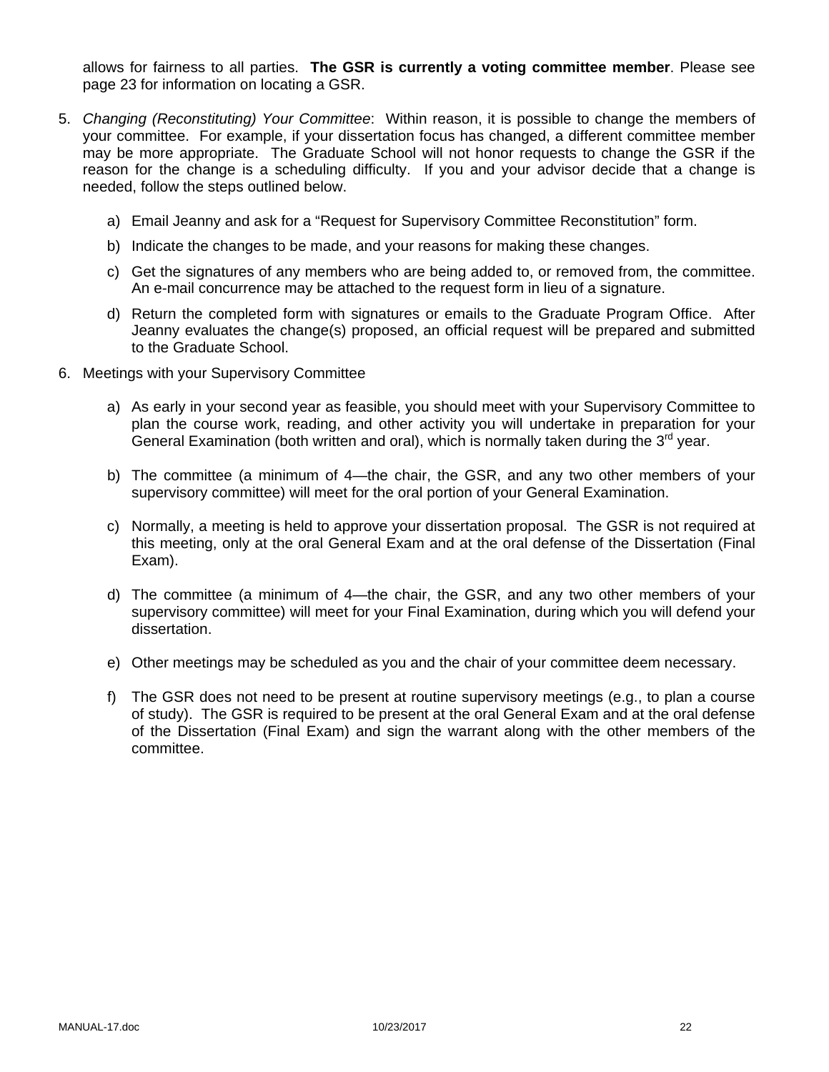allows for fairness to all parties. **The GSR is currently a voting committee member**. Please see page 23 for information on locating a GSR.

5. *Changing (Reconstituting) Your Committee*: Within reason, it is possible to change the members of your committee. For example, if your dissertation focus has changed, a different committee member may be more appropriate. The Graduate School will not honor requests to change the GSR if the reason for the change is a scheduling difficulty. If you and your advisor decide that a change is needed, follow the steps outlined below.

   a) Email Jeanny and ask for a "Request for Supervisory Committee Reconstitution" form.

   b) Indicate the changes to be made, and your reasons for making these changes.

   c) Get the signatures of any members who are being added to, or removed from, the committee. An e-mail concurrence may be attached to the request form in lieu of a signature.

   d) Return the completed form with signatures or emails to the Graduate Program Office. After Jeanny evaluates the change(s) proposed, an official request will be prepared and submitted to the Graduate School.

6. Meetings with your Supervisory Committee

   a) As early in your second year as feasible, you should meet with your Supervisory Committee to plan the course work, reading, and other activity you will undertake in preparation for your General Examination (both written and oral), which is normally taken during the 3rd year.

   b) The committee (a minimum of 4—the chair, the GSR, and any two other members of your supervisory committee) will meet for the oral portion of your General Examination.

   c) Normally, a meeting is held to approve your dissertation proposal. The GSR is not required at this meeting, only at the oral General Exam and at the oral defense of the Dissertation (Final Exam).

   d) The committee (a minimum of 4—the chair, the GSR, and any two other members of your supervisory committee) will meet for your Final Examination, during which you will defend your dissertation.

   e) Other meetings may be scheduled as you and the chair of your committee deem necessary.

   f) The GSR does not need to be present at routine supervisory meetings (e.g., to plan a course of study). The GSR is required to be present at the oral General Exam and at the oral defense of the Dissertation (Final Exam) and sign the warrant along with the other members of the committee.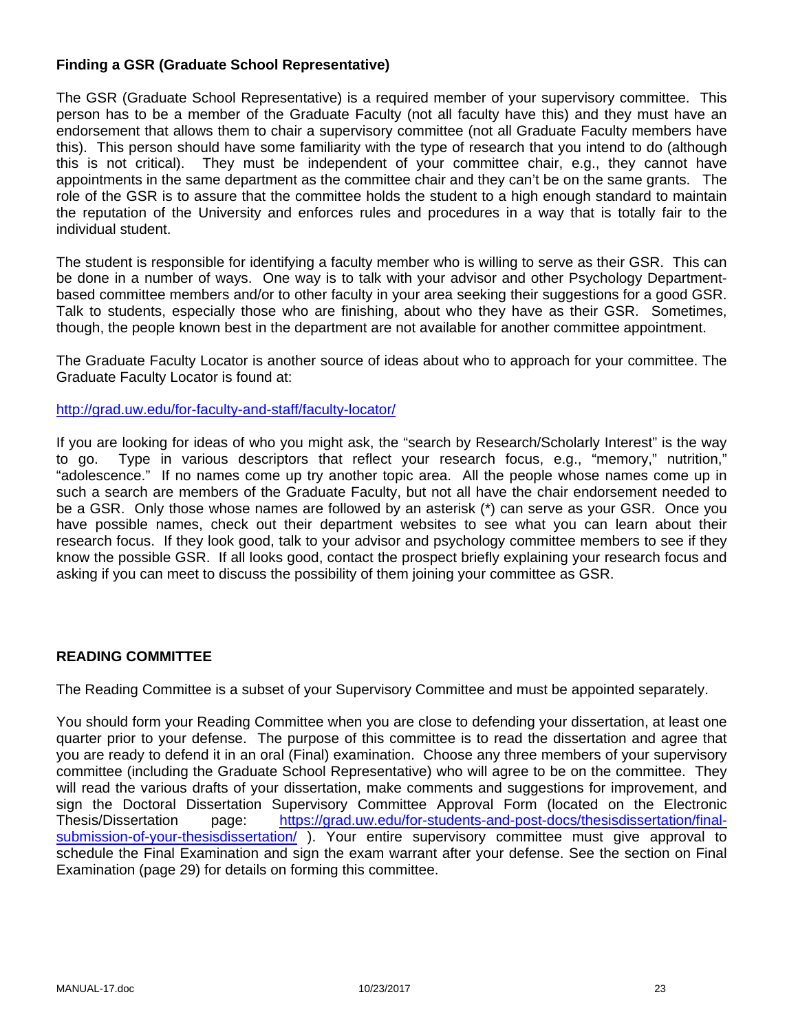### Finding a GSR (Graduate School Representative)

The GSR (Graduate School Representative) is a required member of your supervisory committee. This person has to be a member of the Graduate Faculty (not all faculty have this) and they must have an endorsement that allows them to chair a supervisory committee (not all Graduate Faculty members have this). This person should have some familiarity with the type of research that you intend to do (although this is not critical). They must be independent of your committee chair, e.g., they cannot have appointments in the same department as the committee chair and they can't be on the same grants. The role of the GSR is to assure that the committee holds the student to a high enough standard to maintain the reputation of the University and enforces rules and procedures in a way that is totally fair to the individual student.

The student is responsible for identifying a faculty member who is willing to serve as their GSR. This can be done in a number of ways. One way is to talk with your advisor and other Psychology Department-based committee members and/or to other faculty in your area seeking their suggestions for a good GSR. Talk to students, especially those who are finishing, about who they have as their GSR. Sometimes, though, the people known best in the department are not available for another committee appointment.

The Graduate Faculty Locator is another source of ideas about who to approach for your committee. The Graduate Faculty Locator is found at:

http://grad.uw.edu/for-faculty-and-staff/faculty-locator/

If you are looking for ideas of who you might ask, the "search by Research/Scholarly Interest" is the way to go. Type in various descriptors that reflect your research focus, e.g., "memory," nutrition," "adolescence." If no names come up try another topic area. All the people whose names come up in such a search are members of the Graduate Faculty, but not all have the chair endorsement needed to be a GSR. Only those whose names are followed by an asterisk (*) can serve as your GSR. Once you have possible names, check out their department websites to see what you can learn about their research focus. If they look good, talk to your advisor and psychology committee members to see if they know the possible GSR. If all looks good, contact the prospect briefly explaining your research focus and asking if you can meet to discuss the possibility of them joining your committee as GSR.

### READING COMMITTEE

The Reading Committee is a subset of your Supervisory Committee and must be appointed separately.

You should form your Reading Committee when you are close to defending your dissertation, at least one quarter prior to your defense. The purpose of this committee is to read the dissertation and agree that you are ready to defend it in an oral (Final) examination. Choose any three members of your supervisory committee (including the Graduate School Representative) who will agree to be on the committee. They will read the various drafts of your dissertation, make comments and suggestions for improvement, and sign the Doctoral Dissertation Supervisory Committee Approval Form (located on the Electronic Thesis/Dissertation page: https://grad.uw.edu/for-students-and-post-docs/thesisdissertation/final-submission-of-your-thesisdissertation/ ). Your entire supervisory committee must give approval to schedule the Final Examination and sign the exam warrant after your defense. See the section on Final Examination (page 29) for details on forming this committee.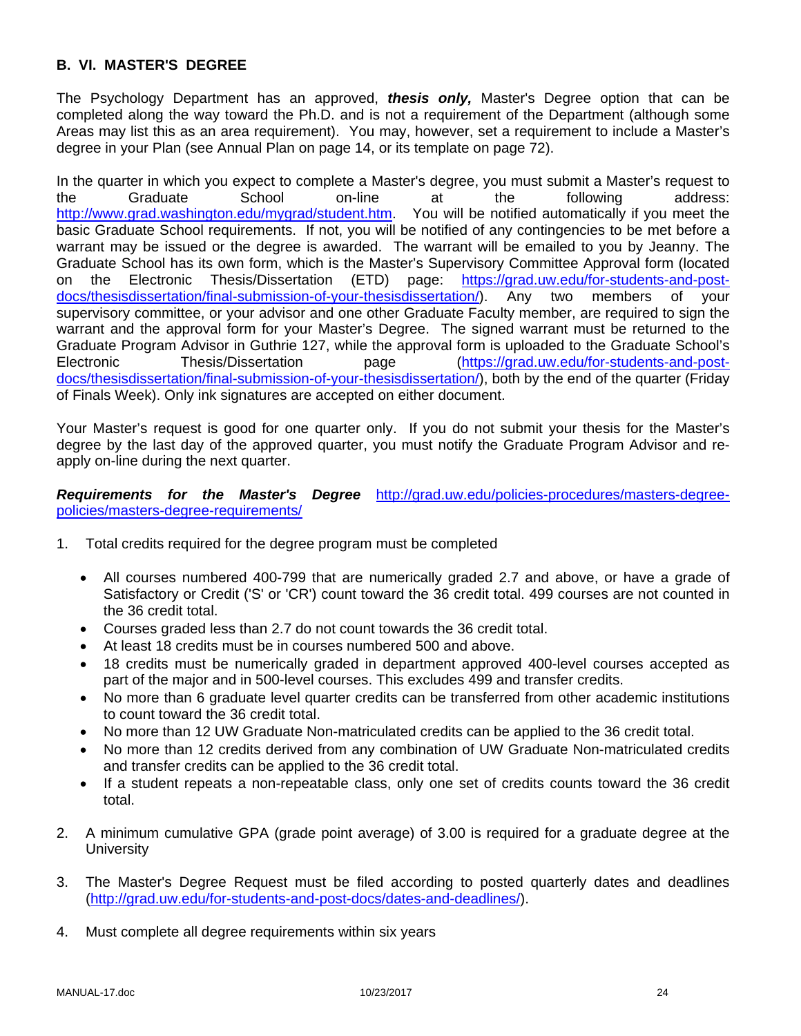## B. VI. MASTER'S DEGREE

The Psychology Department has an approved, ***thesis only,*** Master's Degree option that can be completed along the way toward the Ph.D. and is not a requirement of the Department (although some Areas may list this as an area requirement). You may, however, set a requirement to include a Master's degree in your Plan (see Annual Plan on page 14, or its template on page 72).

In the quarter in which you expect to complete a Master's degree, you must submit a Master's request to the Graduate School on-line at the following address: http://www.grad.washington.edu/mygrad/student.htm. You will be notified automatically if you meet the basic Graduate School requirements. If not, you will be notified of any contingencies to be met before a warrant may be issued or the degree is awarded. The warrant will be emailed to you by Jeanny. The Graduate School has its own form, which is the Master's Supervisory Committee Approval form (located on the Electronic Thesis/Dissertation (ETD) page: https://grad.uw.edu/for-students-and-post-docs/thesisdissertation/final-submission-of-your-thesisdissertation/). Any two members of your supervisory committee, or your advisor and one other Graduate Faculty member, are required to sign the warrant and the approval form for your Master's Degree. The signed warrant must be returned to the Graduate Program Advisor in Guthrie 127, while the approval form is uploaded to the Graduate School's Electronic Thesis/Dissertation page (https://grad.uw.edu/for-students-and-post-docs/thesisdissertation/final-submission-of-your-thesisdissertation/), both by the end of the quarter (Friday of Finals Week). Only ink signatures are accepted on either document.

Your Master's request is good for one quarter only. If you do not submit your thesis for the Master's degree by the last day of the approved quarter, you must notify the Graduate Program Advisor and re-apply on-line during the next quarter.

***Requirements for the Master's Degree*** http://grad.uw.edu/policies-procedures/masters-degree-policies/masters-degree-requirements/

1. Total credits required for the degree program must be completed
   - All courses numbered 400-799 that are numerically graded 2.7 and above, or have a grade of Satisfactory or Credit ('S' or 'CR') count toward the 36 credit total. 499 courses are not counted in the 36 credit total.
   - Courses graded less than 2.7 do not count towards the 36 credit total.
   - At least 18 credits must be in courses numbered 500 and above.
   - 18 credits must be numerically graded in department approved 400-level courses accepted as part of the major and in 500-level courses. This excludes 499 and transfer credits.
   - No more than 6 graduate level quarter credits can be transferred from other academic institutions to count toward the 36 credit total.
   - No more than 12 UW Graduate Non-matriculated credits can be applied to the 36 credit total.
   - No more than 12 credits derived from any combination of UW Graduate Non-matriculated credits and transfer credits can be applied to the 36 credit total.
   - If a student repeats a non-repeatable class, only one set of credits counts toward the 36 credit total.

2. A minimum cumulative GPA (grade point average) of 3.00 is required for a graduate degree at the University

3. The Master's Degree Request must be filed according to posted quarterly dates and deadlines (http://grad.uw.edu/for-students-and-post-docs/dates-and-deadlines/).

4. Must complete all degree requirements within six years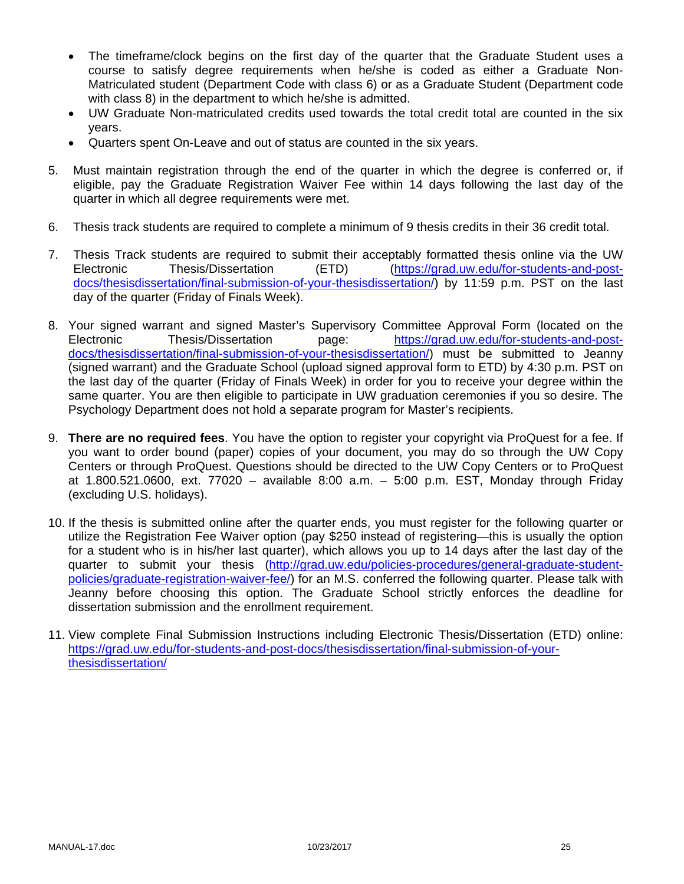- The timeframe/clock begins on the first day of the quarter that the Graduate Student uses a course to satisfy degree requirements when he/she is coded as either a Graduate Non-Matriculated student (Department Code with class 6) or as a Graduate Student (Department code with class 8) in the department to which he/she is admitted.
- UW Graduate Non-matriculated credits used towards the total credit total are counted in the six years.
- Quarters spent On-Leave and out of status are counted in the six years.

5. Must maintain registration through the end of the quarter in which the degree is conferred or, if eligible, pay the Graduate Registration Waiver Fee within 14 days following the last day of the quarter in which all degree requirements were met.

6. Thesis track students are required to complete a minimum of 9 thesis credits in their 36 credit total.

7. Thesis Track students are required to submit their acceptably formatted thesis online via the UW Electronic Thesis/Dissertation (ETD) (https://grad.uw.edu/for-students-and-post-docs/thesisdissertation/final-submission-of-your-thesisdissertation/) by 11:59 p.m. PST on the last day of the quarter (Friday of Finals Week).

8. Your signed warrant and signed Master's Supervisory Committee Approval Form (located on the Electronic Thesis/Dissertation page: https://grad.uw.edu/for-students-and-post-docs/thesisdissertation/final-submission-of-your-thesisdissertation/) must be submitted to Jeanny (signed warrant) and the Graduate School (upload signed approval form to ETD) by 4:30 p.m. PST on the last day of the quarter (Friday of Finals Week) in order for you to receive your degree within the same quarter. You are then eligible to participate in UW graduation ceremonies if you so desire. The Psychology Department does not hold a separate program for Master's recipients.

9. **There are no required fees**. You have the option to register your copyright via ProQuest for a fee. If you want to order bound (paper) copies of your document, you may do so through the UW Copy Centers or through ProQuest. Questions should be directed to the UW Copy Centers or to ProQuest at 1.800.521.0600, ext. 77020 – available 8:00 a.m. – 5:00 p.m. EST, Monday through Friday (excluding U.S. holidays).

10. If the thesis is submitted online after the quarter ends, you must register for the following quarter or utilize the Registration Fee Waiver option (pay $250 instead of registering—this is usually the option for a student who is in his/her last quarter), which allows you up to 14 days after the last day of the quarter to submit your thesis (http://grad.uw.edu/policies-procedures/general-graduate-student-policies/graduate-registration-waiver-fee/) for an M.S. conferred the following quarter. Please talk with Jeanny before choosing this option. The Graduate School strictly enforces the deadline for dissertation submission and the enrollment requirement.

11. View complete Final Submission Instructions including Electronic Thesis/Dissertation (ETD) online: https://grad.uw.edu/for-students-and-post-docs/thesisdissertation/final-submission-of-your-thesisdissertation/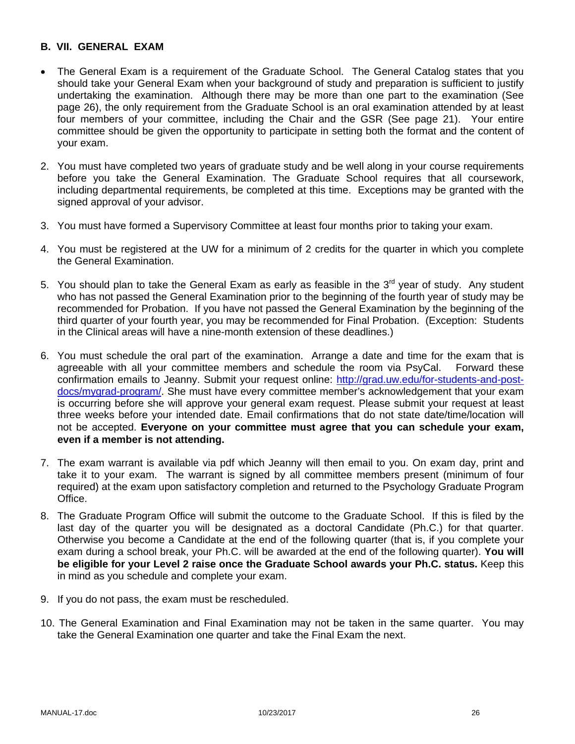## B. VII. GENERAL EXAM

- The General Exam is a requirement of the Graduate School. The General Catalog states that you should take your General Exam when your background of study and preparation is sufficient to justify undertaking the examination. Although there may be more than one part to the examination (See page 26), the only requirement from the Graduate School is an oral examination attended by at least four members of your committee, including the Chair and the GSR (See page 21). Your entire committee should be given the opportunity to participate in setting both the format and the content of your exam.

2. You must have completed two years of graduate study and be well along in your course requirements before you take the General Examination. The Graduate School requires that all coursework, including departmental requirements, be completed at this time. Exceptions may be granted with the signed approval of your advisor.

3. You must have formed a Supervisory Committee at least four months prior to taking your exam.

4. You must be registered at the UW for a minimum of 2 credits for the quarter in which you complete the General Examination.

5. You should plan to take the General Exam as early as feasible in the 3rd year of study. Any student who has not passed the General Examination prior to the beginning of the fourth year of study may be recommended for Probation. If you have not passed the General Examination by the beginning of the third quarter of your fourth year, you may be recommended for Final Probation. (Exception: Students in the Clinical areas will have a nine-month extension of these deadlines.)

6. You must schedule the oral part of the examination. Arrange a date and time for the exam that is agreeable with all your committee members and schedule the room via PsyCal. Forward these confirmation emails to Jeanny. Submit your request online: [http://grad.uw.edu/for-students-and-post-docs/mygrad-program/](http://grad.uw.edu/for-students-and-post-docs/mygrad-program/). She must have every committee member's acknowledgement that your exam is occurring before she will approve your general exam request. Please submit your request at least three weeks before your intended date. Email confirmations that do not state date/time/location will not be accepted. **Everyone on your committee must agree that you can schedule your exam, even if a member is not attending.**

7. The exam warrant is available via pdf which Jeanny will then email to you. On exam day, print and take it to your exam. The warrant is signed by all committee members present (minimum of four required) at the exam upon satisfactory completion and returned to the Psychology Graduate Program Office.

8. The Graduate Program Office will submit the outcome to the Graduate School. If this is filed by the last day of the quarter you will be designated as a doctoral Candidate (Ph.C.) for that quarter. Otherwise you become a Candidate at the end of the following quarter (that is, if you complete your exam during a school break, your Ph.C. will be awarded at the end of the following quarter). **You will be eligible for your Level 2 raise once the Graduate School awards your Ph.C. status.** Keep this in mind as you schedule and complete your exam.

9. If you do not pass, the exam must be rescheduled.

10. The General Examination and Final Examination may not be taken in the same quarter. You may take the General Examination one quarter and take the Final Exam the next.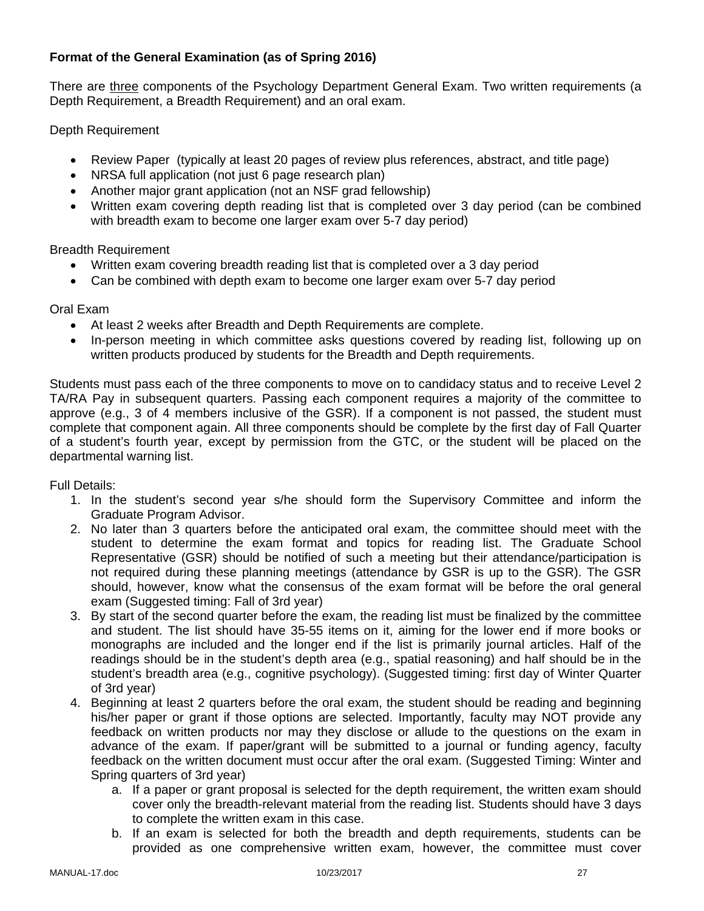**Format of the General Examination (as of Spring 2016)**

There are three components of the Psychology Department General Exam. Two written requirements (a Depth Requirement, a Breadth Requirement) and an oral exam.

Depth Requirement

- Review Paper (typically at least 20 pages of review plus references, abstract, and title page)
- NRSA full application (not just 6 page research plan)
- Another major grant application (not an NSF grad fellowship)
- Written exam covering depth reading list that is completed over 3 day period (can be combined with breadth exam to become one larger exam over 5-7 day period)

Breadth Requirement

- Written exam covering breadth reading list that is completed over a 3 day period
- Can be combined with depth exam to become one larger exam over 5-7 day period

Oral Exam

- At least 2 weeks after Breadth and Depth Requirements are complete.
- In-person meeting in which committee asks questions covered by reading list, following up on written products produced by students for the Breadth and Depth requirements.

Students must pass each of the three components to move on to candidacy status and to receive Level 2 TA/RA Pay in subsequent quarters. Passing each component requires a majority of the committee to approve (e.g., 3 of 4 members inclusive of the GSR). If a component is not passed, the student must complete that component again. All three components should be complete by the first day of Fall Quarter of a student's fourth year, except by permission from the GTC, or the student will be placed on the departmental warning list.

Full Details:

1. In the student's second year s/he should form the Supervisory Committee and inform the Graduate Program Advisor.
2. No later than 3 quarters before the anticipated oral exam, the committee should meet with the student to determine the exam format and topics for reading list. The Graduate School Representative (GSR) should be notified of such a meeting but their attendance/participation is not required during these planning meetings (attendance by GSR is up to the GSR). The GSR should, however, know what the consensus of the exam format will be before the oral general exam (Suggested timing: Fall of 3rd year)
3. By start of the second quarter before the exam, the reading list must be finalized by the committee and student. The list should have 35-55 items on it, aiming for the lower end if more books or monographs are included and the longer end if the list is primarily journal articles. Half of the readings should be in the student's depth area (e.g., spatial reasoning) and half should be in the student's breadth area (e.g., cognitive psychology). (Suggested timing: first day of Winter Quarter of 3rd year)
4. Beginning at least 2 quarters before the oral exam, the student should be reading and beginning his/her paper or grant if those options are selected. Importantly, faculty may NOT provide any feedback on written products nor may they disclose or allude to the questions on the exam in advance of the exam. If paper/grant will be submitted to a journal or funding agency, faculty feedback on the written document must occur after the oral exam. (Suggested Timing: Winter and Spring quarters of 3rd year)
   a. If a paper or grant proposal is selected for the depth requirement, the written exam should cover only the breadth-relevant material from the reading list. Students should have 3 days to complete the written exam in this case.
   b. If an exam is selected for both the breadth and depth requirements, students can be provided as one comprehensive written exam, however, the committee must cover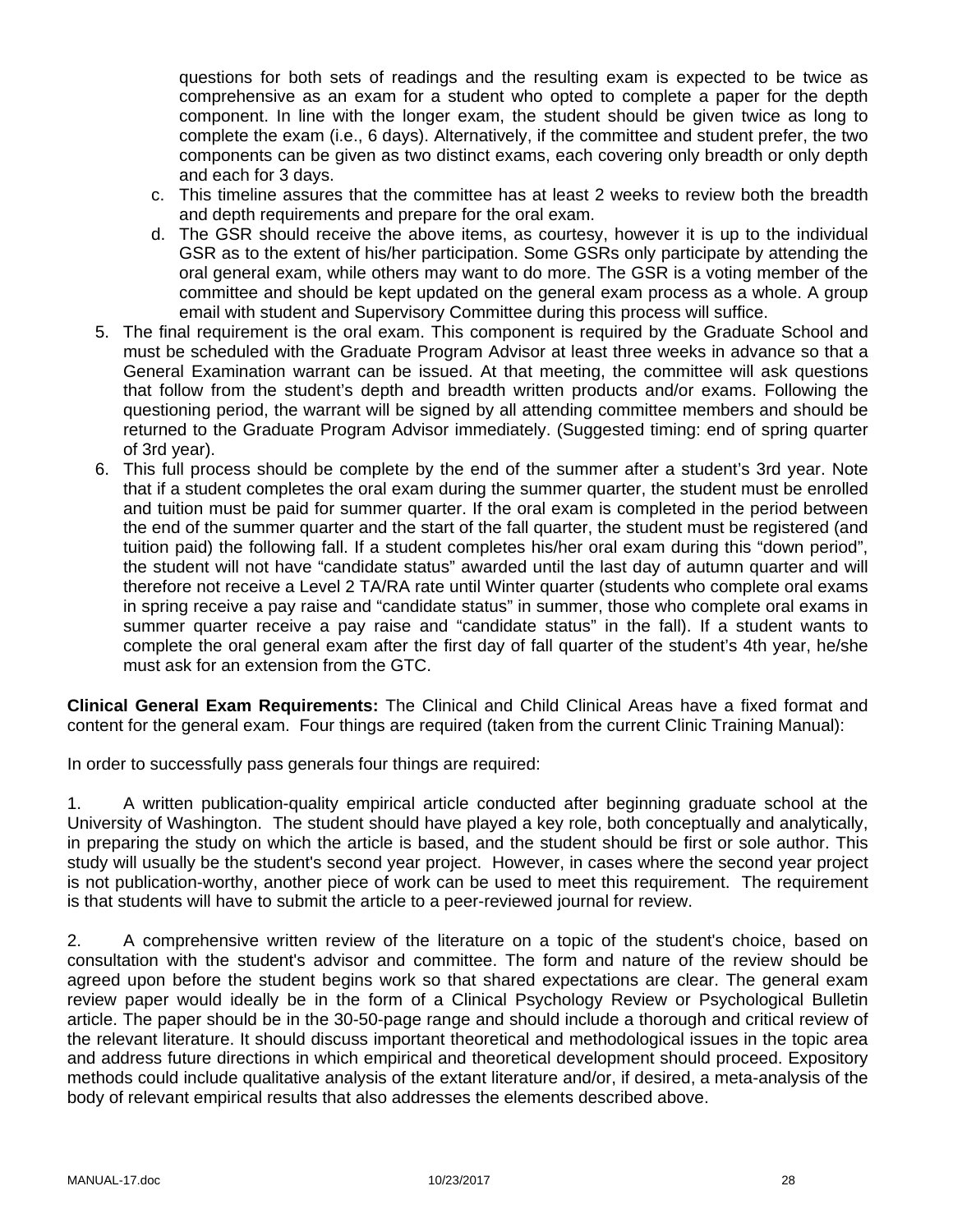questions for both sets of readings and the resulting exam is expected to be twice as comprehensive as an exam for a student who opted to complete a paper for the depth component. In line with the longer exam, the student should be given twice as long to complete the exam (i.e., 6 days). Alternatively, if the committee and student prefer, the two components can be given as two distinct exams, each covering only breadth or only depth and each for 3 days.

   c. This timeline assures that the committee has at least 2 weeks to review both the breadth and depth requirements and prepare for the oral exam.
   d. The GSR should receive the above items, as courtesy, however it is up to the individual GSR as to the extent of his/her participation. Some GSRs only participate by attending the oral general exam, while others may want to do more. The GSR is a voting member of the committee and should be kept updated on the general exam process as a whole. A group email with student and Supervisory Committee during this process will suffice.

5. The final requirement is the oral exam. This component is required by the Graduate School and must be scheduled with the Graduate Program Advisor at least three weeks in advance so that a General Examination warrant can be issued. At that meeting, the committee will ask questions that follow from the student's depth and breadth written products and/or exams. Following the questioning period, the warrant will be signed by all attending committee members and should be returned to the Graduate Program Advisor immediately. (Suggested timing: end of spring quarter of 3rd year).
6. This full process should be complete by the end of the summer after a student's 3rd year. Note that if a student completes the oral exam during the summer quarter, the student must be enrolled and tuition must be paid for summer quarter. If the oral exam is completed in the period between the end of the summer quarter and the start of the fall quarter, the student must be registered (and tuition paid) the following fall. If a student completes his/her oral exam during this "down period", the student will not have "candidate status" awarded until the last day of autumn quarter and will therefore not receive a Level 2 TA/RA rate until Winter quarter (students who complete oral exams in spring receive a pay raise and "candidate status" in summer, those who complete oral exams in summer quarter receive a pay raise and "candidate status" in the fall). If a student wants to complete the oral general exam after the first day of fall quarter of the student's 4th year, he/she must ask for an extension from the GTC.

**Clinical General Exam Requirements:** The Clinical and Child Clinical Areas have a fixed format and content for the general exam. Four things are required (taken from the current Clinic Training Manual):

In order to successfully pass generals four things are required:

1. A written publication-quality empirical article conducted after beginning graduate school at the University of Washington. The student should have played a key role, both conceptually and analytically, in preparing the study on which the article is based, and the student should be first or sole author. This study will usually be the student's second year project. However, in cases where the second year project is not publication-worthy, another piece of work can be used to meet this requirement. The requirement is that students will have to submit the article to a peer-reviewed journal for review.

2. A comprehensive written review of the literature on a topic of the student's choice, based on consultation with the student's advisor and committee. The form and nature of the review should be agreed upon before the student begins work so that shared expectations are clear. The general exam review paper would ideally be in the form of a Clinical Psychology Review or Psychological Bulletin article. The paper should be in the 30-50-page range and should include a thorough and critical review of the relevant literature. It should discuss important theoretical and methodological issues in the topic area and address future directions in which empirical and theoretical development should proceed. Expository methods could include qualitative analysis of the extant literature and/or, if desired, a meta-analysis of the body of relevant empirical results that also addresses the elements described above.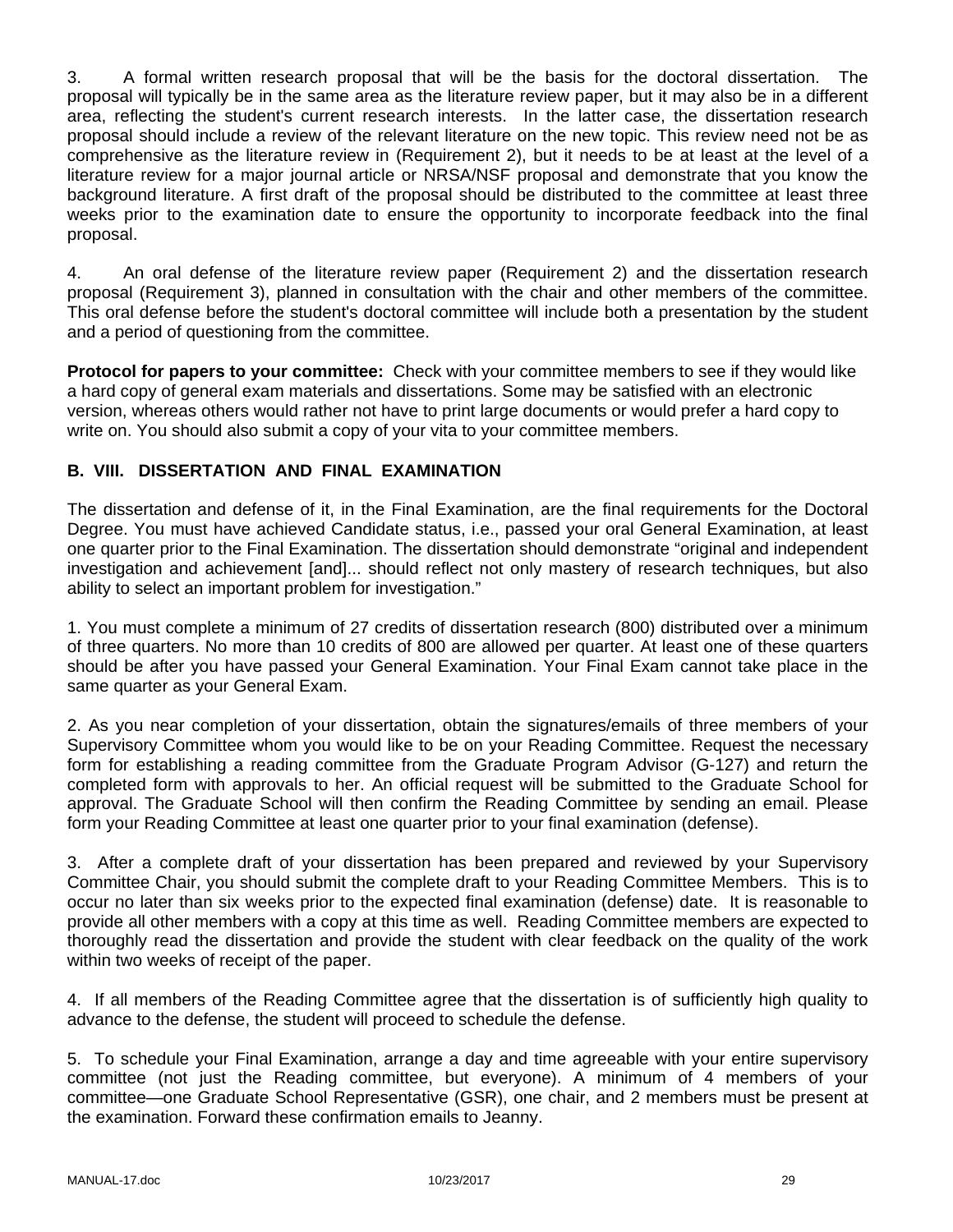3. A formal written research proposal that will be the basis for the doctoral dissertation. The proposal will typically be in the same area as the literature review paper, but it may also be in a different area, reflecting the student's current research interests. In the latter case, the dissertation research proposal should include a review of the relevant literature on the new topic. This review need not be as comprehensive as the literature review in (Requirement 2), but it needs to be at least at the level of a literature review for a major journal article or NRSA/NSF proposal and demonstrate that you know the background literature. A first draft of the proposal should be distributed to the committee at least three weeks prior to the examination date to ensure the opportunity to incorporate feedback into the final proposal.

4. An oral defense of the literature review paper (Requirement 2) and the dissertation research proposal (Requirement 3), planned in consultation with the chair and other members of the committee. This oral defense before the student's doctoral committee will include both a presentation by the student and a period of questioning from the committee.

**Protocol for papers to your committee:** Check with your committee members to see if they would like a hard copy of general exam materials and dissertations. Some may be satisfied with an electronic version, whereas others would rather not have to print large documents or would prefer a hard copy to write on. You should also submit a copy of your vita to your committee members.

### B. VIII. DISSERTATION AND FINAL EXAMINATION

The dissertation and defense of it, in the Final Examination, are the final requirements for the Doctoral Degree. You must have achieved Candidate status, i.e., passed your oral General Examination, at least one quarter prior to the Final Examination. The dissertation should demonstrate "original and independent investigation and achievement [and]... should reflect not only mastery of research techniques, but also ability to select an important problem for investigation."

1. You must complete a minimum of 27 credits of dissertation research (800) distributed over a minimum of three quarters. No more than 10 credits of 800 are allowed per quarter. At least one of these quarters should be after you have passed your General Examination. Your Final Exam cannot take place in the same quarter as your General Exam.

2. As you near completion of your dissertation, obtain the signatures/emails of three members of your Supervisory Committee whom you would like to be on your Reading Committee. Request the necessary form for establishing a reading committee from the Graduate Program Advisor (G-127) and return the completed form with approvals to her. An official request will be submitted to the Graduate School for approval. The Graduate School will then confirm the Reading Committee by sending an email. Please form your Reading Committee at least one quarter prior to your final examination (defense).

3. After a complete draft of your dissertation has been prepared and reviewed by your Supervisory Committee Chair, you should submit the complete draft to your Reading Committee Members. This is to occur no later than six weeks prior to the expected final examination (defense) date. It is reasonable to provide all other members with a copy at this time as well. Reading Committee members are expected to thoroughly read the dissertation and provide the student with clear feedback on the quality of the work within two weeks of receipt of the paper.

4. If all members of the Reading Committee agree that the dissertation is of sufficiently high quality to advance to the defense, the student will proceed to schedule the defense.

5. To schedule your Final Examination, arrange a day and time agreeable with your entire supervisory committee (not just the Reading committee, but everyone). A minimum of 4 members of your committee—one Graduate School Representative (GSR), one chair, and 2 members must be present at the examination. Forward these confirmation emails to Jeanny.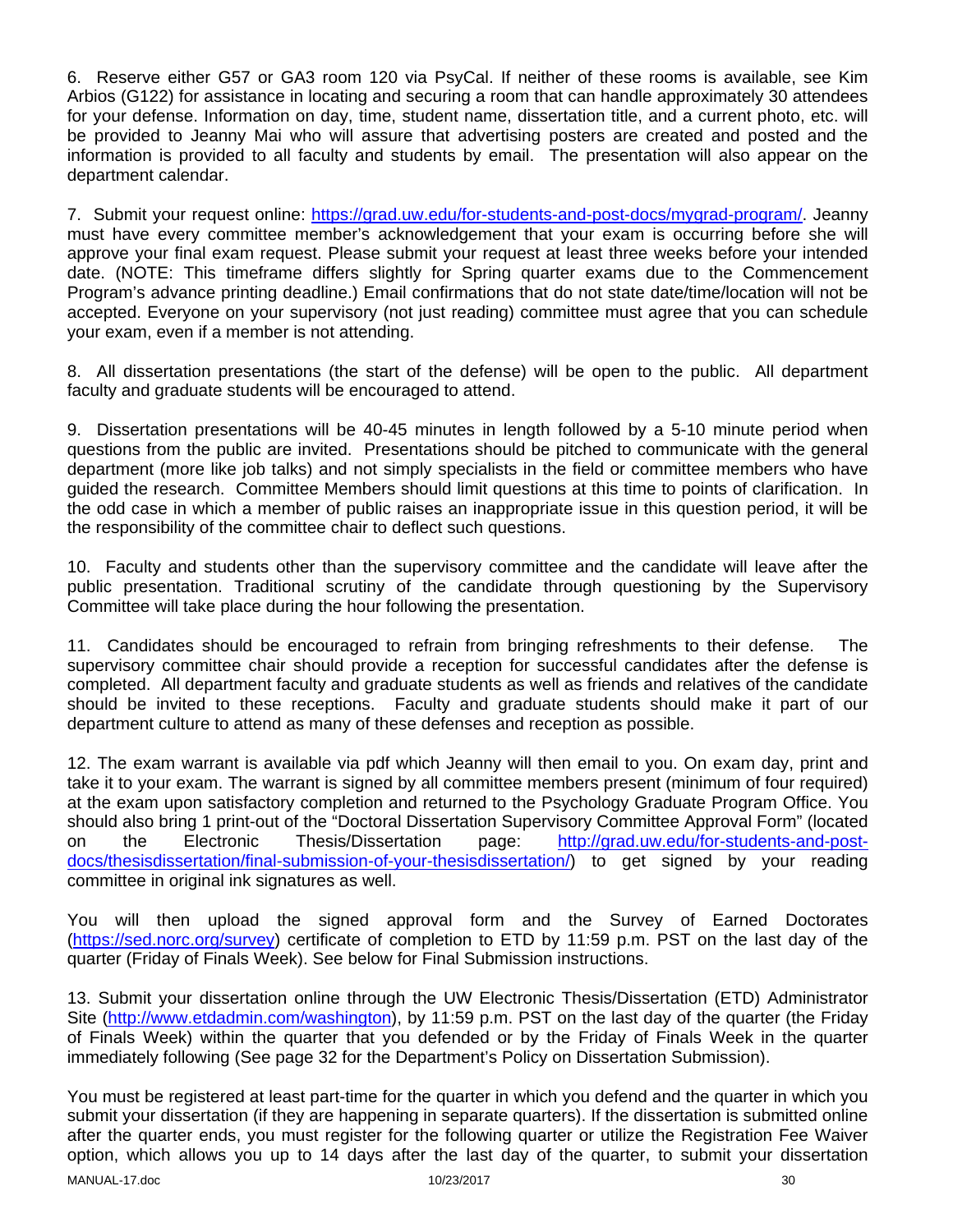6. Reserve either G57 or GA3 room 120 via PsyCal. If neither of these rooms is available, see Kim Arbios (G122) for assistance in locating and securing a room that can handle approximately 30 attendees for your defense. Information on day, time, student name, dissertation title, and a current photo, etc. will be provided to Jeanny Mai who will assure that advertising posters are created and posted and the information is provided to all faculty and students by email. The presentation will also appear on the department calendar.

7. Submit your request online: https://grad.uw.edu/for-students-and-post-docs/mygrad-program/. Jeanny must have every committee member's acknowledgement that your exam is occurring before she will approve your final exam request. Please submit your request at least three weeks before your intended date. (NOTE: This timeframe differs slightly for Spring quarter exams due to the Commencement Program's advance printing deadline.) Email confirmations that do not state date/time/location will not be accepted. Everyone on your supervisory (not just reading) committee must agree that you can schedule your exam, even if a member is not attending.

8. All dissertation presentations (the start of the defense) will be open to the public. All department faculty and graduate students will be encouraged to attend.

9. Dissertation presentations will be 40-45 minutes in length followed by a 5-10 minute period when questions from the public are invited. Presentations should be pitched to communicate with the general department (more like job talks) and not simply specialists in the field or committee members who have guided the research. Committee Members should limit questions at this time to points of clarification. In the odd case in which a member of public raises an inappropriate issue in this question period, it will be the responsibility of the committee chair to deflect such questions.

10. Faculty and students other than the supervisory committee and the candidate will leave after the public presentation. Traditional scrutiny of the candidate through questioning by the Supervisory Committee will take place during the hour following the presentation.

11. Candidates should be encouraged to refrain from bringing refreshments to their defense. The supervisory committee chair should provide a reception for successful candidates after the defense is completed. All department faculty and graduate students as well as friends and relatives of the candidate should be invited to these receptions. Faculty and graduate students should make it part of our department culture to attend as many of these defenses and reception as possible.

12. The exam warrant is available via pdf which Jeanny will then email to you. On exam day, print and take it to your exam. The warrant is signed by all committee members present (minimum of four required) at the exam upon satisfactory completion and returned to the Psychology Graduate Program Office. You should also bring 1 print-out of the "Doctoral Dissertation Supervisory Committee Approval Form" (located on the Electronic Thesis/Dissertation page: http://grad.uw.edu/for-students-and-post-docs/thesisdissertation/final-submission-of-your-thesisdissertation/) to get signed by your reading committee in original ink signatures as well.

You will then upload the signed approval form and the Survey of Earned Doctorates (https://sed.norc.org/survey) certificate of completion to ETD by 11:59 p.m. PST on the last day of the quarter (Friday of Finals Week). See below for Final Submission instructions.

13. Submit your dissertation online through the UW Electronic Thesis/Dissertation (ETD) Administrator Site (http://www.etdadmin.com/washington), by 11:59 p.m. PST on the last day of the quarter (the Friday of Finals Week) within the quarter that you defended or by the Friday of Finals Week in the quarter immediately following (See page 32 for the Department's Policy on Dissertation Submission).

You must be registered at least part-time for the quarter in which you defend and the quarter in which you submit your dissertation (if they are happening in separate quarters). If the dissertation is submitted online after the quarter ends, you must register for the following quarter or utilize the Registration Fee Waiver option, which allows you up to 14 days after the last day of the quarter, to submit your dissertation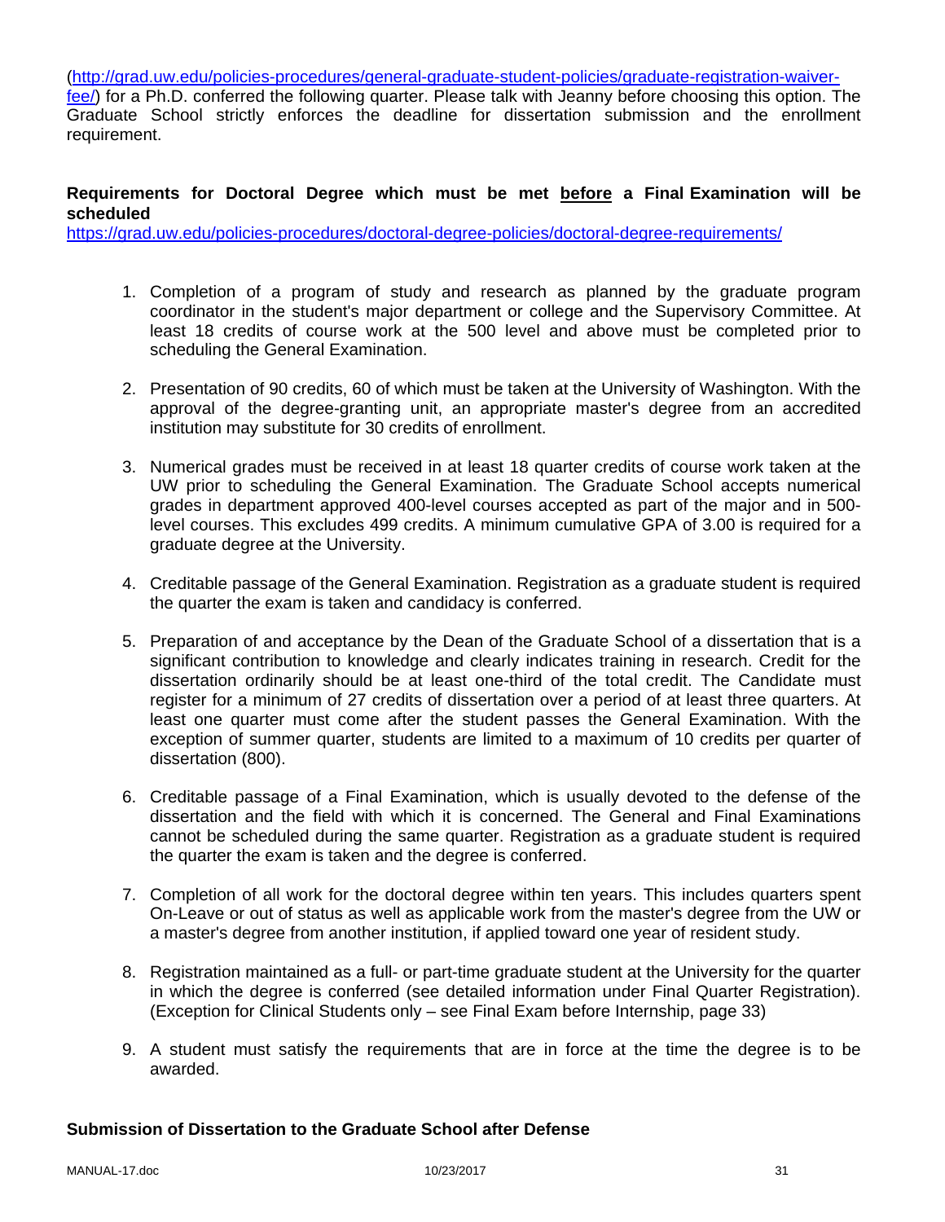(http://grad.uw.edu/policies-procedures/general-graduate-student-policies/graduate-registration-waiver-fee/) for a Ph.D. conferred the following quarter. Please talk with Jeanny before choosing this option. The Graduate School strictly enforces the deadline for dissertation submission and the enrollment requirement.

**Requirements for Doctoral Degree which must be met <u>before</u> a Final Examination will be scheduled**
https://grad.uw.edu/policies-procedures/doctoral-degree-policies/doctoral-degree-requirements/

1. Completion of a program of study and research as planned by the graduate program coordinator in the student's major department or college and the Supervisory Committee. At least 18 credits of course work at the 500 level and above must be completed prior to scheduling the General Examination.

2. Presentation of 90 credits, 60 of which must be taken at the University of Washington. With the approval of the degree-granting unit, an appropriate master's degree from an accredited institution may substitute for 30 credits of enrollment.

3. Numerical grades must be received in at least 18 quarter credits of course work taken at the UW prior to scheduling the General Examination. The Graduate School accepts numerical grades in department approved 400-level courses accepted as part of the major and in 500-level courses. This excludes 499 credits. A minimum cumulative GPA of 3.00 is required for a graduate degree at the University.

4. Creditable passage of the General Examination. Registration as a graduate student is required the quarter the exam is taken and candidacy is conferred.

5. Preparation of and acceptance by the Dean of the Graduate School of a dissertation that is a significant contribution to knowledge and clearly indicates training in research. Credit for the dissertation ordinarily should be at least one-third of the total credit. The Candidate must register for a minimum of 27 credits of dissertation over a period of at least three quarters. At least one quarter must come after the student passes the General Examination. With the exception of summer quarter, students are limited to a maximum of 10 credits per quarter of dissertation (800).

6. Creditable passage of a Final Examination, which is usually devoted to the defense of the dissertation and the field with which it is concerned. The General and Final Examinations cannot be scheduled during the same quarter. Registration as a graduate student is required the quarter the exam is taken and the degree is conferred.

7. Completion of all work for the doctoral degree within ten years. This includes quarters spent On-Leave or out of status as well as applicable work from the master's degree from the UW or a master's degree from another institution, if applied toward one year of resident study.

8. Registration maintained as a full- or part-time graduate student at the University for the quarter in which the degree is conferred (see detailed information under Final Quarter Registration). (Exception for Clinical Students only – see Final Exam before Internship, page 33)

9. A student must satisfy the requirements that are in force at the time the degree is to be awarded.

**Submission of Dissertation to the Graduate School after Defense**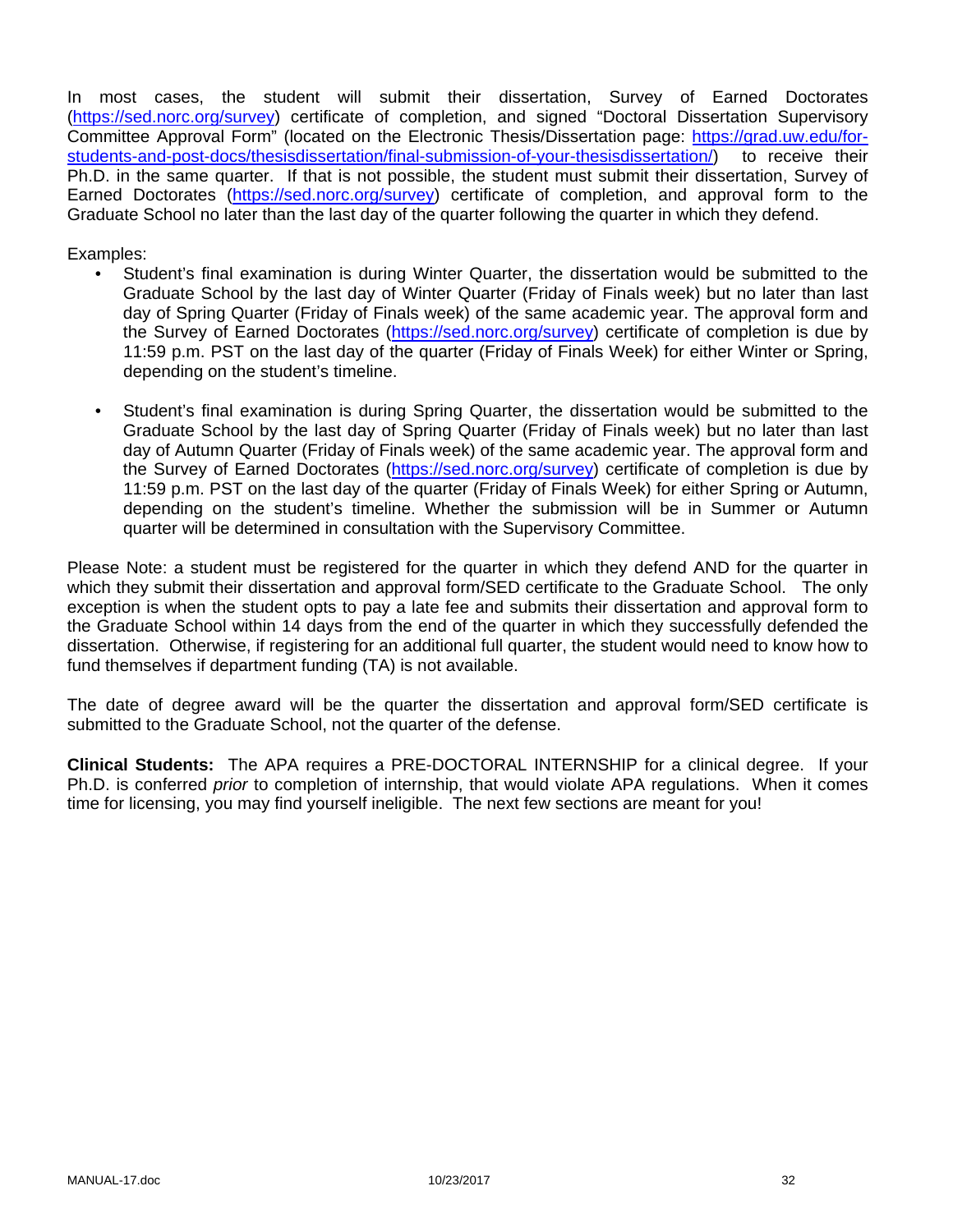In most cases, the student will submit their dissertation, Survey of Earned Doctorates (https://sed.norc.org/survey) certificate of completion, and signed "Doctoral Dissertation Supervisory Committee Approval Form" (located on the Electronic Thesis/Dissertation page: https://grad.uw.edu/for-students-and-post-docs/thesisdissertation/final-submission-of-your-thesisdissertation/) to receive their Ph.D. in the same quarter. If that is not possible, the student must submit their dissertation, Survey of Earned Doctorates (https://sed.norc.org/survey) certificate of completion, and approval form to the Graduate School no later than the last day of the quarter following the quarter in which they defend.

Examples:

- Student's final examination is during Winter Quarter, the dissertation would be submitted to the Graduate School by the last day of Winter Quarter (Friday of Finals week) but no later than last day of Spring Quarter (Friday of Finals week) of the same academic year. The approval form and the Survey of Earned Doctorates (https://sed.norc.org/survey) certificate of completion is due by 11:59 p.m. PST on the last day of the quarter (Friday of Finals Week) for either Winter or Spring, depending on the student's timeline.

- Student's final examination is during Spring Quarter, the dissertation would be submitted to the Graduate School by the last day of Spring Quarter (Friday of Finals week) but no later than last day of Autumn Quarter (Friday of Finals week) of the same academic year. The approval form and the Survey of Earned Doctorates (https://sed.norc.org/survey) certificate of completion is due by 11:59 p.m. PST on the last day of the quarter (Friday of Finals Week) for either Spring or Autumn, depending on the student's timeline. Whether the submission will be in Summer or Autumn quarter will be determined in consultation with the Supervisory Committee.

Please Note: a student must be registered for the quarter in which they defend AND for the quarter in which they submit their dissertation and approval form/SED certificate to the Graduate School. The only exception is when the student opts to pay a late fee and submits their dissertation and approval form to the Graduate School within 14 days from the end of the quarter in which they successfully defended the dissertation. Otherwise, if registering for an additional full quarter, the student would need to know how to fund themselves if department funding (TA) is not available.

The date of degree award will be the quarter the dissertation and approval form/SED certificate is submitted to the Graduate School, not the quarter of the defense.

**Clinical Students:** The APA requires a PRE-DOCTORAL INTERNSHIP for a clinical degree. If your Ph.D. is conferred *prior* to completion of internship, that would violate APA regulations. When it comes time for licensing, you may find yourself ineligible. The next few sections are meant for you!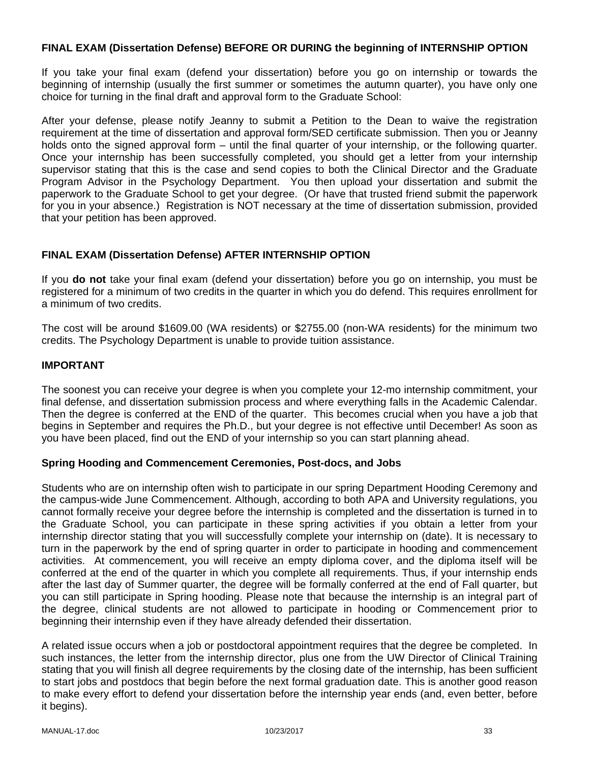**FINAL EXAM (Dissertation Defense) BEFORE OR DURING the beginning of INTERNSHIP OPTION**

If you take your final exam (defend your dissertation) before you go on internship or towards the beginning of internship (usually the first summer or sometimes the autumn quarter), you have only one choice for turning in the final draft and approval form to the Graduate School:

After your defense, please notify Jeanny to submit a Petition to the Dean to waive the registration requirement at the time of dissertation and approval form/SED certificate submission. Then you or Jeanny holds onto the signed approval form – until the final quarter of your internship, or the following quarter. Once your internship has been successfully completed, you should get a letter from your internship supervisor stating that this is the case and send copies to both the Clinical Director and the Graduate Program Advisor in the Psychology Department. You then upload your dissertation and submit the paperwork to the Graduate School to get your degree. (Or have that trusted friend submit the paperwork for you in your absence.) Registration is NOT necessary at the time of dissertation submission, provided that your petition has been approved.

**FINAL EXAM (Dissertation Defense) AFTER INTERNSHIP OPTION**

If you **do not** take your final exam (defend your dissertation) before you go on internship, you must be registered for a minimum of two credits in the quarter in which you do defend. This requires enrollment for a minimum of two credits.

The cost will be around $1609.00 (WA residents) or $2755.00 (non-WA residents) for the minimum two credits. The Psychology Department is unable to provide tuition assistance.

**IMPORTANT**

The soonest you can receive your degree is when you complete your 12-mo internship commitment, your final defense, and dissertation submission process and where everything falls in the Academic Calendar. Then the degree is conferred at the END of the quarter. This becomes crucial when you have a job that begins in September and requires the Ph.D., but your degree is not effective until December! As soon as you have been placed, find out the END of your internship so you can start planning ahead.

**Spring Hooding and Commencement Ceremonies, Post-docs, and Jobs**

Students who are on internship often wish to participate in our spring Department Hooding Ceremony and the campus-wide June Commencement. Although, according to both APA and University regulations, you cannot formally receive your degree before the internship is completed and the dissertation is turned in to the Graduate School, you can participate in these spring activities if you obtain a letter from your internship director stating that you will successfully complete your internship on (date). It is necessary to turn in the paperwork by the end of spring quarter in order to participate in hooding and commencement activities. At commencement, you will receive an empty diploma cover, and the diploma itself will be conferred at the end of the quarter in which you complete all requirements. Thus, if your internship ends after the last day of Summer quarter, the degree will be formally conferred at the end of Fall quarter, but you can still participate in Spring hooding. Please note that because the internship is an integral part of the degree, clinical students are not allowed to participate in hooding or Commencement prior to beginning their internship even if they have already defended their dissertation.

A related issue occurs when a job or postdoctoral appointment requires that the degree be completed. In such instances, the letter from the internship director, plus one from the UW Director of Clinical Training stating that you will finish all degree requirements by the closing date of the internship, has been sufficient to start jobs and postdocs that begin before the next formal graduation date. This is another good reason to make every effort to defend your dissertation before the internship year ends (and, even better, before it begins).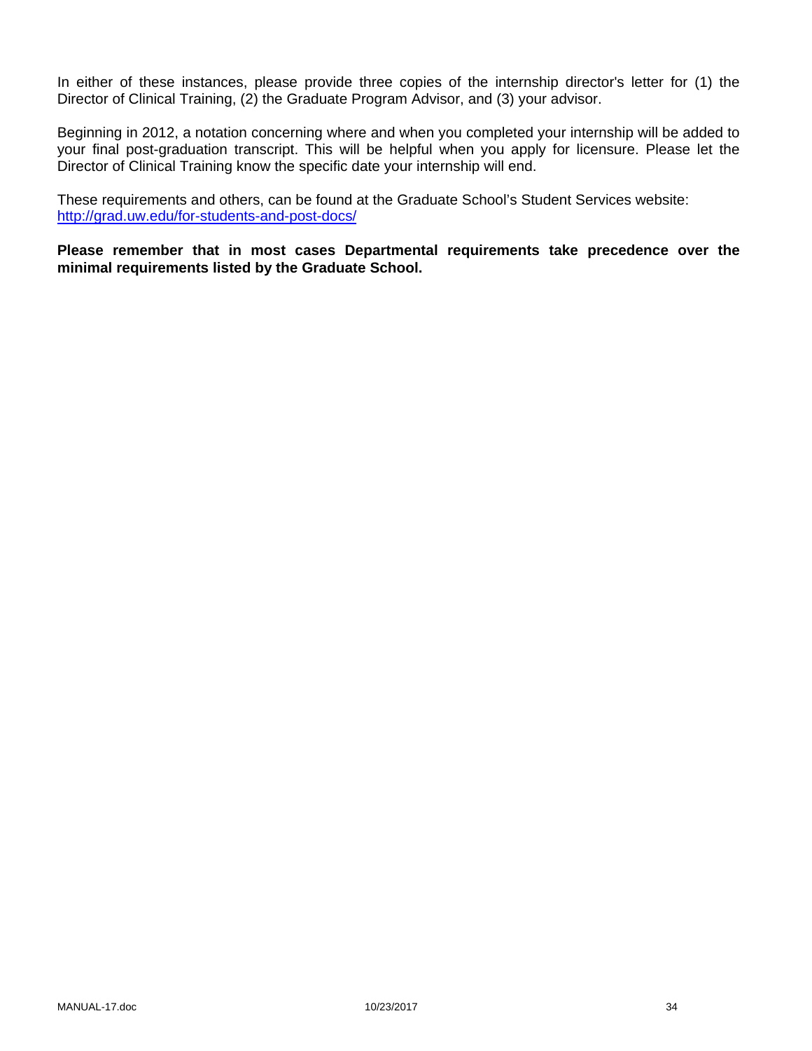In either of these instances, please provide three copies of the internship director's letter for (1) the Director of Clinical Training, (2) the Graduate Program Advisor, and (3) your advisor.

Beginning in 2012, a notation concerning where and when you completed your internship will be added to your final post-graduation transcript. This will be helpful when you apply for licensure. Please let the Director of Clinical Training know the specific date your internship will end.

These requirements and others, can be found at the Graduate School's Student Services website: [http://grad.uw.edu/for-students-and-post-docs/](http://grad.uw.edu/for-students-and-post-docs/)

**Please remember that in most cases Departmental requirements take precedence over the minimal requirements listed by the Graduate School.**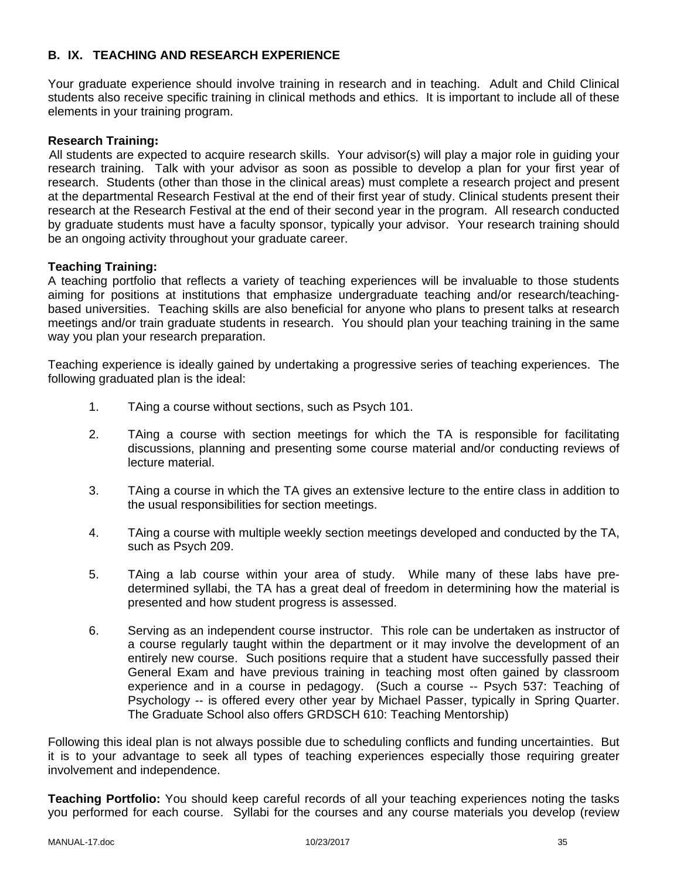## B. IX. TEACHING AND RESEARCH EXPERIENCE

Your graduate experience should involve training in research and in teaching. Adult and Child Clinical students also receive specific training in clinical methods and ethics. It is important to include all of these elements in your training program.

**Research Training:**

All students are expected to acquire research skills. Your advisor(s) will play a major role in guiding your research training. Talk with your advisor as soon as possible to develop a plan for your first year of research. Students (other than those in the clinical areas) must complete a research project and present at the departmental Research Festival at the end of their first year of study. Clinical students present their research at the Research Festival at the end of their second year in the program. All research conducted by graduate students must have a faculty sponsor, typically your advisor. Your research training should be an ongoing activity throughout your graduate career.

**Teaching Training:**

A teaching portfolio that reflects a variety of teaching experiences will be invaluable to those students aiming for positions at institutions that emphasize undergraduate teaching and/or research/teaching-based universities. Teaching skills are also beneficial for anyone who plans to present talks at research meetings and/or train graduate students in research. You should plan your teaching training in the same way you plan your research preparation.

Teaching experience is ideally gained by undertaking a progressive series of teaching experiences. The following graduated plan is the ideal:

1. TAing a course without sections, such as Psych 101.

2. TAing a course with section meetings for which the TA is responsible for facilitating discussions, planning and presenting some course material and/or conducting reviews of lecture material.

3. TAing a course in which the TA gives an extensive lecture to the entire class in addition to the usual responsibilities for section meetings.

4. TAing a course with multiple weekly section meetings developed and conducted by the TA, such as Psych 209.

5. TAing a lab course within your area of study. While many of these labs have pre-determined syllabi, the TA has a great deal of freedom in determining how the material is presented and how student progress is assessed.

6. Serving as an independent course instructor. This role can be undertaken as instructor of a course regularly taught within the department or it may involve the development of an entirely new course. Such positions require that a student have successfully passed their General Exam and have previous training in teaching most often gained by classroom experience and in a course in pedagogy. (Such a course -- Psych 537: Teaching of Psychology -- is offered every other year by Michael Passer, typically in Spring Quarter. The Graduate School also offers GRDSCH 610: Teaching Mentorship)

Following this ideal plan is not always possible due to scheduling conflicts and funding uncertainties. But it is to your advantage to seek all types of teaching experiences especially those requiring greater involvement and independence.

**Teaching Portfolio:** You should keep careful records of all your teaching experiences noting the tasks you performed for each course. Syllabi for the courses and any course materials you develop (review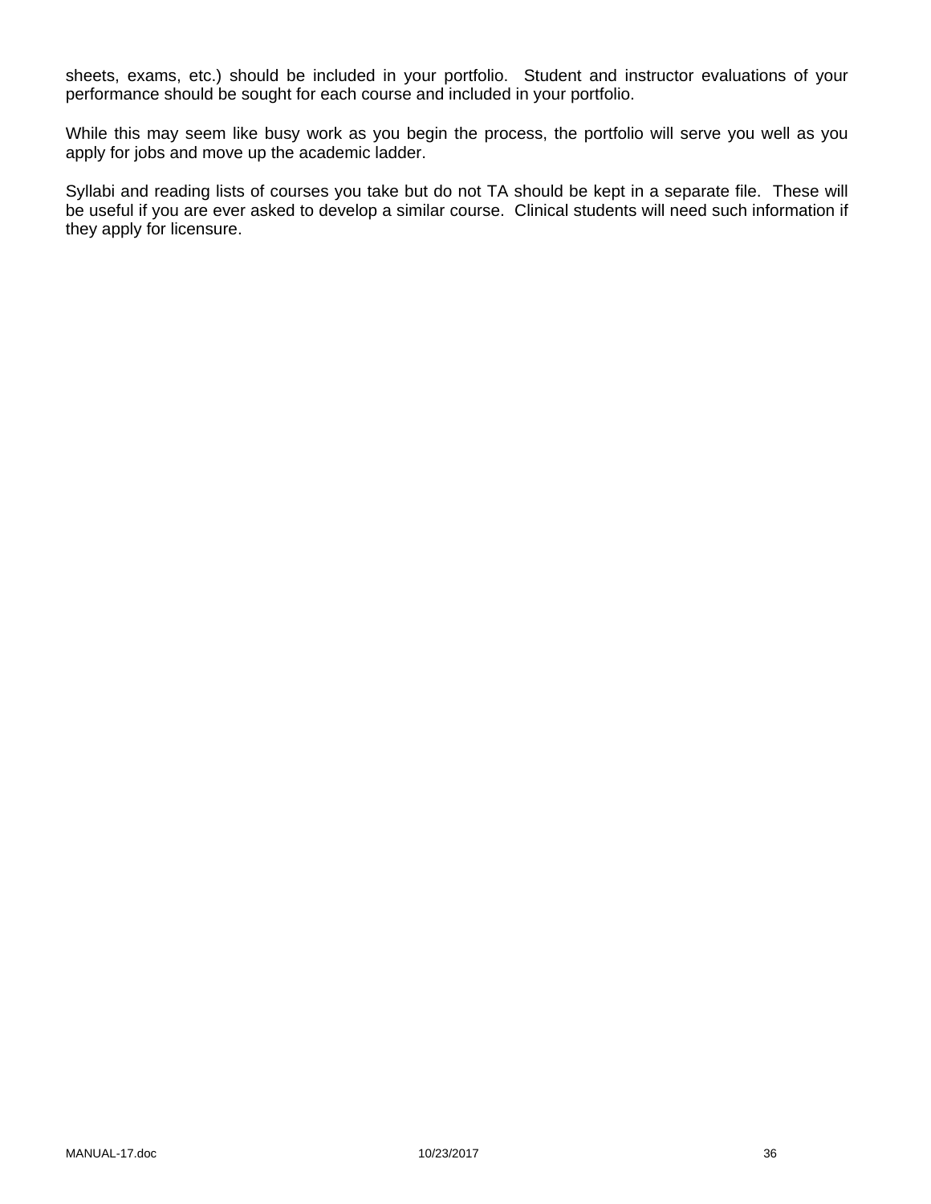sheets, exams, etc.) should be included in your portfolio.  Student and instructor evaluations of your performance should be sought for each course and included in your portfolio.

While this may seem like busy work as you begin the process, the portfolio will serve you well as you apply for jobs and move up the academic ladder.

Syllabi and reading lists of courses you take but do not TA should be kept in a separate file.  These will be useful if you are ever asked to develop a similar course.  Clinical students will need such information if they apply for licensure.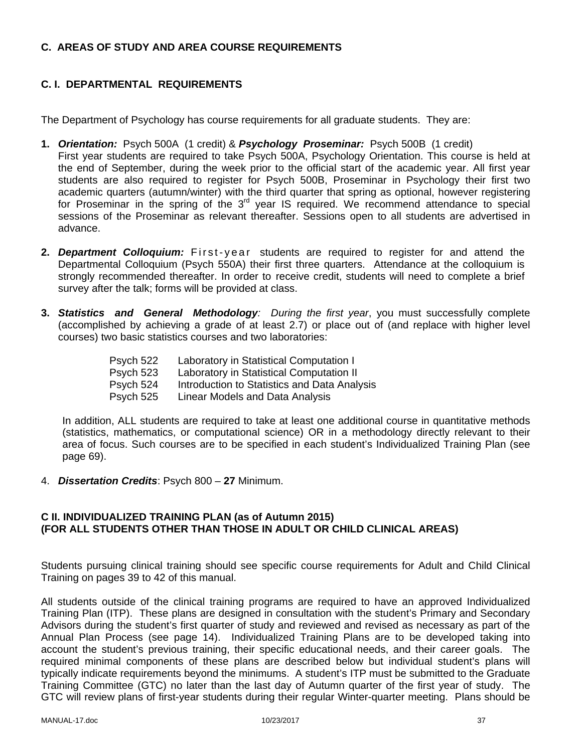## C. AREAS OF STUDY AND AREA COURSE REQUIREMENTS

### C. I. DEPARTMENTAL REQUIREMENTS

The Department of Psychology has course requirements for all graduate students. They are:

1. ***Orientation:*** Psych 500A (1 credit) & ***Psychology Proseminar:*** Psych 500B (1 credit)
   First year students are required to take Psych 500A, Psychology Orientation. This course is held at the end of September, during the week prior to the official start of the academic year. All first year students are also required to register for Psych 500B, Proseminar in Psychology their first two academic quarters (autumn/winter) with the third quarter that spring as optional, however registering for Proseminar in the spring of the 3rd year IS required. We recommend attendance to special sessions of the Proseminar as relevant thereafter. Sessions open to all students are advertised in advance.

2. ***Department Colloquium:*** First-year students are required to register for and attend the Departmental Colloquium (Psych 550A) their first three quarters. Attendance at the colloquium is strongly recommended thereafter. In order to receive credit, students will need to complete a brief survey after the talk; forms will be provided at class.

3. ***Statistics and General Methodology**:* *During the first year*, you must successfully complete (accomplished by achieving a grade of at least 2.7) or place out of (and replace with higher level courses) two basic statistics courses and two laboratories:

   | | |
   |---|---|
   | Psych 522 | Laboratory in Statistical Computation I |
   | Psych 523 | Laboratory in Statistical Computation II |
   | Psych 524 | Introduction to Statistics and Data Analysis |
   | Psych 525 | Linear Models and Data Analysis |

   In addition, ALL students are required to take at least one additional course in quantitative methods (statistics, mathematics, or computational science) OR in a methodology directly relevant to their area of focus. Such courses are to be specified in each student's Individualized Training Plan (see page 69).

4. ***Dissertation Credits***: Psych 800 – **27** Minimum.

### C II. INDIVIDUALIZED TRAINING PLAN (as of Autumn 2015) (FOR ALL STUDENTS OTHER THAN THOSE IN ADULT OR CHILD CLINICAL AREAS)

Students pursuing clinical training should see specific course requirements for Adult and Child Clinical Training on pages 39 to 42 of this manual.

All students outside of the clinical training programs are required to have an approved Individualized Training Plan (ITP). These plans are designed in consultation with the student's Primary and Secondary Advisors during the student's first quarter of study and reviewed and revised as necessary as part of the Annual Plan Process (see page 14). Individualized Training Plans are to be developed taking into account the student's previous training, their specific educational needs, and their career goals. The required minimal components of these plans are described below but individual student's plans will typically indicate requirements beyond the minimums. A student's ITP must be submitted to the Graduate Training Committee (GTC) no later than the last day of Autumn quarter of the first year of study. The GTC will review plans of first-year students during their regular Winter-quarter meeting. Plans should be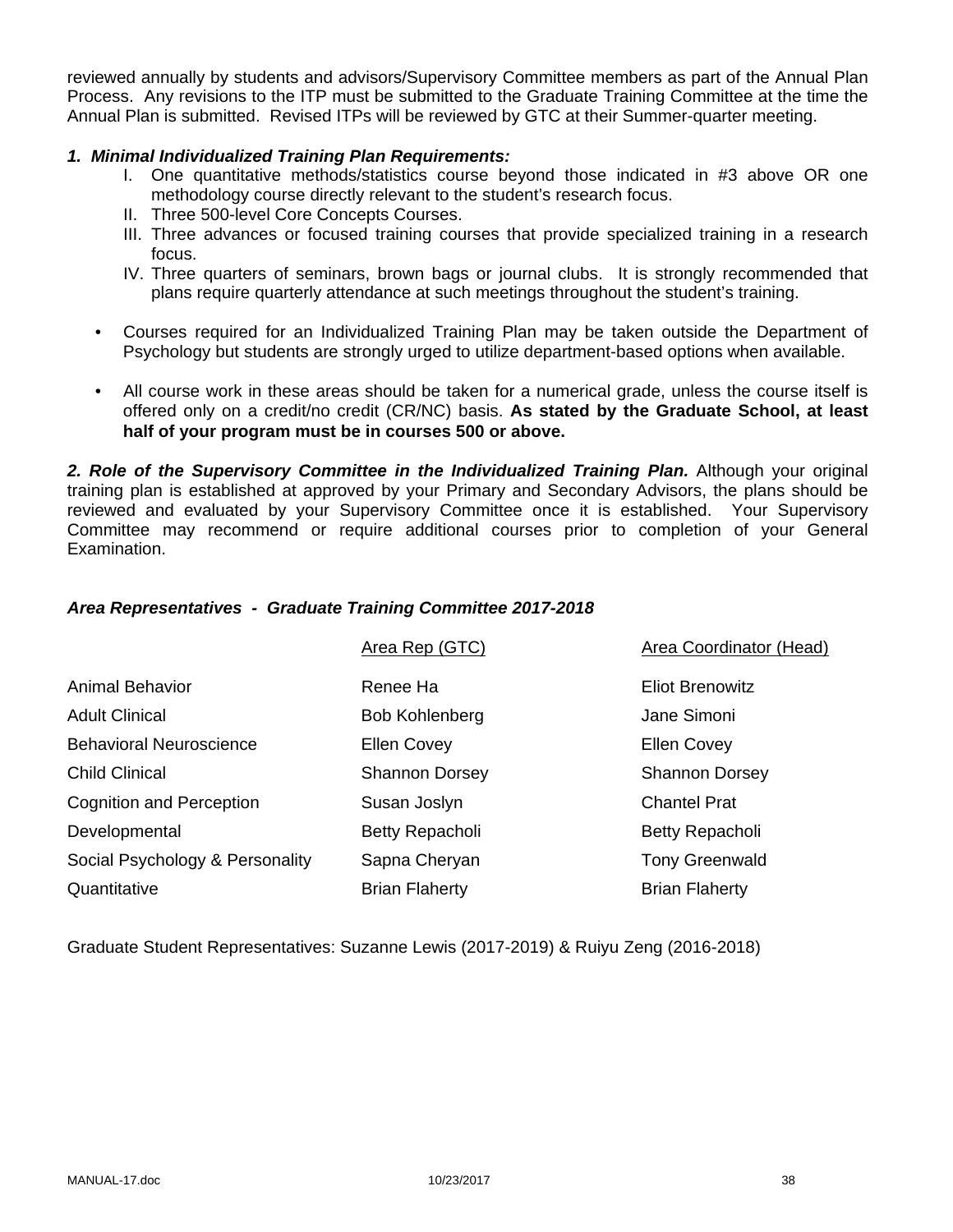reviewed annually by students and advisors/Supervisory Committee members as part of the Annual Plan Process. Any revisions to the ITP must be submitted to the Graduate Training Committee at the time the Annual Plan is submitted. Revised ITPs will be reviewed by GTC at their Summer-quarter meeting.

***1. Minimal Individualized Training Plan Requirements:***

I. One quantitative methods/statistics course beyond those indicated in #3 above OR one methodology course directly relevant to the student's research focus.
II. Three 500-level Core Concepts Courses.
III. Three advances or focused training courses that provide specialized training in a research focus.
IV. Three quarters of seminars, brown bags or journal clubs. It is strongly recommended that plans require quarterly attendance at such meetings throughout the student's training.

- Courses required for an Individualized Training Plan may be taken outside the Department of Psychology but students are strongly urged to utilize department-based options when available.

- All course work in these areas should be taken for a numerical grade, unless the course itself is offered only on a credit/no credit (CR/NC) basis. **As stated by the Graduate School, at least half of your program must be in courses 500 or above.**

***2. Role of the Supervisory Committee in the Individualized Training Plan.*** Although your original training plan is established at approved by your Primary and Secondary Advisors, the plans should be reviewed and evaluated by your Supervisory Committee once it is established. Your Supervisory Committee may recommend or require additional courses prior to completion of your General Examination.

***Area Representatives - Graduate Training Committee 2017-2018***

| | Area Rep (GTC) | Area Coordinator (Head) |
|---|---|---|
| Animal Behavior | Renee Ha | Eliot Brenowitz |
| Adult Clinical | Bob Kohlenberg | Jane Simoni |
| Behavioral Neuroscience | Ellen Covey | Ellen Covey |
| Child Clinical | Shannon Dorsey | Shannon Dorsey |
| Cognition and Perception | Susan Joslyn | Chantel Prat |
| Developmental | Betty Repacholi | Betty Repacholi |
| Social Psychology & Personality | Sapna Cheryan | Tony Greenwald |
| Quantitative | Brian Flaherty | Brian Flaherty |

Graduate Student Representatives: Suzanne Lewis (2017-2019) & Ruiyu Zeng (2016-2018)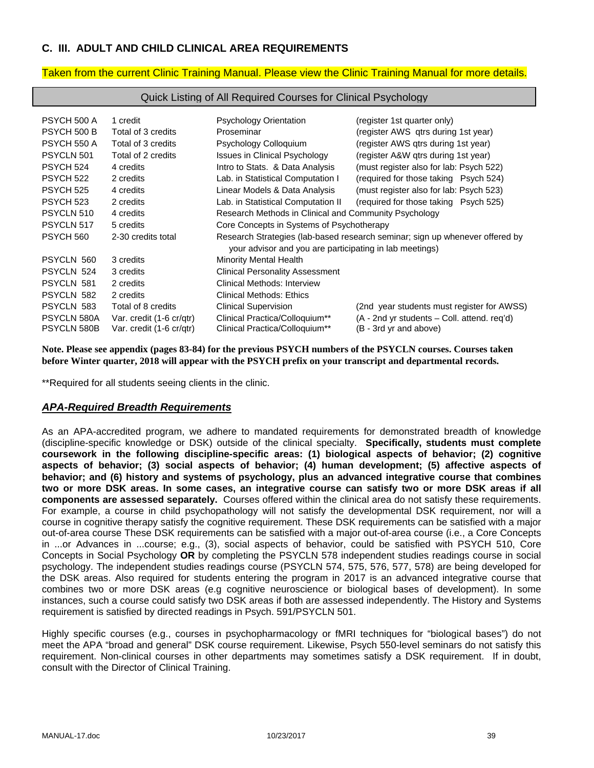## C. III. ADULT AND CHILD CLINICAL AREA REQUIREMENTS

Taken from the current Clinic Training Manual. Please view the Clinic Training Manual for more details.

### Quick Listing of All Required Courses for Clinical Psychology

| Course | Credits | Title | Notes |
|---|---|---|---|
| PSYCH 500 A | 1 credit | Psychology Orientation | (register 1st quarter only) |
| PSYCH 500 B | Total of 3 credits | Proseminar | (register AWS qtrs during 1st year) |
| PSYCH 550 A | Total of 3 credits | Psychology Colloquium | (register AWS qtrs during 1st year) |
| PSYCLN 501 | Total of 2 credits | Issues in Clinical Psychology | (register A&W qtrs during 1st year) |
| PSYCH 524 | 4 credits | Intro to Stats. & Data Analysis | (must register also for lab: Psych 522) |
| PSYCH 522 | 2 credits | Lab. in Statistical Computation I | (required for those taking Psych 524) |
| PSYCH 525 | 4 credits | Linear Models & Data Analysis | (must register also for lab: Psych 523) |
| PSYCH 523 | 2 credits | Lab. in Statistical Computation II | (required for those taking Psych 525) |
| PSYCLN 510 | 4 credits | Research Methods in Clinical and Community Psychology | |
| PSYCLN 517 | 5 credits | Core Concepts in Systems of Psychotherapy | |
| PSYCH 560 | 2-30 credits total | Research Strategies (lab-based research seminar; sign up whenever offered by your advisor and you are participating in lab meetings) | |
| PSYCLN 560 | 3 credits | Minority Mental Health | |
| PSYCLN 524 | 3 credits | Clinical Personality Assessment | |
| PSYCLN 581 | 2 credits | Clinical Methods: Interview | |
| PSYCLN 582 | 2 credits | Clinical Methods: Ethics | |
| PSYCLN 583 | Total of 8 credits | Clinical Supervision | (2nd year students must register for AWSS) |
| PSYCLN 580A | Var. credit (1-6 cr/qtr) | Clinical Practica/Colloquium** | (A - 2nd yr students – Coll. attend. req'd) |
| PSYCLN 580B | Var. credit (1-6 cr/qtr) | Clinical Practica/Colloquium** | (B - 3rd yr and above) |

**Note. Please see appendix (pages 83-84) for the previous PSYCH numbers of the PSYCLN courses. Courses taken before Winter quarter, 2018 will appear with the PSYCH prefix on your transcript and departmental records.**

**Required for all students seeing clients in the clinic.

### *APA-Required Breadth Requirements*

As an APA-accredited program, we adhere to mandated requirements for demonstrated breadth of knowledge (discipline-specific knowledge or DSK) outside of the clinical specialty. **Specifically, students must complete coursework in the following discipline-specific areas: (1) biological aspects of behavior; (2) cognitive aspects of behavior; (3) social aspects of behavior; (4) human development; (5) affective aspects of behavior; and (6) history and systems of psychology, plus an advanced integrative course that combines two or more DSK areas. In some cases, an integrative course can satisfy two or more DSK areas if all components are assessed separately.** Courses offered within the clinical area do not satisfy these requirements. For example, a course in child psychopathology will not satisfy the developmental DSK requirement, nor will a course in cognitive therapy satisfy the cognitive requirement. These DSK requirements can be satisfied with a major out-of-area course These DSK requirements can be satisfied with a major out-of-area course (i.e., a Core Concepts in ...or Advances in ...course; e.g., (3), social aspects of behavior, could be satisfied with PSYCH 510, Core Concepts in Social Psychology **OR** by completing the PSYCLN 578 independent studies readings course in social psychology. The independent studies readings course (PSYCLN 574, 575, 576, 577, 578) are being developed for the DSK areas. Also required for students entering the program in 2017 is an advanced integrative course that combines two or more DSK areas (e.g cognitive neuroscience or biological bases of development). In some instances, such a course could satisfy two DSK areas if both are assessed independently. The History and Systems requirement is satisfied by directed readings in Psych. 591/PSYCLN 501.

Highly specific courses (e.g., courses in psychopharmacology or fMRI techniques for "biological bases") do not meet the APA "broad and general" DSK course requirement. Likewise, Psych 550-level seminars do not satisfy this requirement. Non-clinical courses in other departments may sometimes satisfy a DSK requirement. If in doubt, consult with the Director of Clinical Training.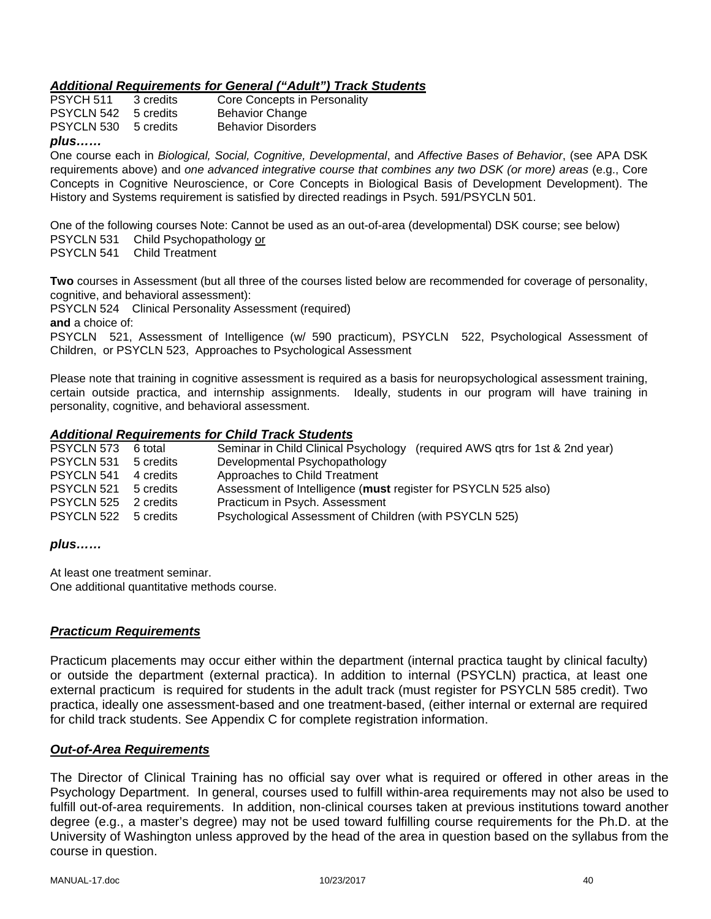### ***Additional Requirements for General ("Adult") Track Students***

| | | |
|---|---|---|
| PSYCH 511 | 3 credits | Core Concepts in Personality |
| PSYCLN 542 | 5 credits | Behavior Change |
| PSYCLN 530 | 5 credits | Behavior Disorders |

***plus……***

One course each in *Biological, Social, Cognitive, Developmental*, and *Affective Bases of Behavior*, (see APA DSK requirements above) and *one advanced integrative course that combines any two DSK (or more) areas* (e.g., Core Concepts in Cognitive Neuroscience, or Core Concepts in Biological Basis of Development Development). The History and Systems requirement is satisfied by directed readings in Psych. 591/PSYCLN 501.

One of the following courses Note: Cannot be used as an out-of-area (developmental) DSK course; see below)
PSYCLN 531 Child Psychopathology or
PSYCLN 541 Child Treatment

**Two** courses in Assessment (but all three of the courses listed below are recommended for coverage of personality, cognitive, and behavioral assessment):
PSYCLN 524 Clinical Personality Assessment (required)
**and** a choice of:
PSYCLN 521, Assessment of Intelligence (w/ 590 practicum), PSYCLN 522, Psychological Assessment of Children, or PSYCLN 523, Approaches to Psychological Assessment

Please note that training in cognitive assessment is required as a basis for neuropsychological assessment training, certain outside practica, and internship assignments. Ideally, students in our program will have training in personality, cognitive, and behavioral assessment.

### ***Additional Requirements for Child Track Students***

| | | |
|---|---|---|
| PSYCLN 573 | 6 total | Seminar in Child Clinical Psychology (required AWS qtrs for 1st & 2nd year) |
| PSYCLN 531 | 5 credits | Developmental Psychopathology |
| PSYCLN 541 | 4 credits | Approaches to Child Treatment |
| PSYCLN 521 | 5 credits | Assessment of Intelligence (**must** register for PSYCLN 525 also) |
| PSYCLN 525 | 2 credits | Practicum in Psych. Assessment |
| PSYCLN 522 | 5 credits | Psychological Assessment of Children (with PSYCLN 525) |

***plus……***

At least one treatment seminar.
One additional quantitative methods course.

### ***Practicum Requirements***

Practicum placements may occur either within the department (internal practica taught by clinical faculty) or outside the department (external practica). In addition to internal (PSYCLN) practica, at least one external practicum is required for students in the adult track (must register for PSYCLN 585 credit). Two practica, ideally one assessment-based and one treatment-based, (either internal or external are required for child track students. See Appendix C for complete registration information.

### ***Out-of-Area Requirements***

The Director of Clinical Training has no official say over what is required or offered in other areas in the Psychology Department. In general, courses used to fulfill within-area requirements may not also be used to fulfill out-of-area requirements. In addition, non-clinical courses taken at previous institutions toward another degree (e.g., a master's degree) may not be used toward fulfilling course requirements for the Ph.D. at the University of Washington unless approved by the head of the area in question based on the syllabus from the course in question.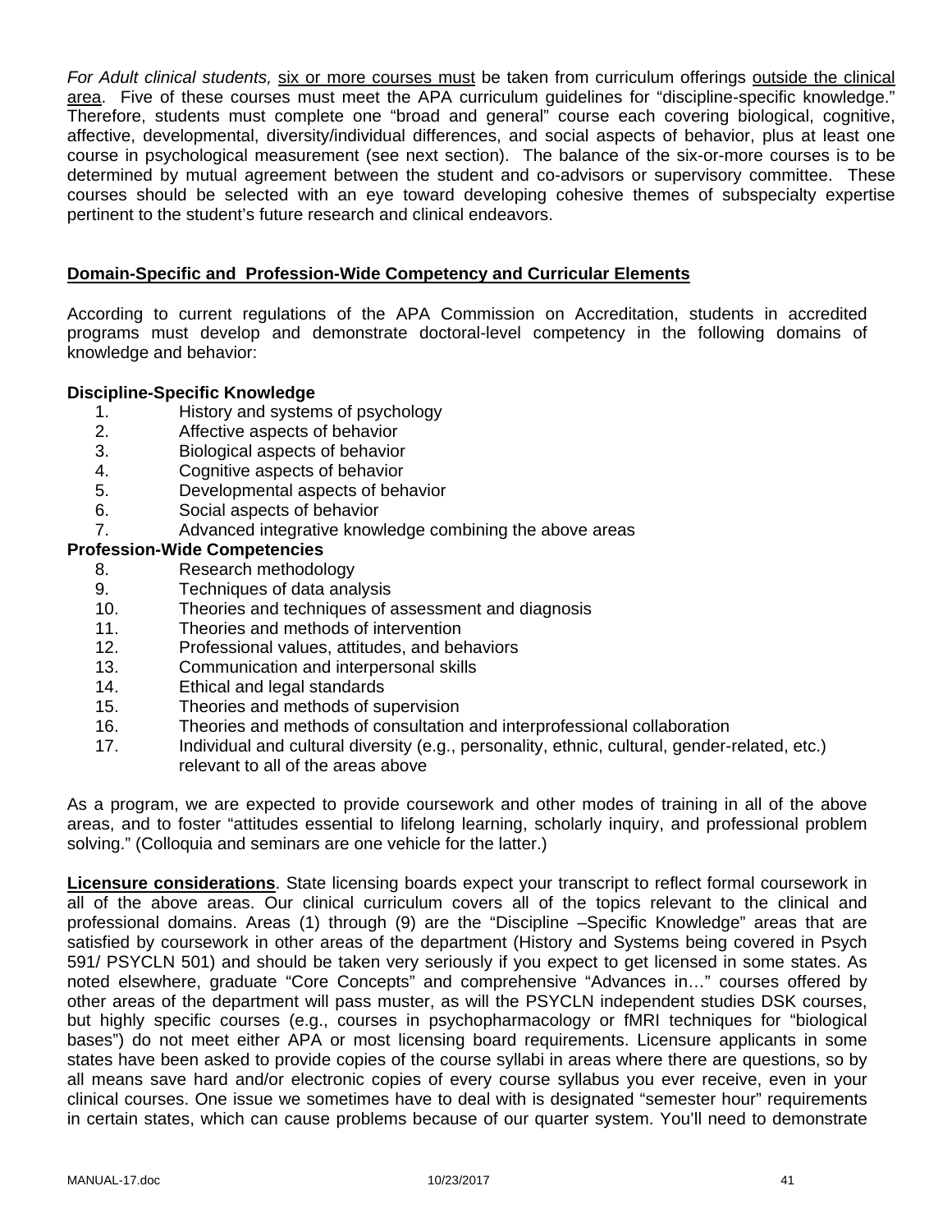*For Adult clinical students,* <u>six or more courses must</u> be taken from curriculum offerings <u>outside the clinical area</u>. Five of these courses must meet the APA curriculum guidelines for "discipline-specific knowledge." Therefore, students must complete one "broad and general" course each covering biological, cognitive, affective, developmental, diversity/individual differences, and social aspects of behavior, plus at least one course in psychological measurement (see next section). The balance of the six-or-more courses is to be determined by mutual agreement between the student and co-advisors or supervisory committee. These courses should be selected with an eye toward developing cohesive themes of subspecialty expertise pertinent to the student's future research and clinical endeavors.

## Domain-Specific and Profession-Wide Competency and Curricular Elements

According to current regulations of the APA Commission on Accreditation, students in accredited programs must develop and demonstrate doctoral-level competency in the following domains of knowledge and behavior:

**Discipline-Specific Knowledge**

1. History and systems of psychology
2. Affective aspects of behavior
3. Biological aspects of behavior
4. Cognitive aspects of behavior
5. Developmental aspects of behavior
6. Social aspects of behavior
7. Advanced integrative knowledge combining the above areas

**Profession-Wide Competencies**

8. Research methodology
9. Techniques of data analysis
10. Theories and techniques of assessment and diagnosis
11. Theories and methods of intervention
12. Professional values, attitudes, and behaviors
13. Communication and interpersonal skills
14. Ethical and legal standards
15. Theories and methods of supervision
16. Theories and methods of consultation and interprofessional collaboration
17. Individual and cultural diversity (e.g., personality, ethnic, cultural, gender-related, etc.) relevant to all of the areas above

As a program, we are expected to provide coursework and other modes of training in all of the above areas, and to foster "attitudes essential to lifelong learning, scholarly inquiry, and professional problem solving." (Colloquia and seminars are one vehicle for the latter.)

**<u>Licensure considerations</u>**. State licensing boards expect your transcript to reflect formal coursework in all of the above areas. Our clinical curriculum covers all of the topics relevant to the clinical and professional domains. Areas (1) through (9) are the "Discipline –Specific Knowledge" areas that are satisfied by coursework in other areas of the department (History and Systems being covered in Psych 591/ PSYCLN 501) and should be taken very seriously if you expect to get licensed in some states. As noted elsewhere, graduate "Core Concepts" and comprehensive "Advances in…" courses offered by other areas of the department will pass muster, as will the PSYCLN independent studies DSK courses, but highly specific courses (e.g., courses in psychopharmacology or fMRI techniques for "biological bases") do not meet either APA or most licensing board requirements. Licensure applicants in some states have been asked to provide copies of the course syllabi in areas where there are questions, so by all means save hard and/or electronic copies of every course syllabus you ever receive, even in your clinical courses. One issue we sometimes have to deal with is designated "semester hour" requirements in certain states, which can cause problems because of our quarter system. You'll need to demonstrate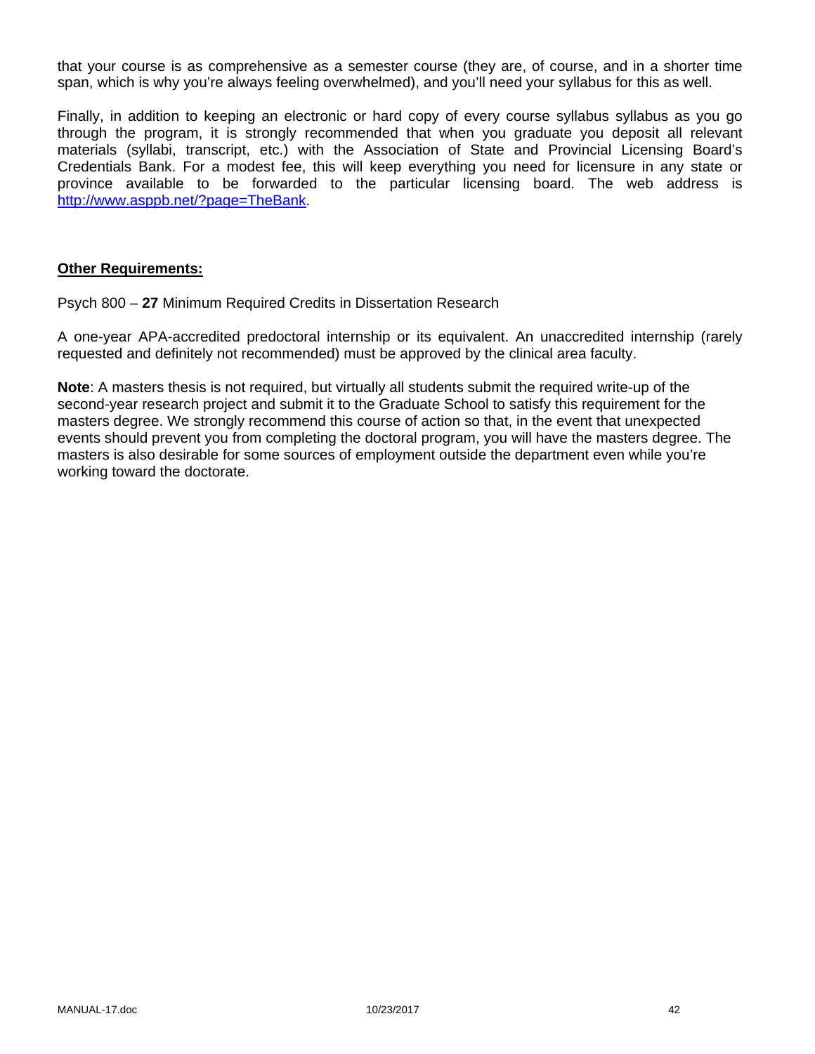that your course is as comprehensive as a semester course (they are, of course, and in a shorter time span, which is why you're always feeling overwhelmed), and you'll need your syllabus for this as well.

Finally, in addition to keeping an electronic or hard copy of every course syllabus syllabus as you go through the program, it is strongly recommended that when you graduate you deposit all relevant materials (syllabi, transcript, etc.) with the Association of State and Provincial Licensing Board's Credentials Bank. For a modest fee, this will keep everything you need for licensure in any state or province available to be forwarded to the particular licensing board. The web address is [http://www.asppb.net/?page=TheBank](http://www.asppb.net/?page=TheBank).

**Other Requirements:**

Psych 800 – **27** Minimum Required Credits in Dissertation Research

A one-year APA-accredited predoctoral internship or its equivalent. An unaccredited internship (rarely requested and definitely not recommended) must be approved by the clinical area faculty.

**Note**: A masters thesis is not required, but virtually all students submit the required write-up of the second-year research project and submit it to the Graduate School to satisfy this requirement for the masters degree. We strongly recommend this course of action so that, in the event that unexpected events should prevent you from completing the doctoral program, you will have the masters degree. The masters is also desirable for some sources of employment outside the department even while you're working toward the doctorate.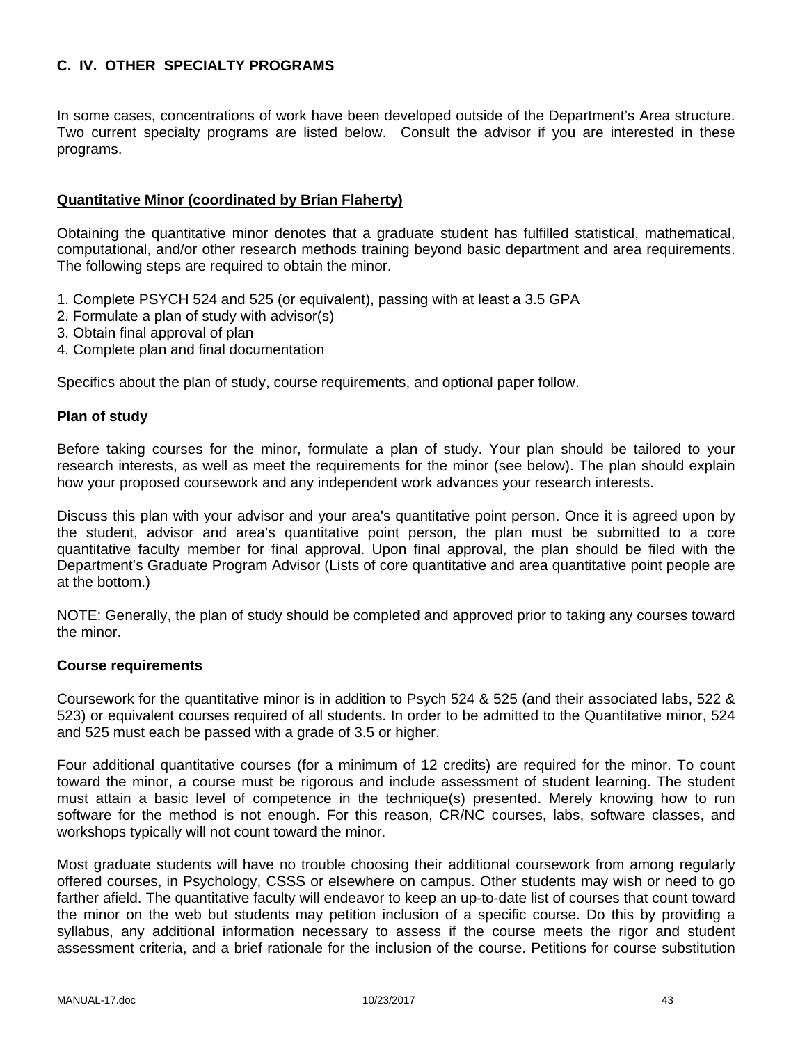## C. IV. OTHER SPECIALTY PROGRAMS

In some cases, concentrations of work have been developed outside of the Department's Area structure. Two current specialty programs are listed below. Consult the advisor if you are interested in these programs.

**Quantitative Minor (coordinated by Brian Flaherty)**

Obtaining the quantitative minor denotes that a graduate student has fulfilled statistical, mathematical, computational, and/or other research methods training beyond basic department and area requirements. The following steps are required to obtain the minor.

1. Complete PSYCH 524 and 525 (or equivalent), passing with at least a 3.5 GPA
2. Formulate a plan of study with advisor(s)
3. Obtain final approval of plan
4. Complete plan and final documentation

Specifics about the plan of study, course requirements, and optional paper follow.

### Plan of study

Before taking courses for the minor, formulate a plan of study. Your plan should be tailored to your research interests, as well as meet the requirements for the minor (see below). The plan should explain how your proposed coursework and any independent work advances your research interests.

Discuss this plan with your advisor and your area's quantitative point person. Once it is agreed upon by the student, advisor and area's quantitative point person, the plan must be submitted to a core quantitative faculty member for final approval. Upon final approval, the plan should be filed with the Department's Graduate Program Advisor (Lists of core quantitative and area quantitative point people are at the bottom.)

NOTE: Generally, the plan of study should be completed and approved prior to taking any courses toward the minor.

### Course requirements

Coursework for the quantitative minor is in addition to Psych 524 & 525 (and their associated labs, 522 & 523) or equivalent courses required of all students. In order to be admitted to the Quantitative minor, 524 and 525 must each be passed with a grade of 3.5 or higher.

Four additional quantitative courses (for a minimum of 12 credits) are required for the minor. To count toward the minor, a course must be rigorous and include assessment of student learning. The student must attain a basic level of competence in the technique(s) presented. Merely knowing how to run software for the method is not enough. For this reason, CR/NC courses, labs, software classes, and workshops typically will not count toward the minor.

Most graduate students will have no trouble choosing their additional coursework from among regularly offered courses, in Psychology, CSSS or elsewhere on campus. Other students may wish or need to go farther afield. The quantitative faculty will endeavor to keep an up-to-date list of courses that count toward the minor on the web but students may petition inclusion of a specific course. Do this by providing a syllabus, any additional information necessary to assess if the course meets the rigor and student assessment criteria, and a brief rationale for the inclusion of the course. Petitions for course substitution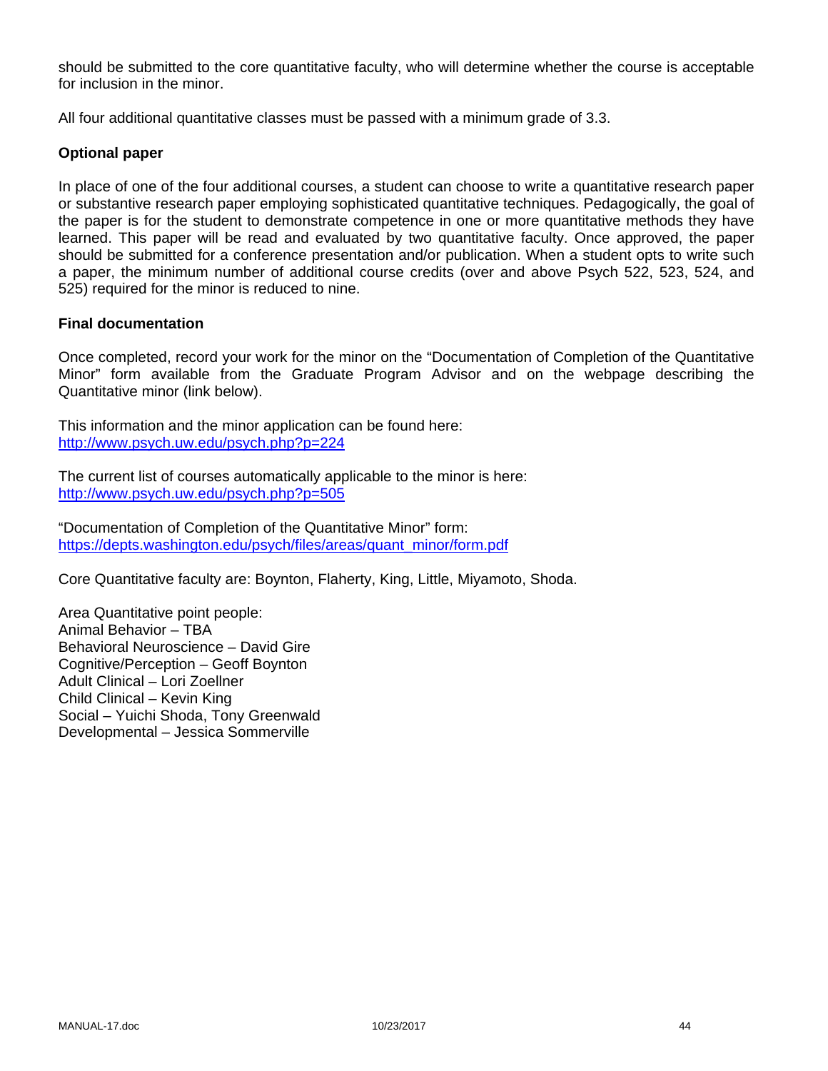should be submitted to the core quantitative faculty, who will determine whether the course is acceptable for inclusion in the minor.

All four additional quantitative classes must be passed with a minimum grade of 3.3.

**Optional paper**

In place of one of the four additional courses, a student can choose to write a quantitative research paper or substantive research paper employing sophisticated quantitative techniques. Pedagogically, the goal of the paper is for the student to demonstrate competence in one or more quantitative methods they have learned. This paper will be read and evaluated by two quantitative faculty. Once approved, the paper should be submitted for a conference presentation and/or publication. When a student opts to write such a paper, the minimum number of additional course credits (over and above Psych 522, 523, 524, and 525) required for the minor is reduced to nine.

**Final documentation**

Once completed, record your work for the minor on the "Documentation of Completion of the Quantitative Minor" form available from the Graduate Program Advisor and on the webpage describing the Quantitative minor (link below).

This information and the minor application can be found here:
http://www.psych.uw.edu/psych.php?p=224

The current list of courses automatically applicable to the minor is here:
http://www.psych.uw.edu/psych.php?p=505

"Documentation of Completion of the Quantitative Minor" form:
https://depts.washington.edu/psych/files/areas/quant_minor/form.pdf

Core Quantitative faculty are: Boynton, Flaherty, King, Little, Miyamoto, Shoda.

Area Quantitative point people:
Animal Behavior – TBA
Behavioral Neuroscience – David Gire
Cognitive/Perception – Geoff Boynton
Adult Clinical – Lori Zoellner
Child Clinical – Kevin King
Social – Yuichi Shoda, Tony Greenwald
Developmental – Jessica Sommerville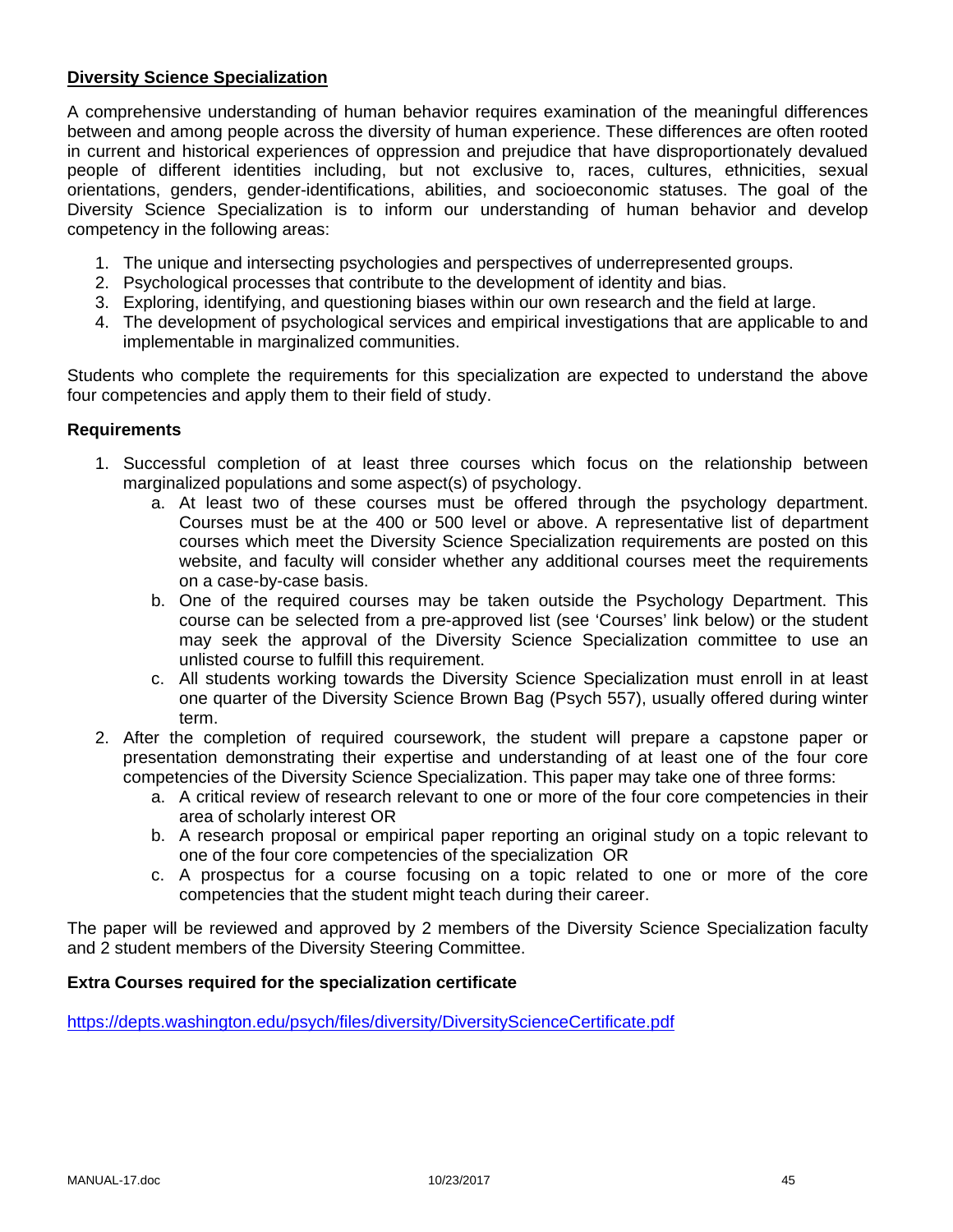## Diversity Science Specialization

A comprehensive understanding of human behavior requires examination of the meaningful differences between and among people across the diversity of human experience. These differences are often rooted in current and historical experiences of oppression and prejudice that have disproportionately devalued people of different identities including, but not exclusive to, races, cultures, ethnicities, sexual orientations, genders, gender-identifications, abilities, and socioeconomic statuses. The goal of the Diversity Science Specialization is to inform our understanding of human behavior and develop competency in the following areas:

1. The unique and intersecting psychologies and perspectives of underrepresented groups.
2. Psychological processes that contribute to the development of identity and bias.
3. Exploring, identifying, and questioning biases within our own research and the field at large.
4. The development of psychological services and empirical investigations that are applicable to and implementable in marginalized communities.

Students who complete the requirements for this specialization are expected to understand the above four competencies and apply them to their field of study.

### Requirements

1. Successful completion of at least three courses which focus on the relationship between marginalized populations and some aspect(s) of psychology.
   a. At least two of these courses must be offered through the psychology department. Courses must be at the 400 or 500 level or above. A representative list of department courses which meet the Diversity Science Specialization requirements are posted on this website, and faculty will consider whether any additional courses meet the requirements on a case-by-case basis.
   b. One of the required courses may be taken outside the Psychology Department. This course can be selected from a pre-approved list (see 'Courses' link below) or the student may seek the approval of the Diversity Science Specialization committee to use an unlisted course to fulfill this requirement.
   c. All students working towards the Diversity Science Specialization must enroll in at least one quarter of the Diversity Science Brown Bag (Psych 557), usually offered during winter term.
2. After the completion of required coursework, the student will prepare a capstone paper or presentation demonstrating their expertise and understanding of at least one of the four core competencies of the Diversity Science Specialization. This paper may take one of three forms:
   a. A critical review of research relevant to one or more of the four core competencies in their area of scholarly interest OR
   b. A research proposal or empirical paper reporting an original study on a topic relevant to one of the four core competencies of the specialization OR
   c. A prospectus for a course focusing on a topic related to one or more of the core competencies that the student might teach during their career.

The paper will be reviewed and approved by 2 members of the Diversity Science Specialization faculty and 2 student members of the Diversity Steering Committee.

### Extra Courses required for the specialization certificate

https://depts.washington.edu/psych/files/diversity/DiversityScienceCertificate.pdf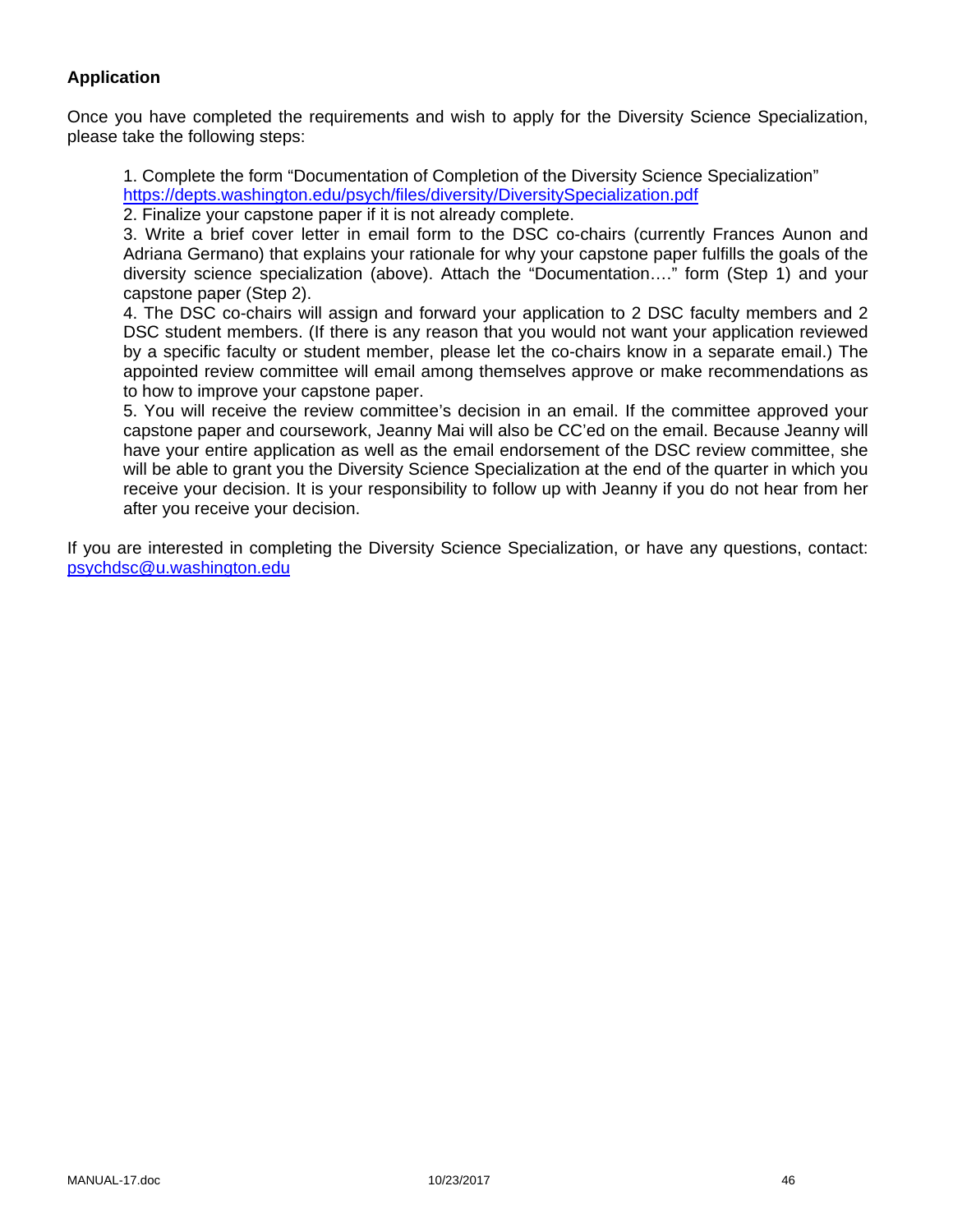**Application**

Once you have completed the requirements and wish to apply for the Diversity Science Specialization, please take the following steps:

1. Complete the form "Documentation of Completion of the Diversity Science Specialization" https://depts.washington.edu/psych/files/diversity/DiversitySpecialization.pdf
2. Finalize your capstone paper if it is not already complete.
3. Write a brief cover letter in email form to the DSC co-chairs (currently Frances Aunon and Adriana Germano) that explains your rationale for why your capstone paper fulfills the goals of the diversity science specialization (above). Attach the "Documentation…." form (Step 1) and your capstone paper (Step 2).
4. The DSC co-chairs will assign and forward your application to 2 DSC faculty members and 2 DSC student members. (If there is any reason that you would not want your application reviewed by a specific faculty or student member, please let the co-chairs know in a separate email.) The appointed review committee will email among themselves approve or make recommendations as to how to improve your capstone paper.
5. You will receive the review committee's decision in an email. If the committee approved your capstone paper and coursework, Jeanny Mai will also be CC'ed on the email. Because Jeanny will have your entire application as well as the email endorsement of the DSC review committee, she will be able to grant you the Diversity Science Specialization at the end of the quarter in which you receive your decision. It is your responsibility to follow up with Jeanny if you do not hear from her after you receive your decision.

If you are interested in completing the Diversity Science Specialization, or have any questions, contact: psychdsc@u.washington.edu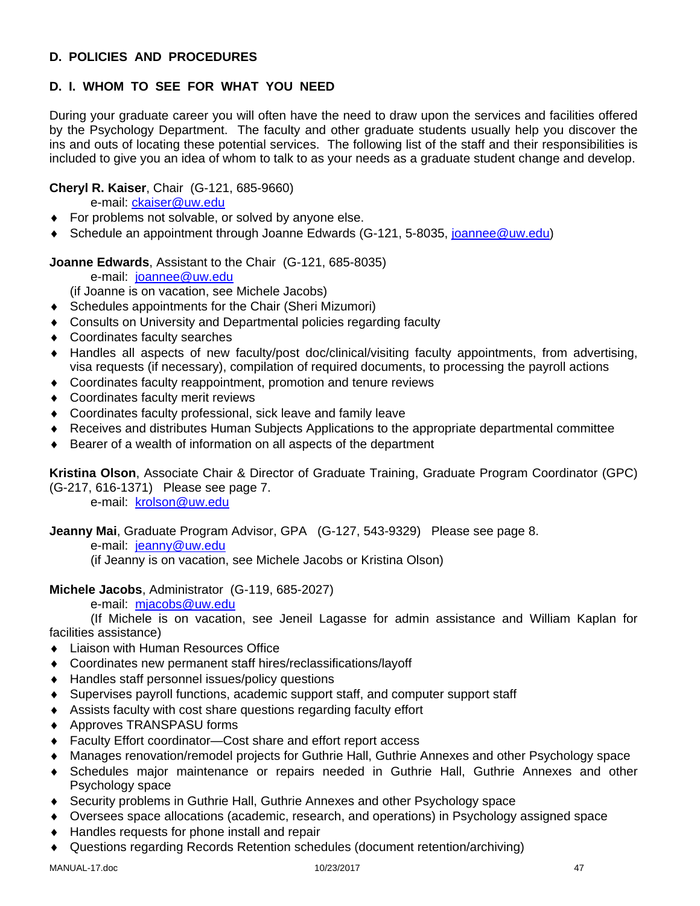## D. POLICIES AND PROCEDURES

### D. I. WHOM TO SEE FOR WHAT YOU NEED

During your graduate career you will often have the need to draw upon the services and facilities offered by the Psychology Department. The faculty and other graduate students usually help you discover the ins and outs of locating these potential services. The following list of the staff and their responsibilities is included to give you an idea of whom to talk to as your needs as a graduate student change and develop.

**Cheryl R. Kaiser**, Chair (G-121, 685-9660)
e-mail: ckaiser@uw.edu

- For problems not solvable, or solved by anyone else.
- Schedule an appointment through Joanne Edwards (G-121, 5-8035, joannee@uw.edu)

**Joanne Edwards**, Assistant to the Chair (G-121, 685-8035)
e-mail: joannee@uw.edu
(if Joanne is on vacation, see Michele Jacobs)

- Schedules appointments for the Chair (Sheri Mizumori)
- Consults on University and Departmental policies regarding faculty
- Coordinates faculty searches
- Handles all aspects of new faculty/post doc/clinical/visiting faculty appointments, from advertising, visa requests (if necessary), compilation of required documents, to processing the payroll actions
- Coordinates faculty reappointment, promotion and tenure reviews
- Coordinates faculty merit reviews
- Coordinates faculty professional, sick leave and family leave
- Receives and distributes Human Subjects Applications to the appropriate departmental committee
- Bearer of a wealth of information on all aspects of the department

**Kristina Olson**, Associate Chair & Director of Graduate Training, Graduate Program Coordinator (GPC) (G-217, 616-1371) Please see page 7.
e-mail: krolson@uw.edu

**Jeanny Mai**, Graduate Program Advisor, GPA (G-127, 543-9329) Please see page 8.
e-mail: jeanny@uw.edu
(if Jeanny is on vacation, see Michele Jacobs or Kristina Olson)

**Michele Jacobs**, Administrator (G-119, 685-2027)
e-mail: mjacobs@uw.edu
(If Michele is on vacation, see Jeneil Lagasse for admin assistance and William Kaplan for facilities assistance)

- Liaison with Human Resources Office
- Coordinates new permanent staff hires/reclassifications/layoff
- Handles staff personnel issues/policy questions
- Supervises payroll functions, academic support staff, and computer support staff
- Assists faculty with cost share questions regarding faculty effort
- Approves TRANSPASU forms
- Faculty Effort coordinator—Cost share and effort report access
- Manages renovation/remodel projects for Guthrie Hall, Guthrie Annexes and other Psychology space
- Schedules major maintenance or repairs needed in Guthrie Hall, Guthrie Annexes and other Psychology space
- Security problems in Guthrie Hall, Guthrie Annexes and other Psychology space
- Oversees space allocations (academic, research, and operations) in Psychology assigned space
- Handles requests for phone install and repair
- Questions regarding Records Retention schedules (document retention/archiving)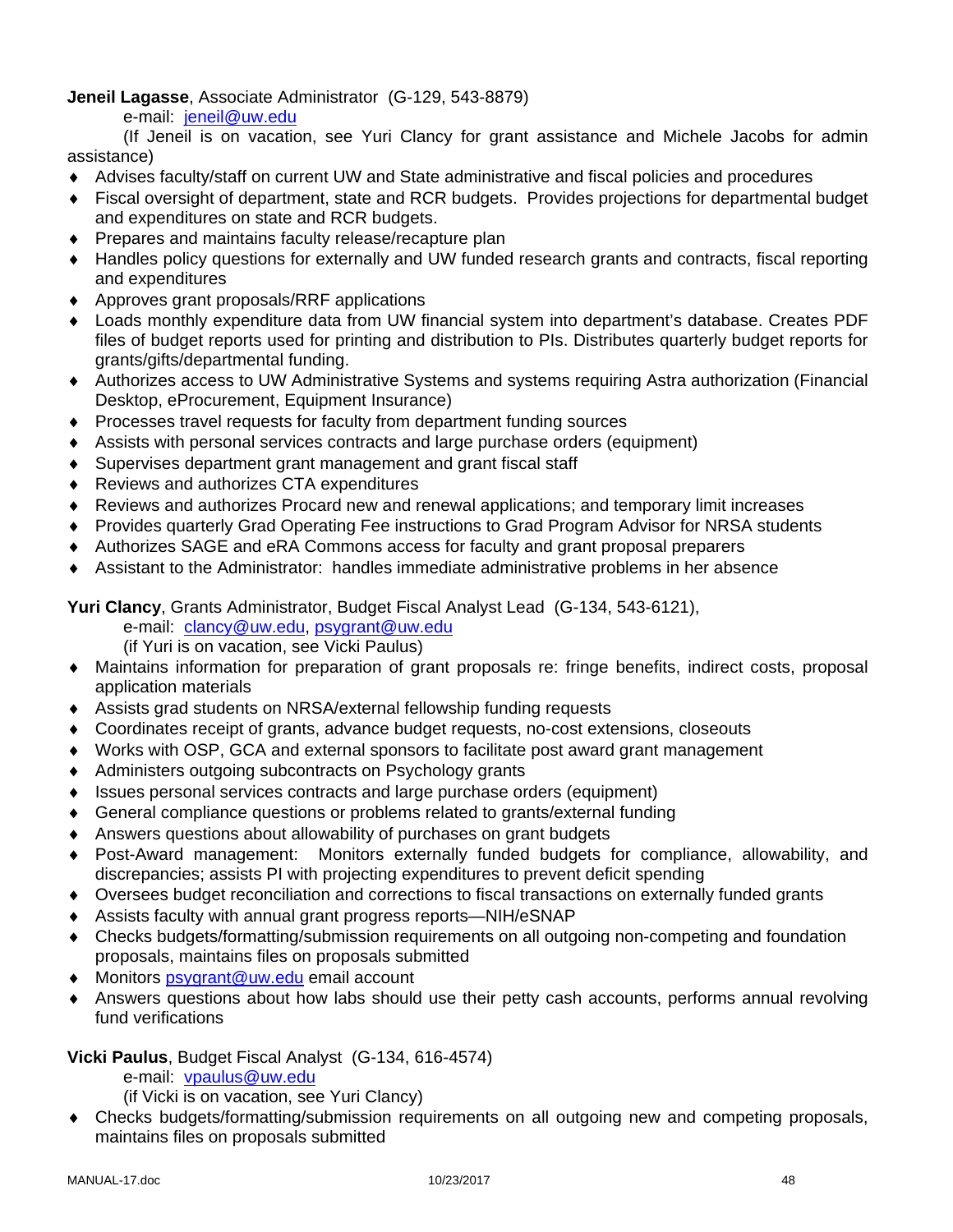**Jeneil Lagasse**, Associate Administrator (G-129, 543-8879)

e-mail: jeneil@uw.edu

(If Jeneil is on vacation, see Yuri Clancy for grant assistance and Michele Jacobs for admin assistance)

- Advises faculty/staff on current UW and State administrative and fiscal policies and procedures
- Fiscal oversight of department, state and RCR budgets. Provides projections for departmental budget and expenditures on state and RCR budgets.
- Prepares and maintains faculty release/recapture plan
- Handles policy questions for externally and UW funded research grants and contracts, fiscal reporting and expenditures
- Approves grant proposals/RRF applications
- Loads monthly expenditure data from UW financial system into department's database. Creates PDF files of budget reports used for printing and distribution to PIs. Distributes quarterly budget reports for grants/gifts/departmental funding.
- Authorizes access to UW Administrative Systems and systems requiring Astra authorization (Financial Desktop, eProcurement, Equipment Insurance)
- Processes travel requests for faculty from department funding sources
- Assists with personal services contracts and large purchase orders (equipment)
- Supervises department grant management and grant fiscal staff
- Reviews and authorizes CTA expenditures
- Reviews and authorizes Procard new and renewal applications; and temporary limit increases
- Provides quarterly Grad Operating Fee instructions to Grad Program Advisor for NRSA students
- Authorizes SAGE and eRA Commons access for faculty and grant proposal preparers
- Assistant to the Administrator: handles immediate administrative problems in her absence

**Yuri Clancy**, Grants Administrator, Budget Fiscal Analyst Lead (G-134, 543-6121),

e-mail: clancy@uw.edu, psygrant@uw.edu

(if Yuri is on vacation, see Vicki Paulus)

- Maintains information for preparation of grant proposals re: fringe benefits, indirect costs, proposal application materials
- Assists grad students on NRSA/external fellowship funding requests
- Coordinates receipt of grants, advance budget requests, no-cost extensions, closeouts
- Works with OSP, GCA and external sponsors to facilitate post award grant management
- Administers outgoing subcontracts on Psychology grants
- Issues personal services contracts and large purchase orders (equipment)
- General compliance questions or problems related to grants/external funding
- Answers questions about allowability of purchases on grant budgets
- Post-Award management: Monitors externally funded budgets for compliance, allowability, and discrepancies; assists PI with projecting expenditures to prevent deficit spending
- Oversees budget reconciliation and corrections to fiscal transactions on externally funded grants
- Assists faculty with annual grant progress reports—NIH/eSNAP
- Checks budgets/formatting/submission requirements on all outgoing non-competing and foundation proposals, maintains files on proposals submitted
- Monitors psygrant@uw.edu email account
- Answers questions about how labs should use their petty cash accounts, performs annual revolving fund verifications

**Vicki Paulus**, Budget Fiscal Analyst (G-134, 616-4574)

e-mail: vpaulus@uw.edu

(if Vicki is on vacation, see Yuri Clancy)

- Checks budgets/formatting/submission requirements on all outgoing new and competing proposals, maintains files on proposals submitted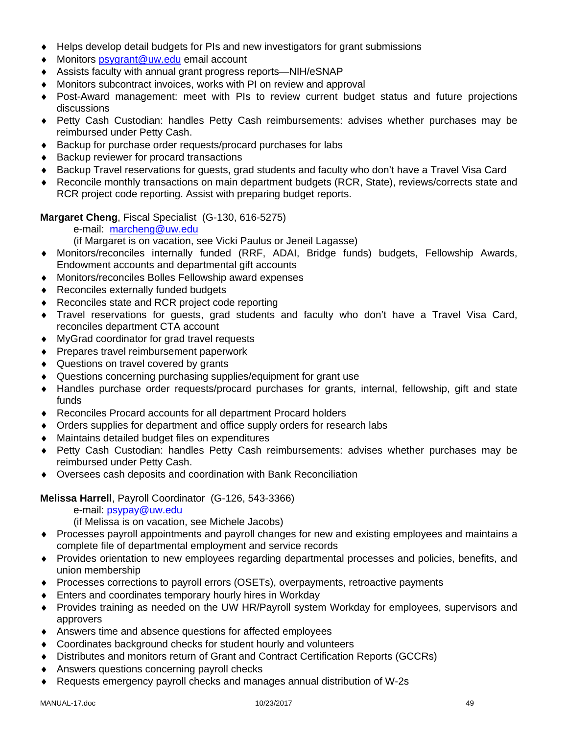- Helps develop detail budgets for PIs and new investigators for grant submissions
- Monitors psygrant@uw.edu email account
- Assists faculty with annual grant progress reports—NIH/eSNAP
- Monitors subcontract invoices, works with PI on review and approval
- Post-Award management: meet with PIs to review current budget status and future projections discussions
- Petty Cash Custodian: handles Petty Cash reimbursements: advises whether purchases may be reimbursed under Petty Cash.
- Backup for purchase order requests/procard purchases for labs
- Backup reviewer for procard transactions
- Backup Travel reservations for guests, grad students and faculty who don't have a Travel Visa Card
- Reconcile monthly transactions on main department budgets (RCR, State), reviews/corrects state and RCR project code reporting. Assist with preparing budget reports.

**Margaret Cheng**, Fiscal Specialist (G-130, 616-5275)

e-mail: marcheng@uw.edu

(if Margaret is on vacation, see Vicki Paulus or Jeneil Lagasse)

- Monitors/reconciles internally funded (RRF, ADAI, Bridge funds) budgets, Fellowship Awards, Endowment accounts and departmental gift accounts
- Monitors/reconciles Bolles Fellowship award expenses
- Reconciles externally funded budgets
- Reconciles state and RCR project code reporting
- Travel reservations for guests, grad students and faculty who don't have a Travel Visa Card, reconciles department CTA account
- MyGrad coordinator for grad travel requests
- Prepares travel reimbursement paperwork
- Questions on travel covered by grants
- Questions concerning purchasing supplies/equipment for grant use
- Handles purchase order requests/procard purchases for grants, internal, fellowship, gift and state funds
- Reconciles Procard accounts for all department Procard holders
- Orders supplies for department and office supply orders for research labs
- Maintains detailed budget files on expenditures
- Petty Cash Custodian: handles Petty Cash reimbursements: advises whether purchases may be reimbursed under Petty Cash.
- Oversees cash deposits and coordination with Bank Reconciliation

**Melissa Harrell**, Payroll Coordinator (G-126, 543-3366)

e-mail: psypay@uw.edu

(if Melissa is on vacation, see Michele Jacobs)

- Processes payroll appointments and payroll changes for new and existing employees and maintains a complete file of departmental employment and service records
- Provides orientation to new employees regarding departmental processes and policies, benefits, and union membership
- Processes corrections to payroll errors (OSETs), overpayments, retroactive payments
- Enters and coordinates temporary hourly hires in Workday
- Provides training as needed on the UW HR/Payroll system Workday for employees, supervisors and approvers
- Answers time and absence questions for affected employees
- Coordinates background checks for student hourly and volunteers
- Distributes and monitors return of Grant and Contract Certification Reports (GCCRs)
- Answers questions concerning payroll checks
- Requests emergency payroll checks and manages annual distribution of W-2s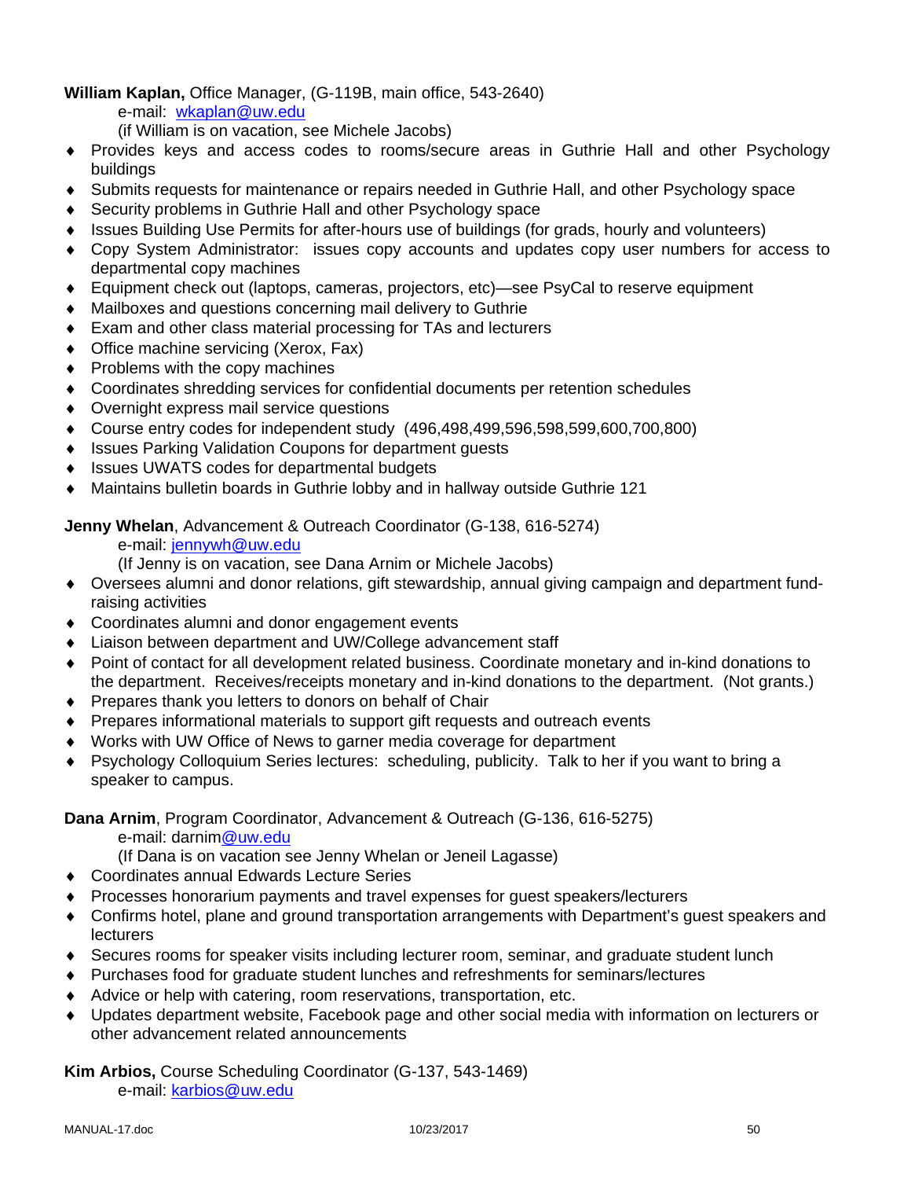**William Kaplan,** Office Manager, (G-119B, main office, 543-2640)

e-mail: wkaplan@uw.edu

(if William is on vacation, see Michele Jacobs)

- Provides keys and access codes to rooms/secure areas in Guthrie Hall and other Psychology buildings
- Submits requests for maintenance or repairs needed in Guthrie Hall, and other Psychology space
- Security problems in Guthrie Hall and other Psychology space
- Issues Building Use Permits for after-hours use of buildings (for grads, hourly and volunteers)
- Copy System Administrator: issues copy accounts and updates copy user numbers for access to departmental copy machines
- Equipment check out (laptops, cameras, projectors, etc)—see PsyCal to reserve equipment
- Mailboxes and questions concerning mail delivery to Guthrie
- Exam and other class material processing for TAs and lecturers
- Office machine servicing (Xerox, Fax)
- Problems with the copy machines
- Coordinates shredding services for confidential documents per retention schedules
- Overnight express mail service questions
- Course entry codes for independent study (496,498,499,596,598,599,600,700,800)
- Issues Parking Validation Coupons for department guests
- Issues UWATS codes for departmental budgets
- Maintains bulletin boards in Guthrie lobby and in hallway outside Guthrie 121

**Jenny Whelan**, Advancement & Outreach Coordinator (G-138, 616-5274)

e-mail: jennywh@uw.edu

(If Jenny is on vacation, see Dana Arnim or Michele Jacobs)

- Oversees alumni and donor relations, gift stewardship, annual giving campaign and department fund-raising activities
- Coordinates alumni and donor engagement events
- Liaison between department and UW/College advancement staff
- Point of contact for all development related business. Coordinate monetary and in-kind donations to the department. Receives/receipts monetary and in-kind donations to the department. (Not grants.)
- Prepares thank you letters to donors on behalf of Chair
- Prepares informational materials to support gift requests and outreach events
- Works with UW Office of News to garner media coverage for department
- Psychology Colloquium Series lectures: scheduling, publicity. Talk to her if you want to bring a speaker to campus.

**Dana Arnim**, Program Coordinator, Advancement & Outreach (G-136, 616-5275)

e-mail: darnim@uw.edu

(If Dana is on vacation see Jenny Whelan or Jeneil Lagasse)

- Coordinates annual Edwards Lecture Series
- Processes honorarium payments and travel expenses for guest speakers/lecturers
- Confirms hotel, plane and ground transportation arrangements with Department's guest speakers and lecturers
- Secures rooms for speaker visits including lecturer room, seminar, and graduate student lunch
- Purchases food for graduate student lunches and refreshments for seminars/lectures
- Advice or help with catering, room reservations, transportation, etc.
- Updates department website, Facebook page and other social media with information on lecturers or other advancement related announcements

**Kim Arbios,** Course Scheduling Coordinator (G-137, 543-1469)

e-mail: karbios@uw.edu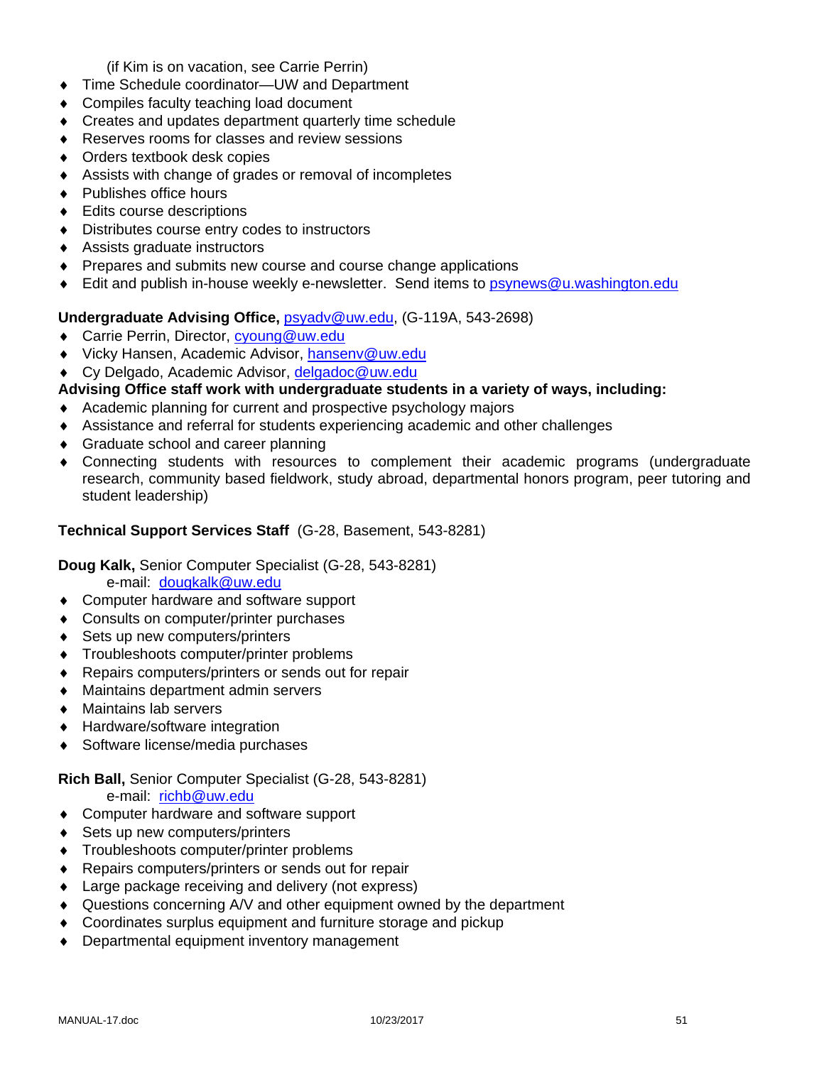(if Kim is on vacation, see Carrie Perrin)

- Time Schedule coordinator—UW and Department
- Compiles faculty teaching load document
- Creates and updates department quarterly time schedule
- Reserves rooms for classes and review sessions
- Orders textbook desk copies
- Assists with change of grades or removal of incompletes
- Publishes office hours
- Edits course descriptions
- Distributes course entry codes to instructors
- Assists graduate instructors
- Prepares and submits new course and course change applications
- Edit and publish in-house weekly e-newsletter. Send items to psynews@u.washington.edu

**Undergraduate Advising Office,** psyadv@uw.edu, (G-119A, 543-2698)

- Carrie Perrin, Director, cyoung@uw.edu
- Vicky Hansen, Academic Advisor, hansenv@uw.edu
- Cy Delgado, Academic Advisor, delgadoc@uw.edu

**Advising Office staff work with undergraduate students in a variety of ways, including:**

- Academic planning for current and prospective psychology majors
- Assistance and referral for students experiencing academic and other challenges
- Graduate school and career planning
- Connecting students with resources to complement their academic programs (undergraduate research, community based fieldwork, study abroad, departmental honors program, peer tutoring and student leadership)

**Technical Support Services Staff** (G-28, Basement, 543-8281)

**Doug Kalk,** Senior Computer Specialist (G-28, 543-8281)
e-mail: dougkalk@uw.edu

- Computer hardware and software support
- Consults on computer/printer purchases
- Sets up new computers/printers
- Troubleshoots computer/printer problems
- Repairs computers/printers or sends out for repair
- Maintains department admin servers
- Maintains lab servers
- Hardware/software integration
- Software license/media purchases

**Rich Ball,** Senior Computer Specialist (G-28, 543-8281)
e-mail: richb@uw.edu

- Computer hardware and software support
- Sets up new computers/printers
- Troubleshoots computer/printer problems
- Repairs computers/printers or sends out for repair
- Large package receiving and delivery (not express)
- Questions concerning A/V and other equipment owned by the department
- Coordinates surplus equipment and furniture storage and pickup
- Departmental equipment inventory management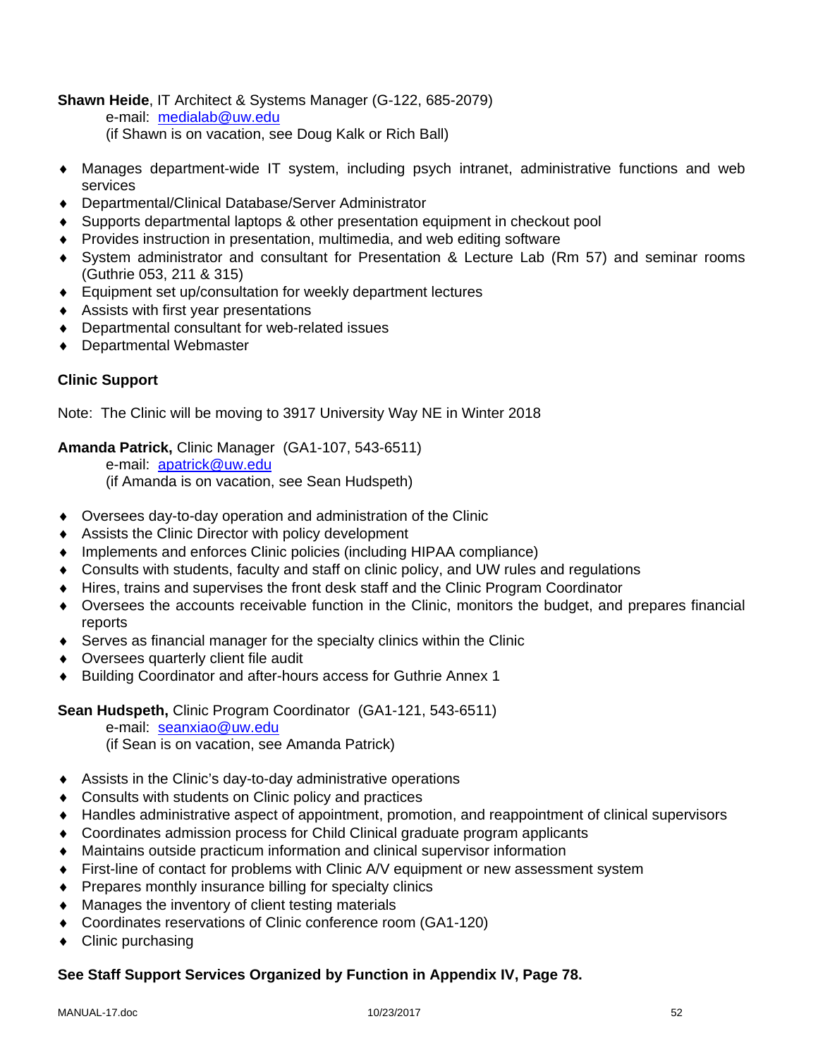**Shawn Heide**, IT Architect & Systems Manager (G-122, 685-2079)
e-mail: medialab@uw.edu
(if Shawn is on vacation, see Doug Kalk or Rich Ball)

- Manages department-wide IT system, including psych intranet, administrative functions and web services
- Departmental/Clinical Database/Server Administrator
- Supports departmental laptops & other presentation equipment in checkout pool
- Provides instruction in presentation, multimedia, and web editing software
- System administrator and consultant for Presentation & Lecture Lab (Rm 57) and seminar rooms (Guthrie 053, 211 & 315)
- Equipment set up/consultation for weekly department lectures
- Assists with first year presentations
- Departmental consultant for web-related issues
- Departmental Webmaster

**Clinic Support**

Note: The Clinic will be moving to 3917 University Way NE in Winter 2018

**Amanda Patrick,** Clinic Manager (GA1-107, 543-6511)
e-mail: apatrick@uw.edu
(if Amanda is on vacation, see Sean Hudspeth)

- Oversees day-to-day operation and administration of the Clinic
- Assists the Clinic Director with policy development
- Implements and enforces Clinic policies (including HIPAA compliance)
- Consults with students, faculty and staff on clinic policy, and UW rules and regulations
- Hires, trains and supervises the front desk staff and the Clinic Program Coordinator
- Oversees the accounts receivable function in the Clinic, monitors the budget, and prepares financial reports
- Serves as financial manager for the specialty clinics within the Clinic
- Oversees quarterly client file audit
- Building Coordinator and after-hours access for Guthrie Annex 1

**Sean Hudspeth,** Clinic Program Coordinator (GA1-121, 543-6511)
e-mail: seanxiao@uw.edu
(if Sean is on vacation, see Amanda Patrick)

- Assists in the Clinic's day-to-day administrative operations
- Consults with students on Clinic policy and practices
- Handles administrative aspect of appointment, promotion, and reappointment of clinical supervisors
- Coordinates admission process for Child Clinical graduate program applicants
- Maintains outside practicum information and clinical supervisor information
- First-line of contact for problems with Clinic A/V equipment or new assessment system
- Prepares monthly insurance billing for specialty clinics
- Manages the inventory of client testing materials
- Coordinates reservations of Clinic conference room (GA1-120)
- Clinic purchasing

**See Staff Support Services Organized by Function in Appendix IV, Page 78.**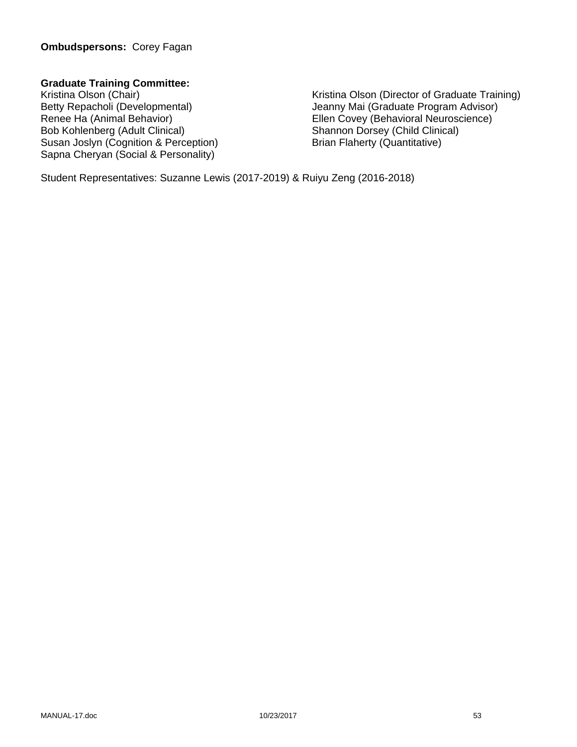**Ombudspersons:** Corey Fagan

**Graduate Training Committee:**

Kristina Olson (Chair)
Betty Repacholi (Developmental)
Renee Ha (Animal Behavior)
Bob Kohlenberg (Adult Clinical)
Susan Joslyn (Cognition & Perception)
Sapna Cheryan (Social & Personality)

Kristina Olson (Director of Graduate Training)
Jeanny Mai (Graduate Program Advisor)
Ellen Covey (Behavioral Neuroscience)
Shannon Dorsey (Child Clinical)
Brian Flaherty (Quantitative)

Student Representatives: Suzanne Lewis (2017-2019) & Ruiyu Zeng (2016-2018)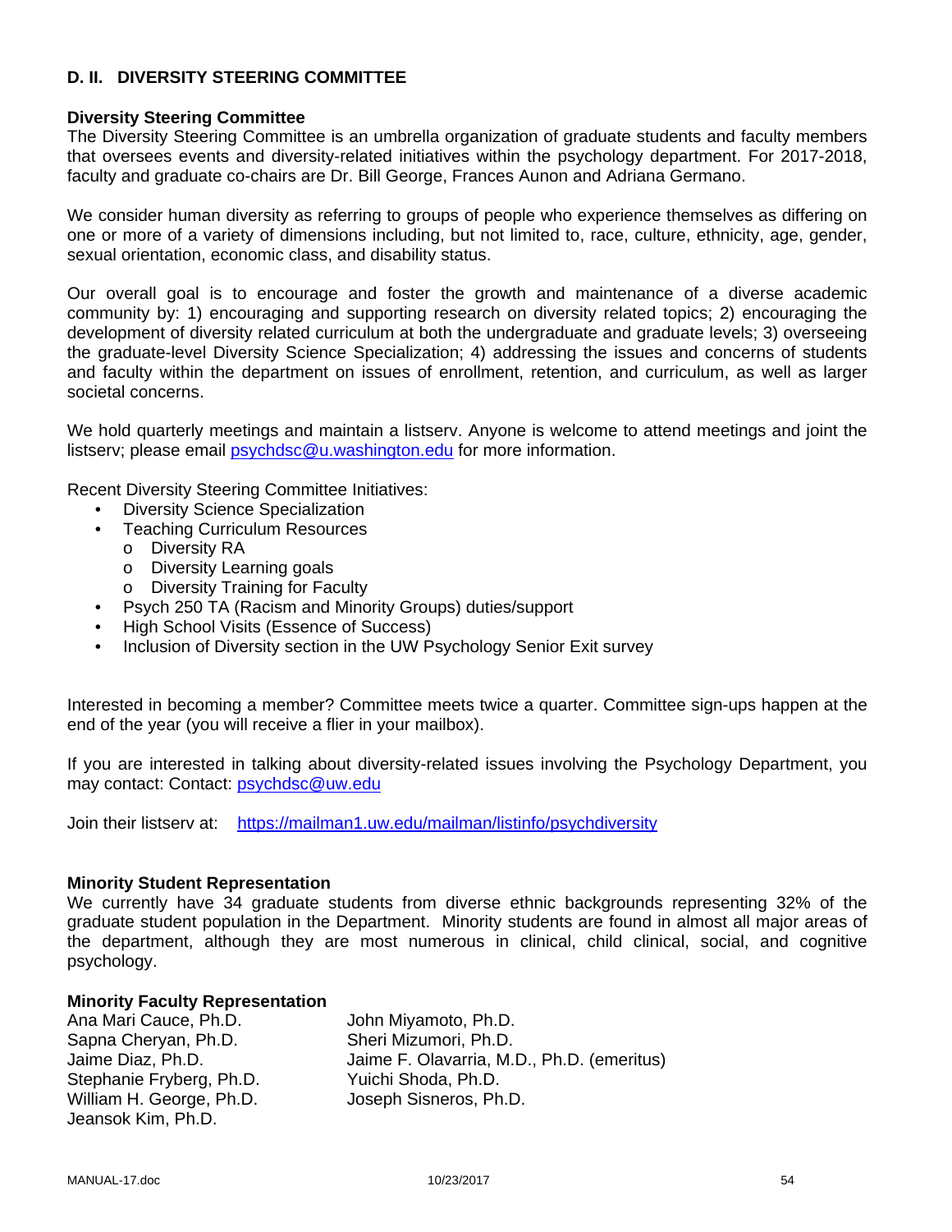## D. II. DIVERSITY STEERING COMMITTEE

**Diversity Steering Committee**

The Diversity Steering Committee is an umbrella organization of graduate students and faculty members that oversees events and diversity-related initiatives within the psychology department. For 2017-2018, faculty and graduate co-chairs are Dr. Bill George, Frances Aunon and Adriana Germano.

We consider human diversity as referring to groups of people who experience themselves as differing on one or more of a variety of dimensions including, but not limited to, race, culture, ethnicity, age, gender, sexual orientation, economic class, and disability status.

Our overall goal is to encourage and foster the growth and maintenance of a diverse academic community by: 1) encouraging and supporting research on diversity related topics; 2) encouraging the development of diversity related curriculum at both the undergraduate and graduate levels; 3) overseeing the graduate-level Diversity Science Specialization; 4) addressing the issues and concerns of students and faculty within the department on issues of enrollment, retention, and curriculum, as well as larger societal concerns.

We hold quarterly meetings and maintain a listserv. Anyone is welcome to attend meetings and joint the listserv; please email psychdsc@u.washington.edu for more information.

Recent Diversity Steering Committee Initiatives:

- Diversity Science Specialization
- Teaching Curriculum Resources
  - Diversity RA
  - Diversity Learning goals
  - Diversity Training for Faculty
- Psych 250 TA (Racism and Minority Groups) duties/support
- High School Visits (Essence of Success)
- Inclusion of Diversity section in the UW Psychology Senior Exit survey

Interested in becoming a member? Committee meets twice a quarter. Committee sign-ups happen at the end of the year (you will receive a flier in your mailbox).

If you are interested in talking about diversity-related issues involving the Psychology Department, you may contact: Contact: psychdsc@uw.edu

Join their listserv at: https://mailman1.uw.edu/mailman/listinfo/psychdiversity

**Minority Student Representation**

We currently have 34 graduate students from diverse ethnic backgrounds representing 32% of the graduate student population in the Department. Minority students are found in almost all major areas of the department, although they are most numerous in clinical, child clinical, social, and cognitive psychology.

**Minority Faculty Representation**

Ana Mari Cauce, Ph.D.
Sapna Cheryan, Ph.D.
Jaime Diaz, Ph.D.
Stephanie Fryberg, Ph.D.
William H. George, Ph.D.
Jeansok Kim, Ph.D.
John Miyamoto, Ph.D.
Sheri Mizumori, Ph.D.
Jaime F. Olavarria, M.D., Ph.D. (emeritus)
Yuichi Shoda, Ph.D.
Joseph Sisneros, Ph.D.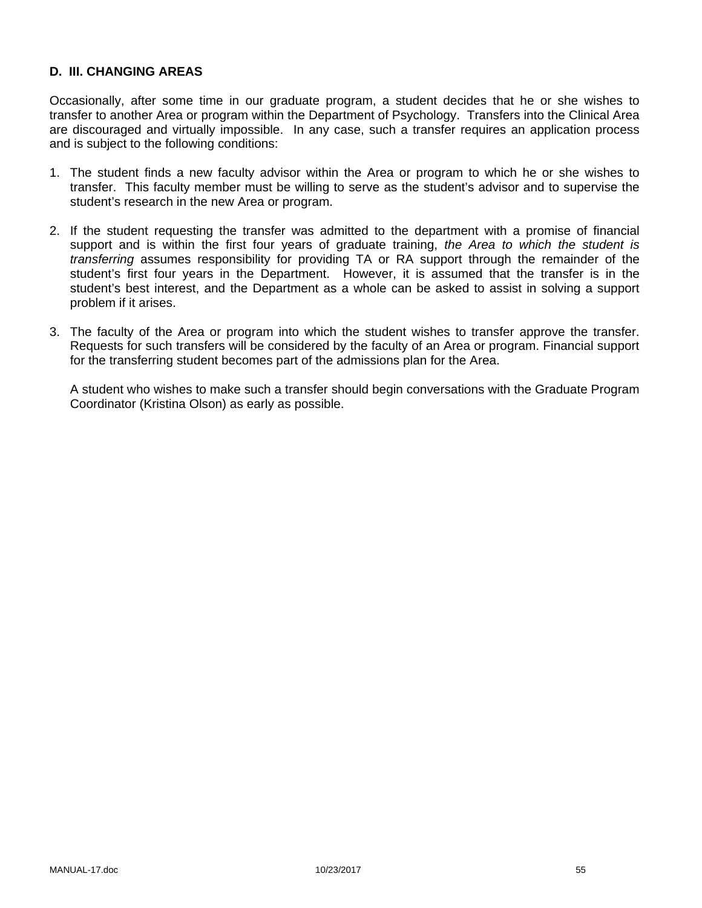### D. III. CHANGING AREAS

Occasionally, after some time in our graduate program, a student decides that he or she wishes to transfer to another Area or program within the Department of Psychology. Transfers into the Clinical Area are discouraged and virtually impossible. In any case, such a transfer requires an application process and is subject to the following conditions:

1. The student finds a new faculty advisor within the Area or program to which he or she wishes to transfer. This faculty member must be willing to serve as the student's advisor and to supervise the student's research in the new Area or program.

2. If the student requesting the transfer was admitted to the department with a promise of financial support and is within the first four years of graduate training, *the Area to which the student is transferring* assumes responsibility for providing TA or RA support through the remainder of the student's first four years in the Department. However, it is assumed that the transfer is in the student's best interest, and the Department as a whole can be asked to assist in solving a support problem if it arises.

3. The faculty of the Area or program into which the student wishes to transfer approve the transfer. Requests for such transfers will be considered by the faculty of an Area or program. Financial support for the transferring student becomes part of the admissions plan for the Area.

   A student who wishes to make such a transfer should begin conversations with the Graduate Program Coordinator (Kristina Olson) as early as possible.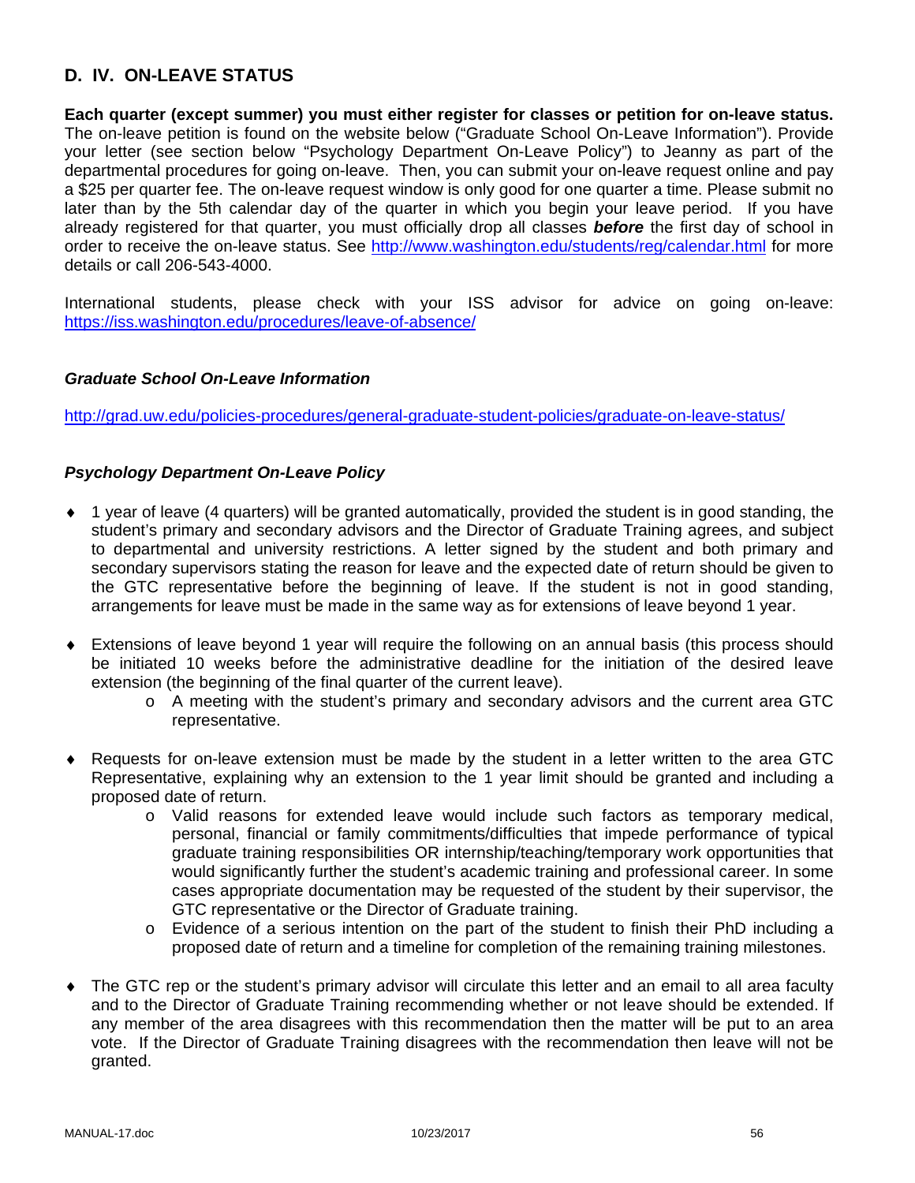## D. IV. ON-LEAVE STATUS

**Each quarter (except summer) you must either register for classes or petition for on-leave status.** The on-leave petition is found on the website below ("Graduate School On-Leave Information"). Provide your letter (see section below "Psychology Department On-Leave Policy") to Jeanny as part of the departmental procedures for going on-leave. Then, you can submit your on-leave request online and pay a $25 per quarter fee. The on-leave request window is only good for one quarter a time. Please submit no later than by the 5th calendar day of the quarter in which you begin your leave period. If you have already registered for that quarter, you must officially drop all classes ***before*** the first day of school in order to receive the on-leave status. See http://www.washington.edu/students/reg/calendar.html for more details or call 206-543-4000.

International students, please check with your ISS advisor for advice on going on-leave: https://iss.washington.edu/procedures/leave-of-absence/

### *Graduate School On-Leave Information*

http://grad.uw.edu/policies-procedures/general-graduate-student-policies/graduate-on-leave-status/

### *Psychology Department On-Leave Policy*

- 1 year of leave (4 quarters) will be granted automatically, provided the student is in good standing, the student's primary and secondary advisors and the Director of Graduate Training agrees, and subject to departmental and university restrictions. A letter signed by the student and both primary and secondary supervisors stating the reason for leave and the expected date of return should be given to the GTC representative before the beginning of leave. If the student is not in good standing, arrangements for leave must be made in the same way as for extensions of leave beyond 1 year.

- Extensions of leave beyond 1 year will require the following on an annual basis (this process should be initiated 10 weeks before the administrative deadline for the initiation of the desired leave extension (the beginning of the final quarter of the current leave).
  - A meeting with the student's primary and secondary advisors and the current area GTC representative.

- Requests for on-leave extension must be made by the student in a letter written to the area GTC Representative, explaining why an extension to the 1 year limit should be granted and including a proposed date of return.
  - Valid reasons for extended leave would include such factors as temporary medical, personal, financial or family commitments/difficulties that impede performance of typical graduate training responsibilities OR internship/teaching/temporary work opportunities that would significantly further the student's academic training and professional career. In some cases appropriate documentation may be requested of the student by their supervisor, the GTC representative or the Director of Graduate training.
  - Evidence of a serious intention on the part of the student to finish their PhD including a proposed date of return and a timeline for completion of the remaining training milestones.

- The GTC rep or the student's primary advisor will circulate this letter and an email to all area faculty and to the Director of Graduate Training recommending whether or not leave should be extended. If any member of the area disagrees with this recommendation then the matter will be put to an area vote. If the Director of Graduate Training disagrees with the recommendation then leave will not be granted.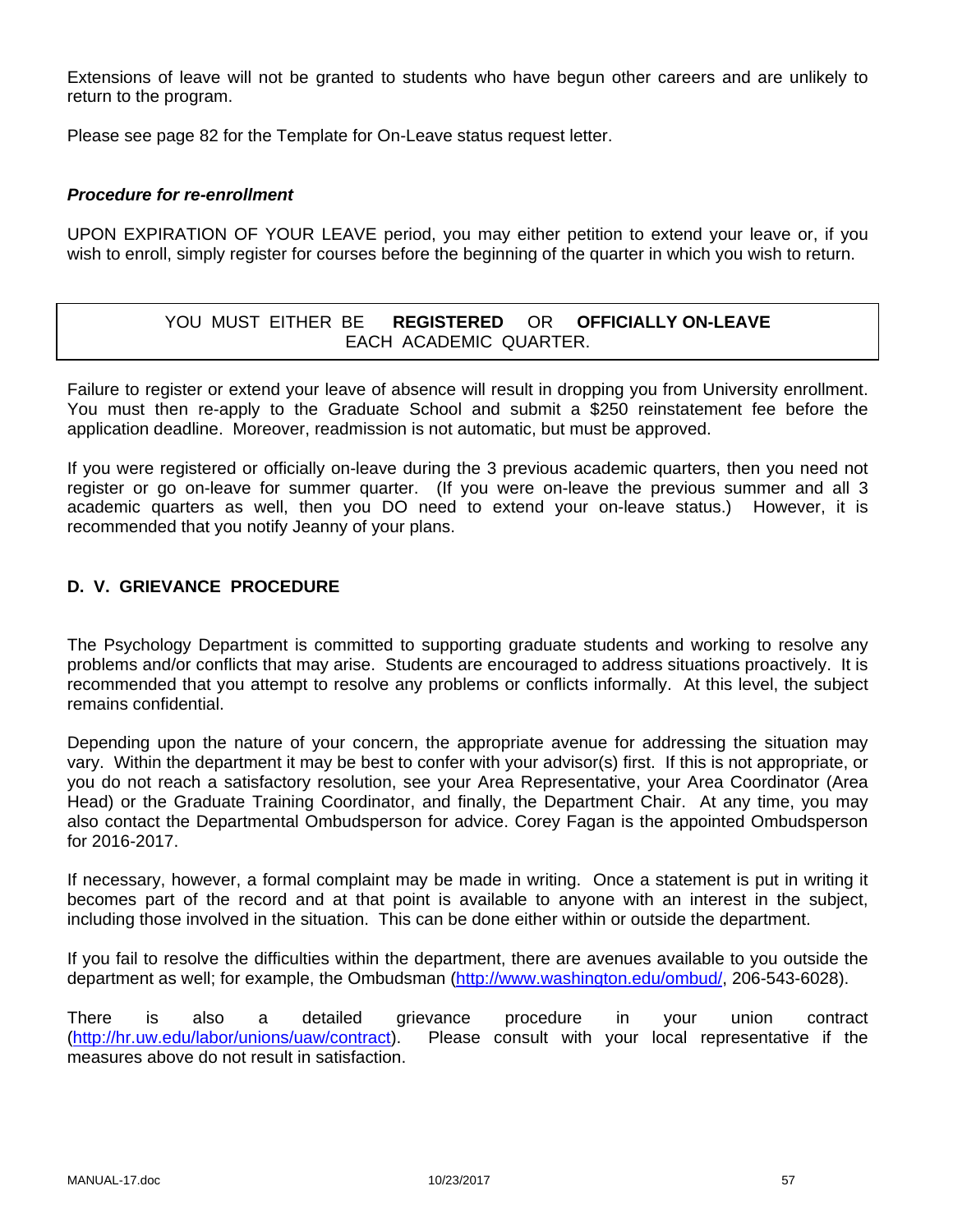Extensions of leave will not be granted to students who have begun other careers and are unlikely to return to the program.

Please see page 82 for the Template for On-Leave status request letter.

***Procedure for re-enrollment***

UPON EXPIRATION OF YOUR LEAVE period, you may either petition to extend your leave or, if you wish to enroll, simply register for courses before the beginning of the quarter in which you wish to return.

| YOU MUST EITHER BE **REGISTERED** OR **OFFICIALLY ON-LEAVE** EACH ACADEMIC QUARTER. |
|---|

Failure to register or extend your leave of absence will result in dropping you from University enrollment. You must then re-apply to the Graduate School and submit a $250 reinstatement fee before the application deadline. Moreover, readmission is not automatic, but must be approved.

If you were registered or officially on-leave during the 3 previous academic quarters, then you need not register or go on-leave for summer quarter. (If you were on-leave the previous summer and all 3 academic quarters as well, then you DO need to extend your on-leave status.) However, it is recommended that you notify Jeanny of your plans.

## D. V. GRIEVANCE PROCEDURE

The Psychology Department is committed to supporting graduate students and working to resolve any problems and/or conflicts that may arise. Students are encouraged to address situations proactively. It is recommended that you attempt to resolve any problems or conflicts informally. At this level, the subject remains confidential.

Depending upon the nature of your concern, the appropriate avenue for addressing the situation may vary. Within the department it may be best to confer with your advisor(s) first. If this is not appropriate, or you do not reach a satisfactory resolution, see your Area Representative, your Area Coordinator (Area Head) or the Graduate Training Coordinator, and finally, the Department Chair. At any time, you may also contact the Departmental Ombudsperson for advice. Corey Fagan is the appointed Ombudsperson for 2016-2017.

If necessary, however, a formal complaint may be made in writing. Once a statement is put in writing it becomes part of the record and at that point is available to anyone with an interest in the subject, including those involved in the situation. This can be done either within or outside the department.

If you fail to resolve the difficulties within the department, there are avenues available to you outside the department as well; for example, the Ombudsman (http://www.washington.edu/ombud/, 206-543-6028).

There is also a detailed grievance procedure in your union contract (http://hr.uw.edu/labor/unions/uaw/contract). Please consult with your local representative if the measures above do not result in satisfaction.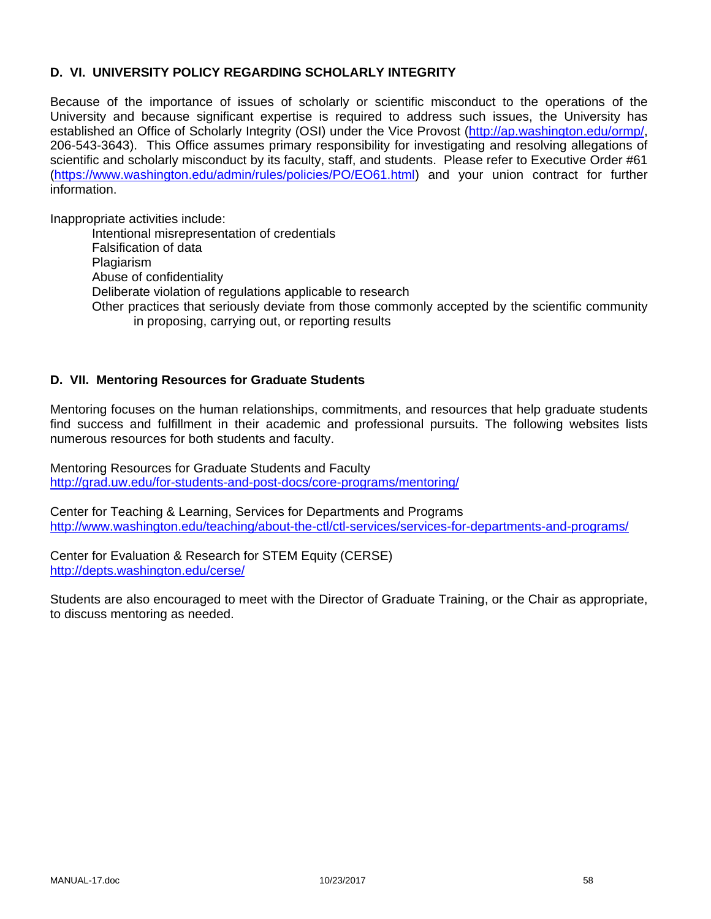## D. VI. UNIVERSITY POLICY REGARDING SCHOLARLY INTEGRITY

Because of the importance of issues of scholarly or scientific misconduct to the operations of the University and because significant expertise is required to address such issues, the University has established an Office of Scholarly Integrity (OSI) under the Vice Provost (http://ap.washington.edu/ormp/, 206-543-3643). This Office assumes primary responsibility for investigating and resolving allegations of scientific and scholarly misconduct by its faculty, staff, and students. Please refer to Executive Order #61 (https://www.washington.edu/admin/rules/policies/PO/EO61.html) and your union contract for further information.

Inappropriate activities include:

- Intentional misrepresentation of credentials
- Falsification of data
- Plagiarism
- Abuse of confidentiality
- Deliberate violation of regulations applicable to research
- Other practices that seriously deviate from those commonly accepted by the scientific community in proposing, carrying out, or reporting results

## D. VII. Mentoring Resources for Graduate Students

Mentoring focuses on the human relationships, commitments, and resources that help graduate students find success and fulfillment in their academic and professional pursuits. The following websites lists numerous resources for both students and faculty.

Mentoring Resources for Graduate Students and Faculty
http://grad.uw.edu/for-students-and-post-docs/core-programs/mentoring/

Center for Teaching & Learning, Services for Departments and Programs
http://www.washington.edu/teaching/about-the-ctl/ctl-services/services-for-departments-and-programs/

Center for Evaluation & Research for STEM Equity (CERSE)
http://depts.washington.edu/cerse/

Students are also encouraged to meet with the Director of Graduate Training, or the Chair as appropriate, to discuss mentoring as needed.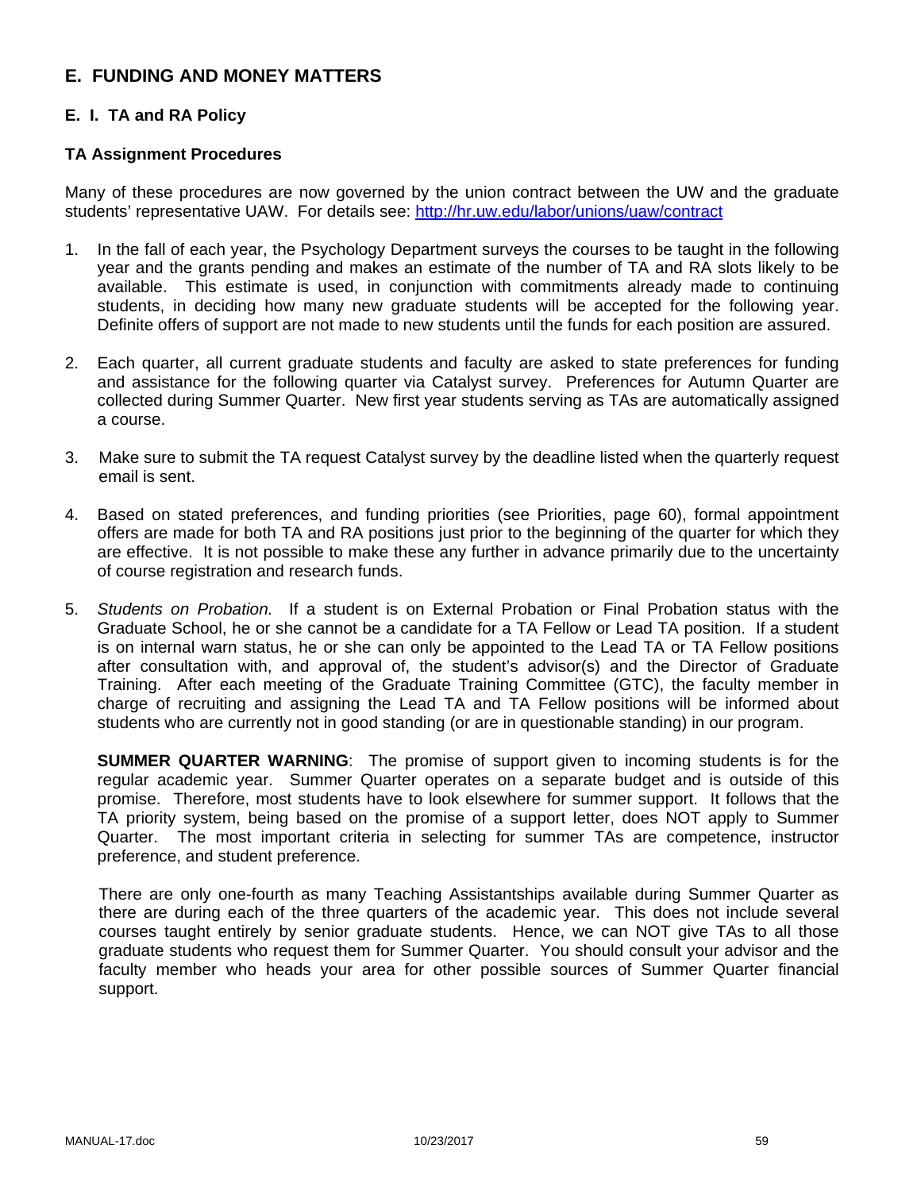## E. FUNDING AND MONEY MATTERS

### E. I. TA and RA Policy

#### TA Assignment Procedures

Many of these procedures are now governed by the union contract between the UW and the graduate students' representative UAW. For details see: [http://hr.uw.edu/labor/unions/uaw/contract](http://hr.uw.edu/labor/unions/uaw/contract)

1. In the fall of each year, the Psychology Department surveys the courses to be taught in the following year and the grants pending and makes an estimate of the number of TA and RA slots likely to be available. This estimate is used, in conjunction with commitments already made to continuing students, in deciding how many new graduate students will be accepted for the following year. Definite offers of support are not made to new students until the funds for each position are assured.

2. Each quarter, all current graduate students and faculty are asked to state preferences for funding and assistance for the following quarter via Catalyst survey. Preferences for Autumn Quarter are collected during Summer Quarter. New first year students serving as TAs are automatically assigned a course.

3. Make sure to submit the TA request Catalyst survey by the deadline listed when the quarterly request email is sent.

4. Based on stated preferences, and funding priorities (see Priorities, page 60), formal appointment offers are made for both TA and RA positions just prior to the beginning of the quarter for which they are effective. It is not possible to make these any further in advance primarily due to the uncertainty of course registration and research funds.

5. *Students on Probation.* If a student is on External Probation or Final Probation status with the Graduate School, he or she cannot be a candidate for a TA Fellow or Lead TA position. If a student is on internal warn status, he or she can only be appointed to the Lead TA or TA Fellow positions after consultation with, and approval of, the student's advisor(s) and the Director of Graduate Training. After each meeting of the Graduate Training Committee (GTC), the faculty member in charge of recruiting and assigning the Lead TA and TA Fellow positions will be informed about students who are currently not in good standing (or are in questionable standing) in our program.

   **SUMMER QUARTER WARNING**: The promise of support given to incoming students is for the regular academic year. Summer Quarter operates on a separate budget and is outside of this promise. Therefore, most students have to look elsewhere for summer support. It follows that the TA priority system, being based on the promise of a support letter, does NOT apply to Summer Quarter. The most important criteria in selecting for summer TAs are competence, instructor preference, and student preference.

   There are only one-fourth as many Teaching Assistantships available during Summer Quarter as there are during each of the three quarters of the academic year. This does not include several courses taught entirely by senior graduate students. Hence, we can NOT give TAs to all those graduate students who request them for Summer Quarter. You should consult your advisor and the faculty member who heads your area for other possible sources of Summer Quarter financial support.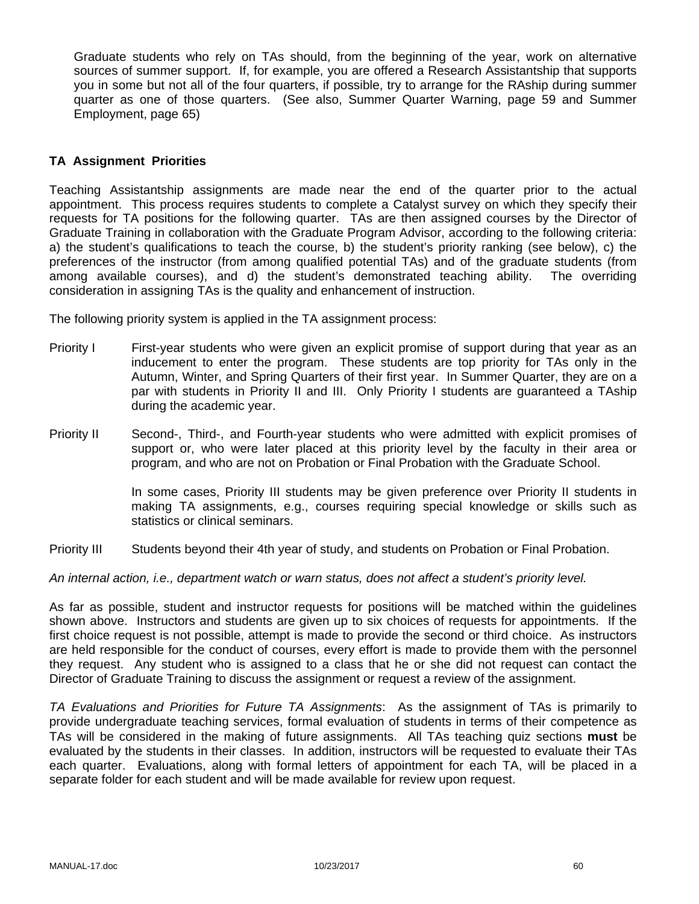Graduate students who rely on TAs should, from the beginning of the year, work on alternative sources of summer support. If, for example, you are offered a Research Assistantship that supports you in some but not all of the four quarters, if possible, try to arrange for the RAship during summer quarter as one of those quarters. (See also, Summer Quarter Warning, page 59 and Summer Employment, page 65)

### TA Assignment Priorities

Teaching Assistantship assignments are made near the end of the quarter prior to the actual appointment. This process requires students to complete a Catalyst survey on which they specify their requests for TA positions for the following quarter. TAs are then assigned courses by the Director of Graduate Training in collaboration with the Graduate Program Advisor, according to the following criteria: a) the student's qualifications to teach the course, b) the student's priority ranking (see below), c) the preferences of the instructor (from among qualified potential TAs) and of the graduate students (from among available courses), and d) the student's demonstrated teaching ability. The overriding consideration in assigning TAs is the quality and enhancement of instruction.

The following priority system is applied in the TA assignment process:

Priority I First-year students who were given an explicit promise of support during that year as an inducement to enter the program. These students are top priority for TAs only in the Autumn, Winter, and Spring Quarters of their first year. In Summer Quarter, they are on a par with students in Priority II and III. Only Priority I students are guaranteed a TAship during the academic year.

Priority II Second-, Third-, and Fourth-year students who were admitted with explicit promises of support or, who were later placed at this priority level by the faculty in their area or program, and who are not on Probation or Final Probation with the Graduate School.

In some cases, Priority III students may be given preference over Priority II students in making TA assignments, e.g., courses requiring special knowledge or skills such as statistics or clinical seminars.

Priority III Students beyond their 4th year of study, and students on Probation or Final Probation.

*An internal action, i.e., department watch or warn status, does not affect a student's priority level.*

As far as possible, student and instructor requests for positions will be matched within the guidelines shown above. Instructors and students are given up to six choices of requests for appointments. If the first choice request is not possible, attempt is made to provide the second or third choice. As instructors are held responsible for the conduct of courses, every effort is made to provide them with the personnel they request. Any student who is assigned to a class that he or she did not request can contact the Director of Graduate Training to discuss the assignment or request a review of the assignment.

*TA Evaluations and Priorities for Future TA Assignments*: As the assignment of TAs is primarily to provide undergraduate teaching services, formal evaluation of students in terms of their competence as TAs will be considered in the making of future assignments. All TAs teaching quiz sections **must** be evaluated by the students in their classes. In addition, instructors will be requested to evaluate their TAs each quarter. Evaluations, along with formal letters of appointment for each TA, will be placed in a separate folder for each student and will be made available for review upon request.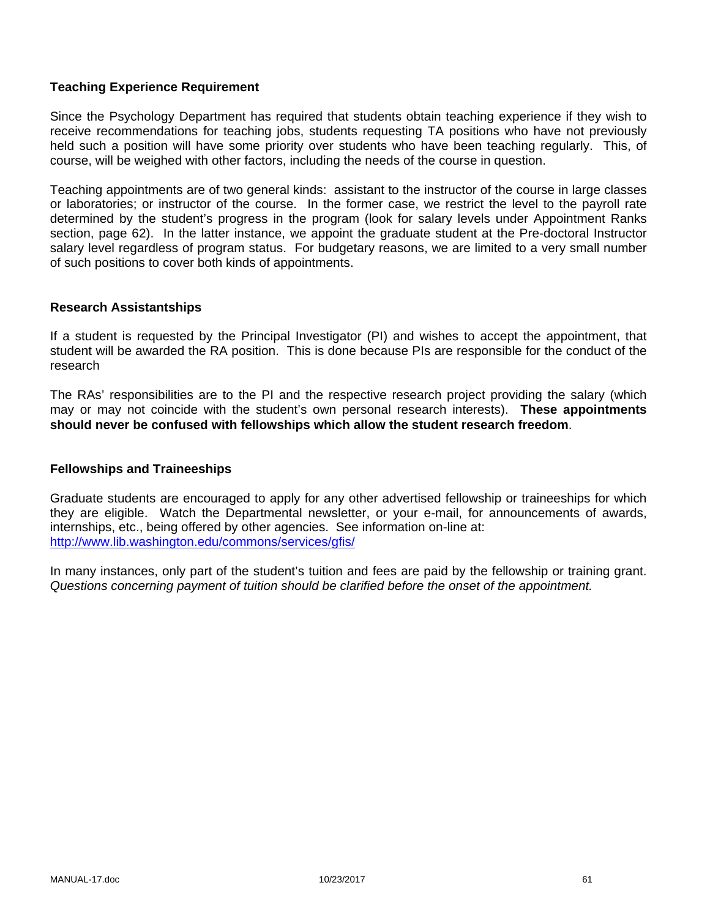## Teaching Experience Requirement

Since the Psychology Department has required that students obtain teaching experience if they wish to receive recommendations for teaching jobs, students requesting TA positions who have not previously held such a position will have some priority over students who have been teaching regularly. This, of course, will be weighed with other factors, including the needs of the course in question.

Teaching appointments are of two general kinds: assistant to the instructor of the course in large classes or laboratories; or instructor of the course. In the former case, we restrict the level to the payroll rate determined by the student's progress in the program (look for salary levels under Appointment Ranks section, page 62). In the latter instance, we appoint the graduate student at the Pre-doctoral Instructor salary level regardless of program status. For budgetary reasons, we are limited to a very small number of such positions to cover both kinds of appointments.

## Research Assistantships

If a student is requested by the Principal Investigator (PI) and wishes to accept the appointment, that student will be awarded the RA position. This is done because PIs are responsible for the conduct of the research

The RAs' responsibilities are to the PI and the respective research project providing the salary (which may or may not coincide with the student's own personal research interests). **These appointments should never be confused with fellowships which allow the student research freedom**.

## Fellowships and Traineeships

Graduate students are encouraged to apply for any other advertised fellowship or traineeships for which they are eligible. Watch the Departmental newsletter, or your e-mail, for announcements of awards, internships, etc., being offered by other agencies. See information on-line at:
http://www.lib.washington.edu/commons/services/gfis/

In many instances, only part of the student's tuition and fees are paid by the fellowship or training grant. *Questions concerning payment of tuition should be clarified before the onset of the appointment.*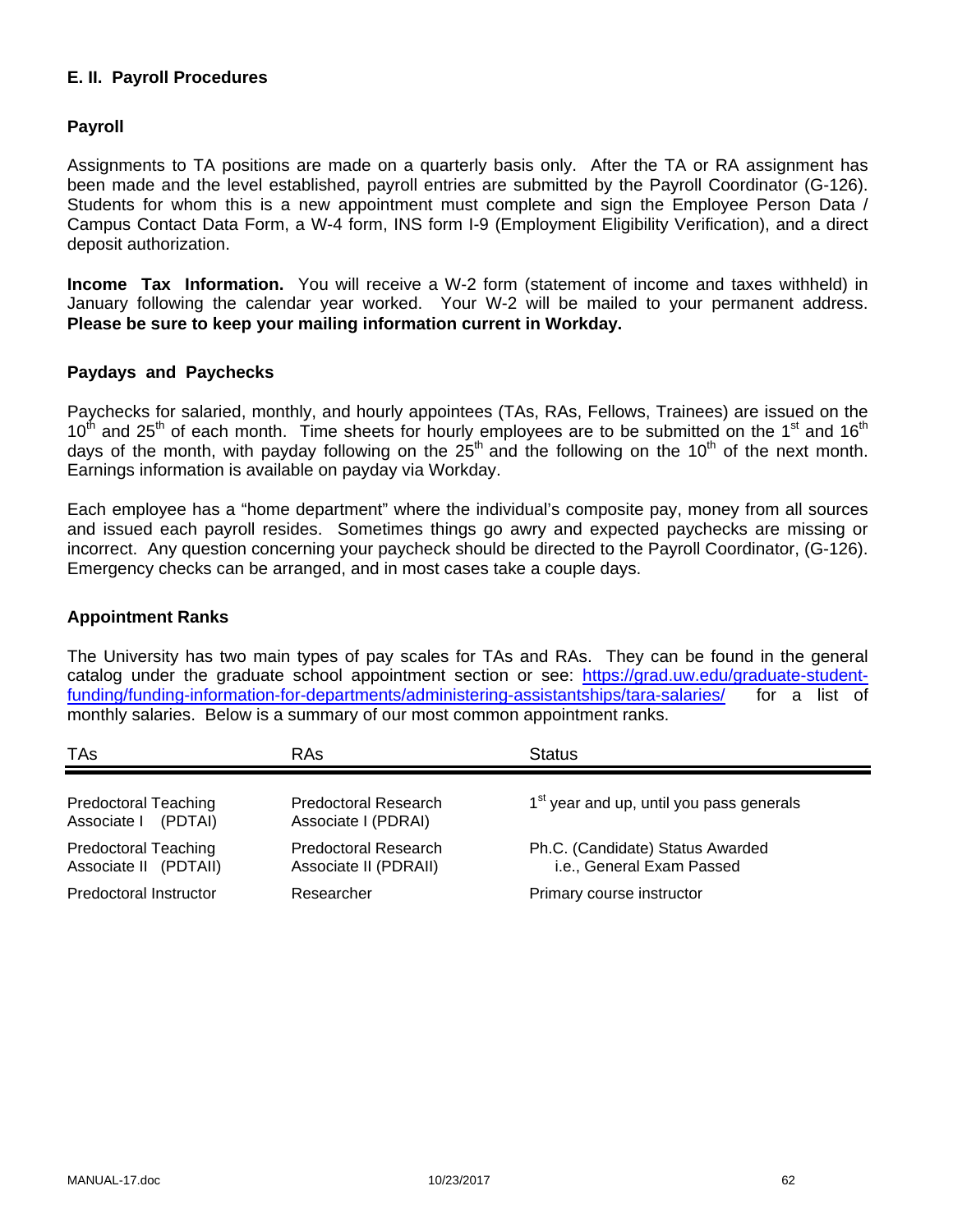## E. II. Payroll Procedures

### Payroll

Assignments to TA positions are made on a quarterly basis only. After the TA or RA assignment has been made and the level established, payroll entries are submitted by the Payroll Coordinator (G-126). Students for whom this is a new appointment must complete and sign the Employee Person Data / Campus Contact Data Form, a W-4 form, INS form I-9 (Employment Eligibility Verification), and a direct deposit authorization.

**Income Tax Information.** You will receive a W-2 form (statement of income and taxes withheld) in January following the calendar year worked. Your W-2 will be mailed to your permanent address. **Please be sure to keep your mailing information current in Workday.**

### Paydays and Paychecks

Paychecks for salaried, monthly, and hourly appointees (TAs, RAs, Fellows, Trainees) are issued on the 10th and 25th of each month. Time sheets for hourly employees are to be submitted on the 1st and 16th days of the month, with payday following on the 25th and the following on the 10th of the next month. Earnings information is available on payday via Workday.

Each employee has a "home department" where the individual's composite pay, money from all sources and issued each payroll resides. Sometimes things go awry and expected paychecks are missing or incorrect. Any question concerning your paycheck should be directed to the Payroll Coordinator, (G-126). Emergency checks can be arranged, and in most cases take a couple days.

### Appointment Ranks

The University has two main types of pay scales for TAs and RAs. They can be found in the general catalog under the graduate school appointment section or see: [https://grad.uw.edu/graduate-student-funding/funding-information-for-departments/administering-assistantships/tara-salaries/](https://grad.uw.edu/graduate-student-funding/funding-information-for-departments/administering-assistantships/tara-salaries/) for a list of monthly salaries. Below is a summary of our most common appointment ranks.

| TAs | RAs | Status |
|---|---|---|
| Predoctoral Teaching Associate I (PDTAI) | Predoctoral Research Associate I (PDRAI) | 1st year and up, until you pass generals |
| Predoctoral Teaching Associate II (PDTAII) | Predoctoral Research Associate II (PDRAII) | Ph.C. (Candidate) Status Awarded i.e., General Exam Passed |
| Predoctoral Instructor | Researcher | Primary course instructor |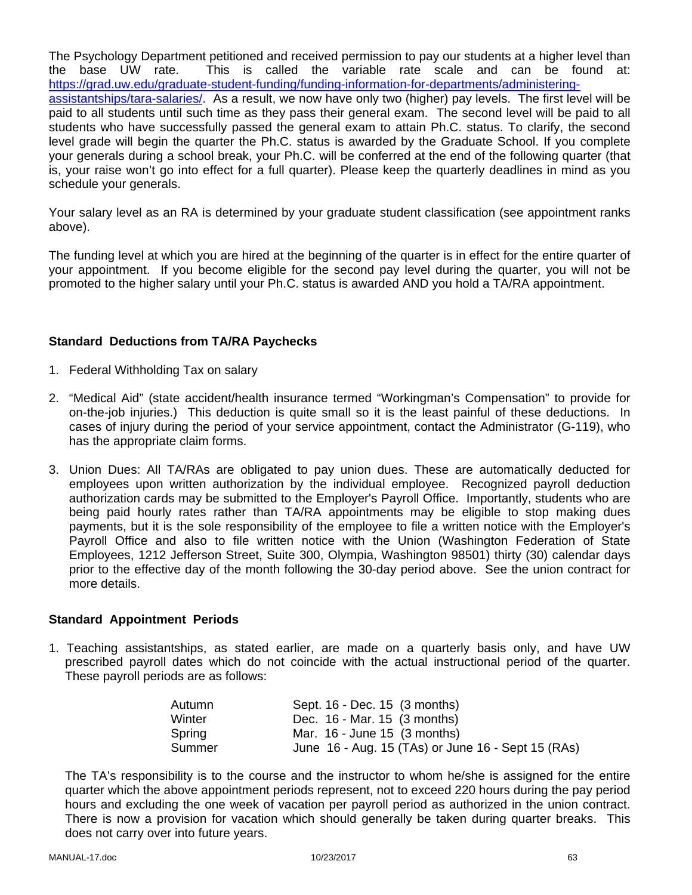The Psychology Department petitioned and received permission to pay our students at a higher level than the base UW rate. This is called the variable rate scale and can be found at: https://grad.uw.edu/graduate-student-funding/funding-information-for-departments/administering-assistantships/tara-salaries/. As a result, we now have only two (higher) pay levels. The first level will be paid to all students until such time as they pass their general exam. The second level will be paid to all students who have successfully passed the general exam to attain Ph.C. status. To clarify, the second level grade will begin the quarter the Ph.C. status is awarded by the Graduate School. If you complete your generals during a school break, your Ph.C. will be conferred at the end of the following quarter (that is, your raise won't go into effect for a full quarter). Please keep the quarterly deadlines in mind as you schedule your generals.

Your salary level as an RA is determined by your graduate student classification (see appointment ranks above).

The funding level at which you are hired at the beginning of the quarter is in effect for the entire quarter of your appointment. If you become eligible for the second pay level during the quarter, you will not be promoted to the higher salary until your Ph.C. status is awarded AND you hold a TA/RA appointment.

**Standard Deductions from TA/RA Paychecks**

1. Federal Withholding Tax on salary
2. "Medical Aid" (state accident/health insurance termed "Workingman's Compensation" to provide for on-the-job injuries.) This deduction is quite small so it is the least painful of these deductions. In cases of injury during the period of your service appointment, contact the Administrator (G-119), who has the appropriate claim forms.
3. Union Dues: All TA/RAs are obligated to pay union dues. These are automatically deducted for employees upon written authorization by the individual employee. Recognized payroll deduction authorization cards may be submitted to the Employer's Payroll Office. Importantly, students who are being paid hourly rates rather than TA/RA appointments may be eligible to stop making dues payments, but it is the sole responsibility of the employee to file a written notice with the Employer's Payroll Office and also to file written notice with the Union (Washington Federation of State Employees, 1212 Jefferson Street, Suite 300, Olympia, Washington 98501) thirty (30) calendar days prior to the effective day of the month following the 30-day period above. See the union contract for more details.

**Standard Appointment Periods**

1. Teaching assistantships, as stated earlier, are made on a quarterly basis only, and have UW prescribed payroll dates which do not coincide with the actual instructional period of the quarter. These payroll periods are as follows:

| | |
|---|---|
| Autumn | Sept. 16 - Dec. 15 (3 months) |
| Winter | Dec. 16 - Mar. 15 (3 months) |
| Spring | Mar. 16 - June 15 (3 months) |
| Summer | June 16 - Aug. 15 (TAs) or June 16 - Sept 15 (RAs) |

The TA's responsibility is to the course and the instructor to whom he/she is assigned for the entire quarter which the above appointment periods represent, not to exceed 220 hours during the pay period hours and excluding the one week of vacation per payroll period as authorized in the union contract. There is now a provision for vacation which should generally be taken during quarter breaks. This does not carry over into future years.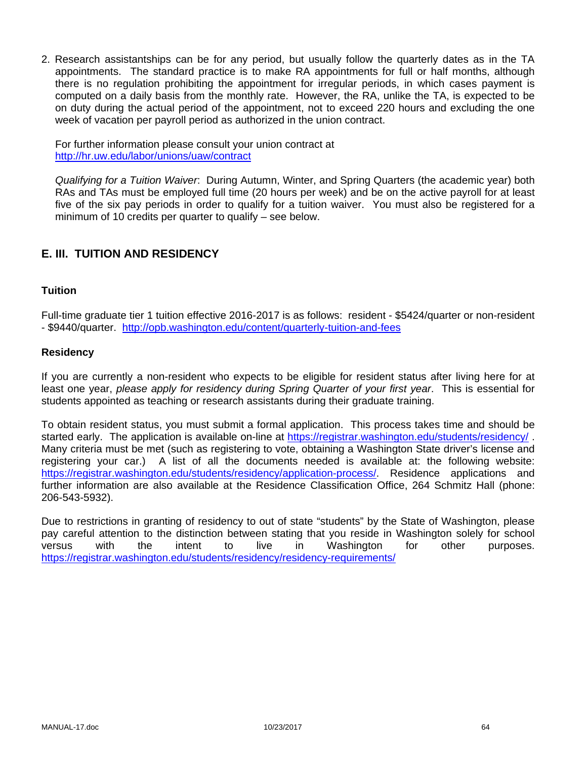2. Research assistantships can be for any period, but usually follow the quarterly dates as in the TA appointments. The standard practice is to make RA appointments for full or half months, although there is no regulation prohibiting the appointment for irregular periods, in which cases payment is computed on a daily basis from the monthly rate. However, the RA, unlike the TA, is expected to be on duty during the actual period of the appointment, not to exceed 220 hours and excluding the one week of vacation per payroll period as authorized in the union contract.

   For further information please consult your union contract at
   http://hr.uw.edu/labor/unions/uaw/contract

   *Qualifying for a Tuition Waiver*: During Autumn, Winter, and Spring Quarters (the academic year) both RAs and TAs must be employed full time (20 hours per week) and be on the active payroll for at least five of the six pay periods in order to qualify for a tuition waiver. You must also be registered for a minimum of 10 credits per quarter to qualify – see below.

## E. III. TUITION AND RESIDENCY

### Tuition

Full-time graduate tier 1 tuition effective 2016-2017 is as follows: resident - $5424/quarter or non-resident - $9440/quarter. http://opb.washington.edu/content/quarterly-tuition-and-fees

### Residency

If you are currently a non-resident who expects to be eligible for resident status after living here for at least one year, *please apply for residency during Spring Quarter of your first year*. This is essential for students appointed as teaching or research assistants during their graduate training.

To obtain resident status, you must submit a formal application. This process takes time and should be started early. The application is available on-line at https://registrar.washington.edu/students/residency/ . Many criteria must be met (such as registering to vote, obtaining a Washington State driver's license and registering your car.) A list of all the documents needed is available at: the following website: https://registrar.washington.edu/students/residency/application-process/. Residence applications and further information are also available at the Residence Classification Office, 264 Schmitz Hall (phone: 206-543-5932).

Due to restrictions in granting of residency to out of state "students" by the State of Washington, please pay careful attention to the distinction between stating that you reside in Washington solely for school versus with the intent to live in Washington for other purposes. https://registrar.washington.edu/students/residency/residency-requirements/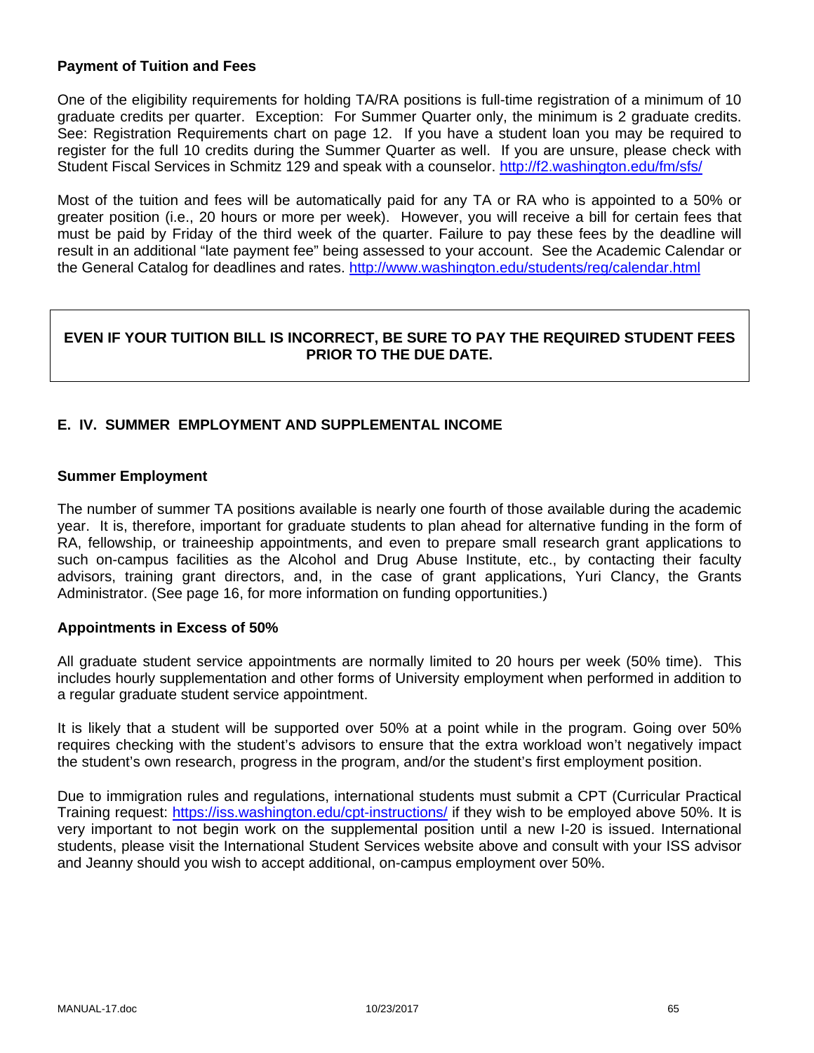### Payment of Tuition and Fees

One of the eligibility requirements for holding TA/RA positions is full-time registration of a minimum of 10 graduate credits per quarter. Exception: For Summer Quarter only, the minimum is 2 graduate credits. See: Registration Requirements chart on page 12. If you have a student loan you may be required to register for the full 10 credits during the Summer Quarter as well. If you are unsure, please check with Student Fiscal Services in Schmitz 129 and speak with a counselor. http://f2.washington.edu/fm/sfs/

Most of the tuition and fees will be automatically paid for any TA or RA who is appointed to a 50% or greater position (i.e., 20 hours or more per week). However, you will receive a bill for certain fees that must be paid by Friday of the third week of the quarter. Failure to pay these fees by the deadline will result in an additional "late payment fee" being assessed to your account. See the Academic Calendar or the General Catalog for deadlines and rates. http://www.washington.edu/students/reg/calendar.html

**EVEN IF YOUR TUITION BILL IS INCORRECT, BE SURE TO PAY THE REQUIRED STUDENT FEES PRIOR TO THE DUE DATE.**

## E. IV. SUMMER EMPLOYMENT AND SUPPLEMENTAL INCOME

### Summer Employment

The number of summer TA positions available is nearly one fourth of those available during the academic year. It is, therefore, important for graduate students to plan ahead for alternative funding in the form of RA, fellowship, or traineeship appointments, and even to prepare small research grant applications to such on-campus facilities as the Alcohol and Drug Abuse Institute, etc., by contacting their faculty advisors, training grant directors, and, in the case of grant applications, Yuri Clancy, the Grants Administrator. (See page 16, for more information on funding opportunities.)

### Appointments in Excess of 50%

All graduate student service appointments are normally limited to 20 hours per week (50% time). This includes hourly supplementation and other forms of University employment when performed in addition to a regular graduate student service appointment.

It is likely that a student will be supported over 50% at a point while in the program. Going over 50% requires checking with the student's advisors to ensure that the extra workload won't negatively impact the student's own research, progress in the program, and/or the student's first employment position.

Due to immigration rules and regulations, international students must submit a CPT (Curricular Practical Training request: https://iss.washington.edu/cpt-instructions/ if they wish to be employed above 50%. It is very important to not begin work on the supplemental position until a new I-20 is issued. International students, please visit the International Student Services website above and consult with your ISS advisor and Jeanny should you wish to accept additional, on-campus employment over 50%.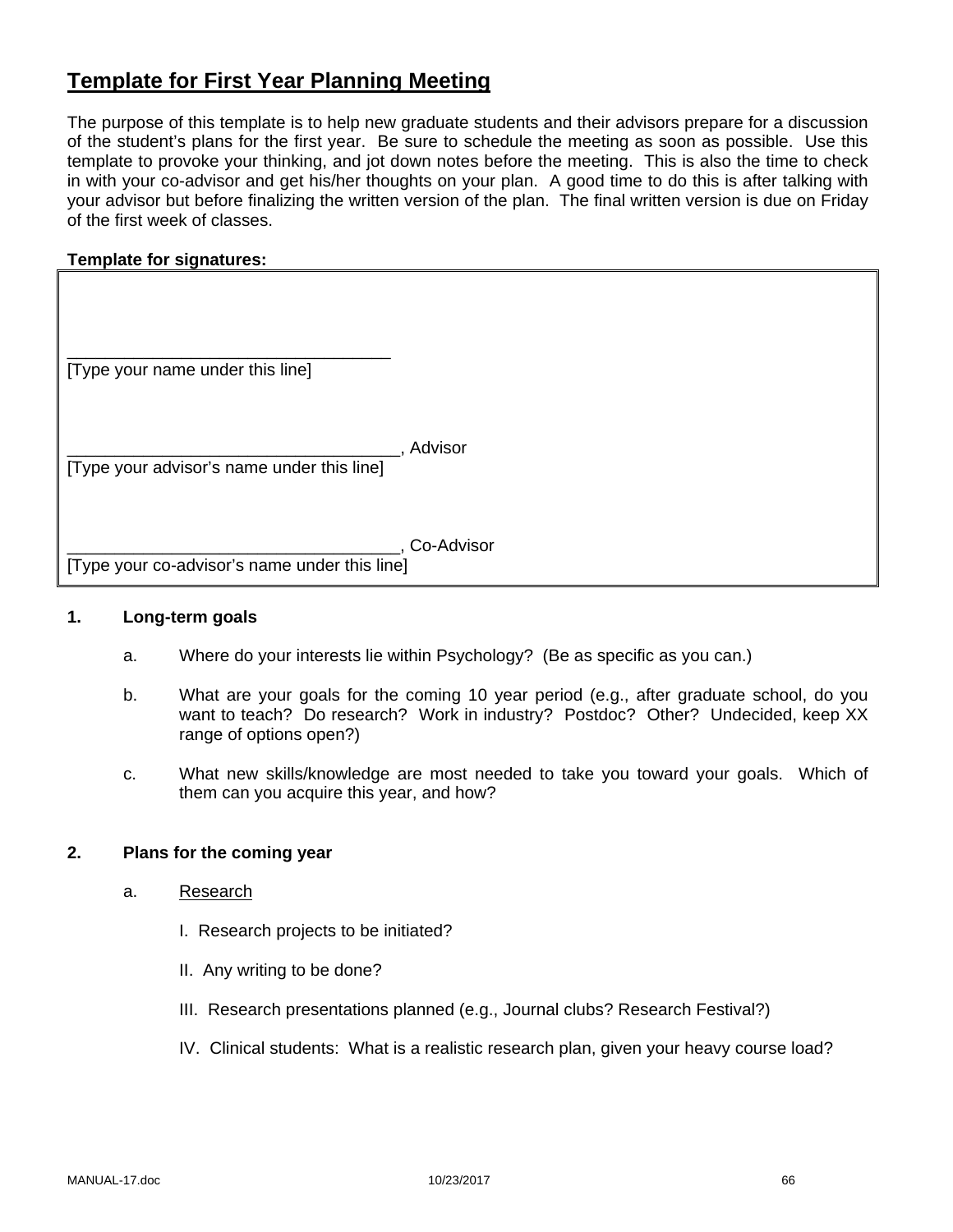# Template for First Year Planning Meeting

The purpose of this template is to help new graduate students and their advisors prepare for a discussion of the student's plans for the first year. Be sure to schedule the meeting as soon as possible. Use this template to provoke your thinking, and jot down notes before the meeting. This is also the time to check in with your co-advisor and get his/her thoughts on your plan. A good time to do this is after talking with your advisor but before finalizing the written version of the plan. The final written version is due on Friday of the first week of classes.

**Template for signatures:**

___________________________________
[Type your name under this line]

___________________________________, Advisor
[Type your advisor's name under this line]

___________________________________, Co-Advisor
[Type your co-advisor's name under this line]

**1. Long-term goals**

a. Where do your interests lie within Psychology? (Be as specific as you can.)

b. What are your goals for the coming 10 year period (e.g., after graduate school, do you want to teach? Do research? Work in industry? Postdoc? Other? Undecided, keep XX range of options open?)

c. What new skills/knowledge are most needed to take you toward your goals. Which of them can you acquire this year, and how?

**2. Plans for the coming year**

a. Research

I. Research projects to be initiated?

II. Any writing to be done?

III. Research presentations planned (e.g., Journal clubs? Research Festival?)

IV. Clinical students: What is a realistic research plan, given your heavy course load?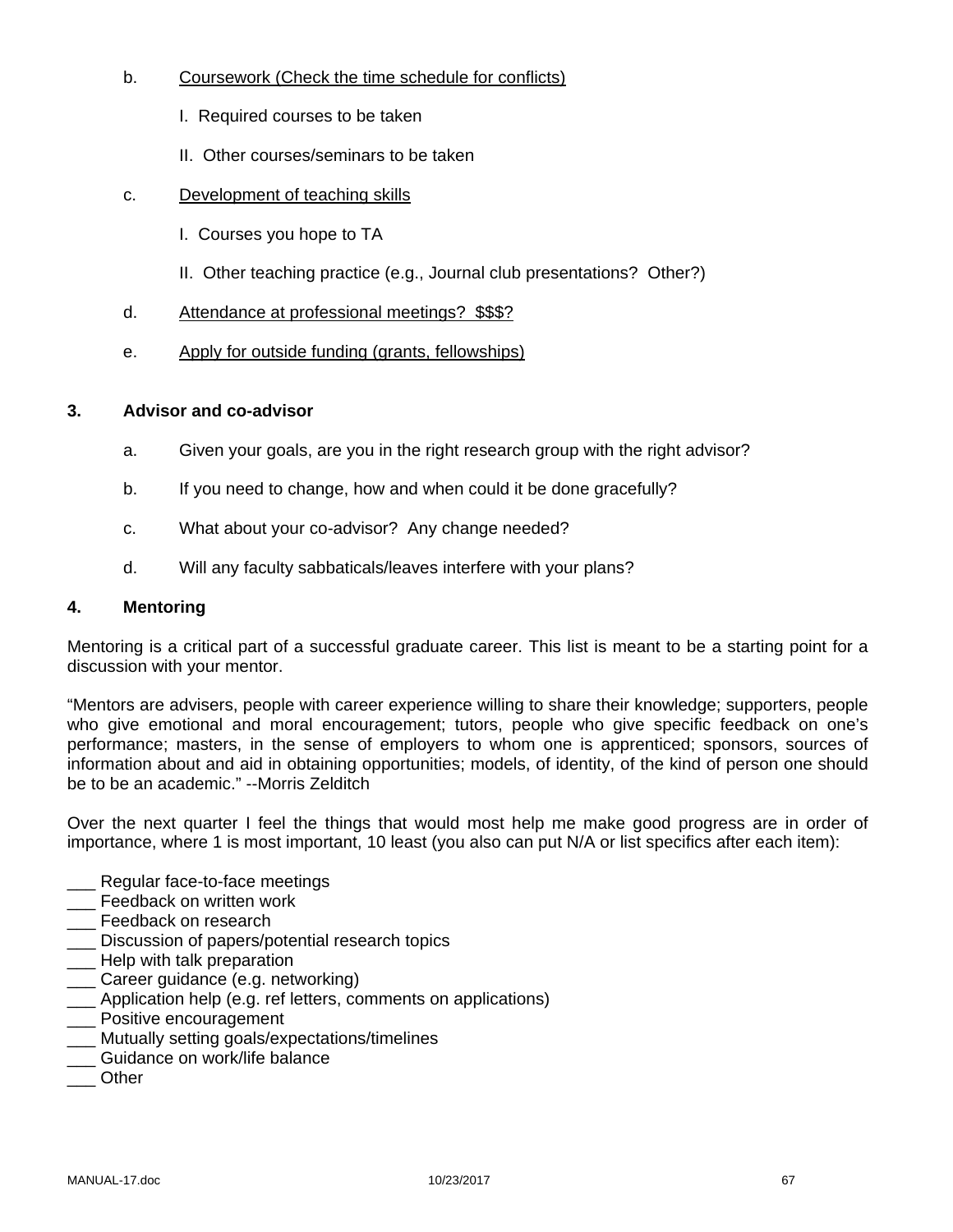b. Coursework (Check the time schedule for conflicts)

   I. Required courses to be taken

   II. Other courses/seminars to be taken

c. Development of teaching skills

   I. Courses you hope to TA

   II. Other teaching practice (e.g., Journal club presentations? Other?)

d. Attendance at professional meetings? $$$?

e. Apply for outside funding (grants, fellowships)

**3. Advisor and co-advisor**

a. Given your goals, are you in the right research group with the right advisor?

b. If you need to change, how and when could it be done gracefully?

c. What about your co-advisor? Any change needed?

d. Will any faculty sabbaticals/leaves interfere with your plans?

**4. Mentoring**

Mentoring is a critical part of a successful graduate career. This list is meant to be a starting point for a discussion with your mentor.

"Mentors are advisers, people with career experience willing to share their knowledge; supporters, people who give emotional and moral encouragement; tutors, people who give specific feedback on one's performance; masters, in the sense of employers to whom one is apprenticed; sponsors, sources of information about and aid in obtaining opportunities; models, of identity, of the kind of person one should be to be an academic." --Morris Zelditch

Over the next quarter I feel the things that would most help me make good progress are in order of importance, where 1 is most important, 10 least (you also can put N/A or list specifics after each item):

___ Regular face-to-face meetings
___ Feedback on written work
___ Feedback on research
___ Discussion of papers/potential research topics
___ Help with talk preparation
___ Career guidance (e.g. networking)
___ Application help (e.g. ref letters, comments on applications)
___ Positive encouragement
___ Mutually setting goals/expectations/timelines
___ Guidance on work/life balance
___ Other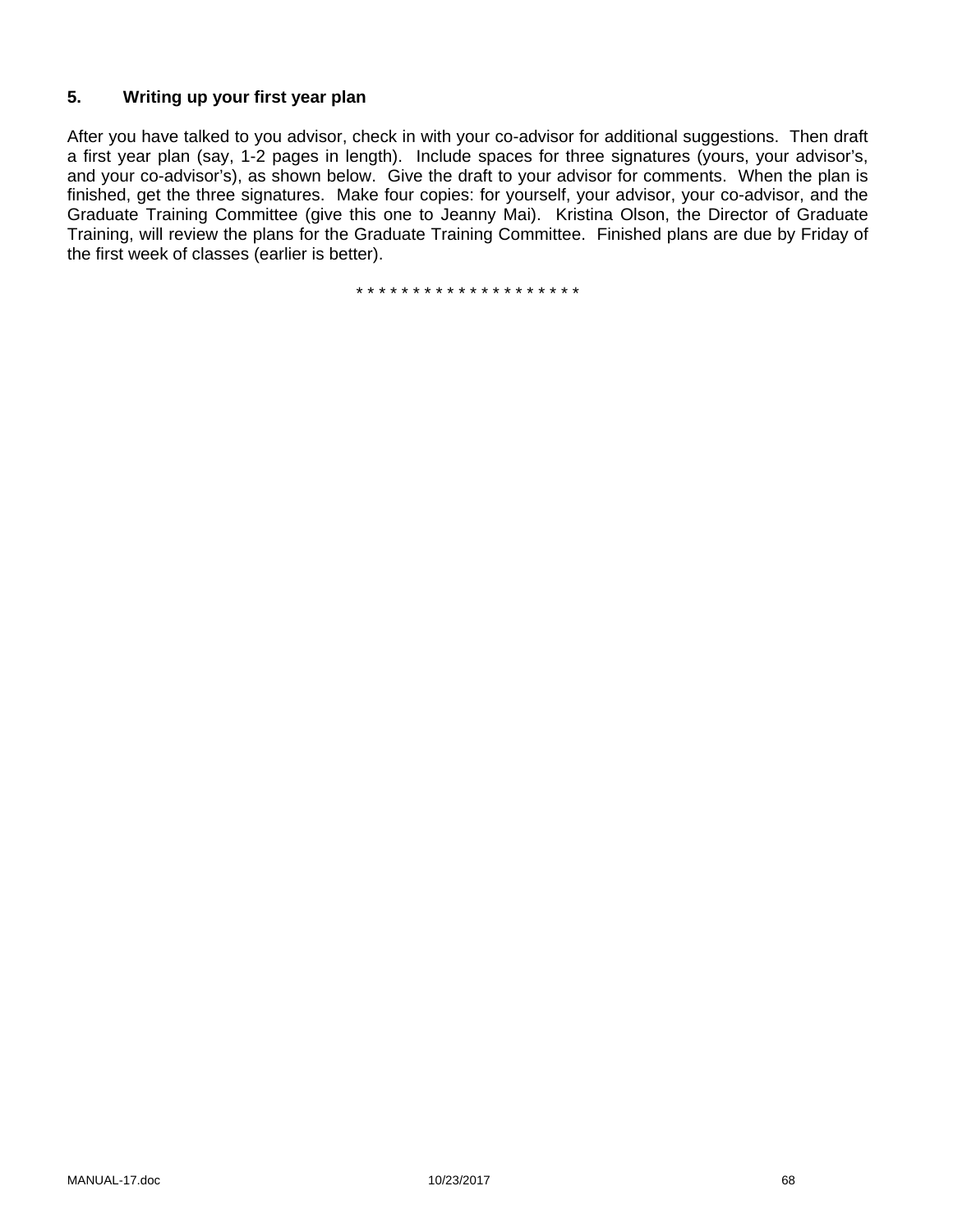### 5. Writing up your first year plan

After you have talked to you advisor, check in with your co-advisor for additional suggestions. Then draft a first year plan (say, 1-2 pages in length). Include spaces for three signatures (yours, your advisor's, and your co-advisor's), as shown below. Give the draft to your advisor for comments. When the plan is finished, get the three signatures. Make four copies: for yourself, your advisor, your co-advisor, and the Graduate Training Committee (give this one to Jeanny Mai). Kristina Olson, the Director of Graduate Training, will review the plans for the Graduate Training Committee. Finished plans are due by Friday of the first week of classes (earlier is better).

* * * * * * * * * * * * * * * * * * * *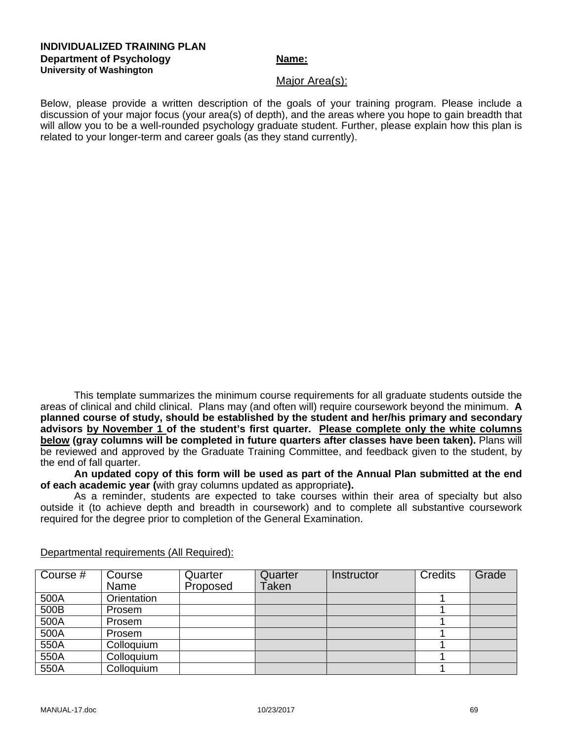**INDIVIDUALIZED TRAINING PLAN**
**Department of Psychology**
**University of Washington**

**Name:**

Major Area(s):

Below, please provide a written description of the goals of your training program. Please include a discussion of your major focus (your area(s) of depth), and the areas where you hope to gain breadth that will allow you to be a well-rounded psychology graduate student. Further, please explain how this plan is related to your longer-term and career goals (as they stand currently).

This template summarizes the minimum course requirements for all graduate students outside the areas of clinical and child clinical. Plans may (and often will) require coursework beyond the minimum. **A planned course of study, should be established by the student and her/his primary and secondary advisors by November 1 of the student's first quarter. Please complete only the white columns below (gray columns will be completed in future quarters after classes have been taken).** Plans will be reviewed and approved by the Graduate Training Committee, and feedback given to the student, by the end of fall quarter.

**An updated copy of this form will be used as part of the Annual Plan submitted at the end of each academic year (**with gray columns updated as appropriate**).**

As a reminder, students are expected to take courses within their area of specialty but also outside it (to achieve depth and breadth in coursework) and to complete all substantive coursework required for the degree prior to completion of the General Examination.

Departmental requirements (All Required):

| Course # | Course Name | Quarter Proposed | Quarter Taken | Instructor | Credits | Grade |
|---|---|---|---|---|---|---|
| 500A | Orientation | | | | 1 | |
| 500B | Prosem | | | | 1 | |
| 500A | Prosem | | | | 1 | |
| 500A | Prosem | | | | 1 | |
| 550A | Colloquium | | | | 1 | |
| 550A | Colloquium | | | | 1 | |
| 550A | Colloquium | | | | 1 | |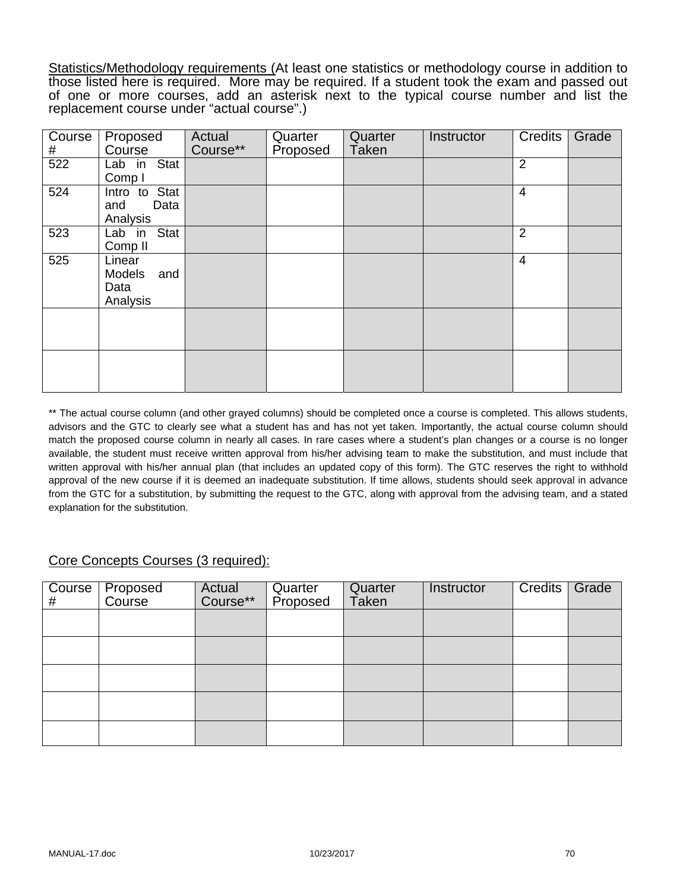Statistics/Methodology requirements (At least one statistics or methodology course in addition to those listed here is required. More may be required. If a student took the exam and passed out of one or more courses, add an asterisk next to the typical course number and list the replacement course under "actual course".)

| Course # | Proposed Course | Actual Course** | Quarter Proposed | Quarter Taken | Instructor | Credits | Grade |
| --- | --- | --- | --- | --- | --- | --- | --- |
| 522 | Lab in Stat Comp I | | | | | 2 | |
| 524 | Intro to Stat and Data Analysis | | | | | 4 | |
| 523 | Lab in Stat Comp II | | | | | 2 | |
| 525 | Linear Models and Data Analysis | | | | | 4 | |
| | | | | | | | |
| | | | | | | | |

** The actual course column (and other grayed columns) should be completed once a course is completed. This allows students, advisors and the GTC to clearly see what a student has and has not yet taken. Importantly, the actual course column should match the proposed course column in nearly all cases. In rare cases where a student's plan changes or a course is no longer available, the student must receive written approval from his/her advising team to make the substitution, and must include that written approval with his/her annual plan (that includes an updated copy of this form). The GTC reserves the right to withhold approval of the new course if it is deemed an inadequate substitution. If time allows, students should seek approval in advance from the GTC for a substitution, by submitting the request to the GTC, along with approval from the advising team, and a stated explanation for the substitution.

Core Concepts Courses (3 required):

| Course # | Proposed Course | Actual Course** | Quarter Proposed | Quarter Taken | Instructor | Credits | Grade |
| --- | --- | --- | --- | --- | --- | --- | --- |
| | | | | | | | |
| | | | | | | | |
| | | | | | | | |
| | | | | | | | |
| | | | | | | | |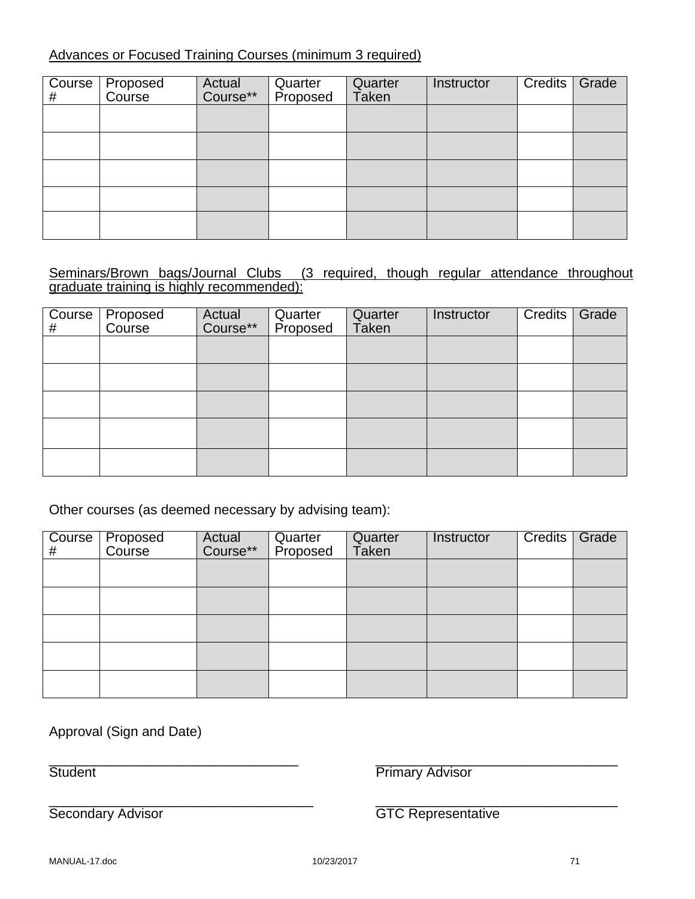Advances or Focused Training Courses (minimum 3 required)

| Course # | Proposed Course | Actual Course** | Quarter Proposed | Quarter Taken | Instructor | Credits | Grade |
|---|---|---|---|---|---|---|---|
| | | | | | | | |
| | | | | | | | |
| | | | | | | | |
| | | | | | | | |
| | | | | | | | |

Seminars/Brown bags/Journal Clubs (3 required, though regular attendance throughout graduate training is highly recommended):

| Course # | Proposed Course | Actual Course** | Quarter Proposed | Quarter Taken | Instructor | Credits | Grade |
|---|---|---|---|---|---|---|---|
| | | | | | | | |
| | | | | | | | |
| | | | | | | | |
| | | | | | | | |
| | | | | | | | |

Other courses (as deemed necessary by advising team):

| Course # | Proposed Course | Actual Course** | Quarter Proposed | Quarter Taken | Instructor | Credits | Grade |
|---|---|---|---|---|---|---|---|
| | | | | | | | |
| | | | | | | | |
| | | | | | | | |
| | | | | | | | |
| | | | | | | | |

Approval (Sign and Date)

_________________________________ Student

_________________________________ Primary Advisor

_________________________________ Secondary Advisor

_________________________________ GTC Representative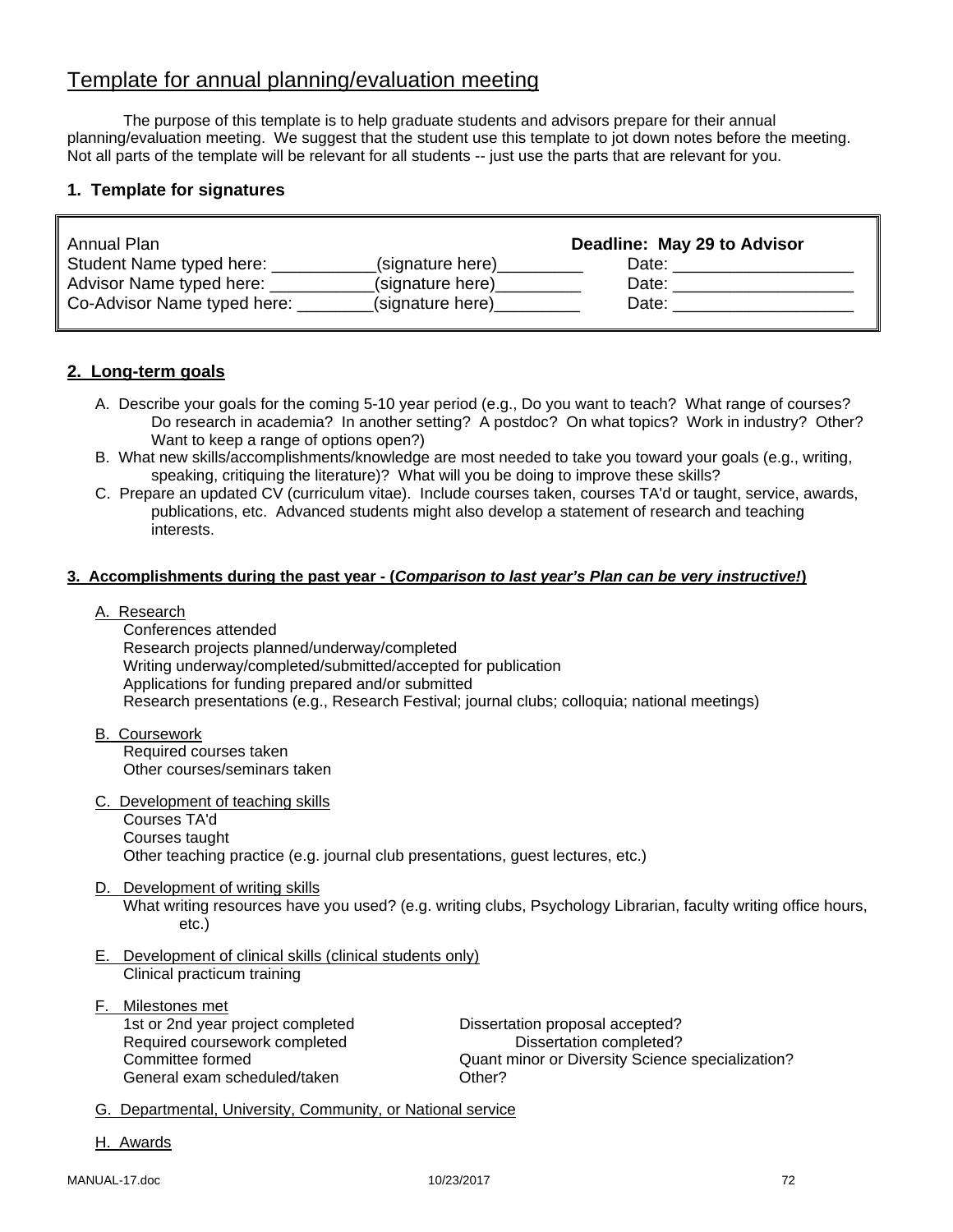# Template for annual planning/evaluation meeting

The purpose of this template is to help graduate students and advisors prepare for their annual planning/evaluation meeting. We suggest that the student use this template to jot down notes before the meeting. Not all parts of the template will be relevant for all students -- just use the parts that are relevant for you.

### 1. Template for signatures

| Annual Plan | | **Deadline: May 29 to Advisor** |
|---|---|---|
| Student Name typed here: ___________ | (signature here)_________ | Date: ___________________ |
| Advisor Name typed here: ___________ | (signature here)_________ | Date: ___________________ |
| Co-Advisor Name typed here: ________ | (signature here)_________ | Date: ___________________ |

### 2. Long-term goals

A. Describe your goals for the coming 5-10 year period (e.g., Do you want to teach? What range of courses? Do research in academia? In another setting? A postdoc? On what topics? Work in industry? Other? Want to keep a range of options open?)

B. What new skills/accomplishments/knowledge are most needed to take you toward your goals (e.g., writing, speaking, critiquing the literature)? What will you be doing to improve these skills?

C. Prepare an updated CV (curriculum vitae). Include courses taken, courses TA'd or taught, service, awards, publications, etc. Advanced students might also develop a statement of research and teaching interests.

### 3. Accomplishments during the past year - (*Comparison to last year's Plan can be very instructive!*)

A. Research
- Conferences attended
- Research projects planned/underway/completed
- Writing underway/completed/submitted/accepted for publication
- Applications for funding prepared and/or submitted
- Research presentations (e.g., Research Festival; journal clubs; colloquia; national meetings)

B. Coursework
- Required courses taken
- Other courses/seminars taken

C. Development of teaching skills
- Courses TA'd
- Courses taught
- Other teaching practice (e.g. journal club presentations, guest lectures, etc.)

D. Development of writing skills
- What writing resources have you used? (e.g. writing clubs, Psychology Librarian, faculty writing office hours, etc.)

E. Development of clinical skills (clinical students only)
- Clinical practicum training

F. Milestones met
- 1st or 2nd year project completed
- Required coursework completed
- Committee formed
- General exam scheduled/taken
- Dissertation proposal accepted?
- Dissertation completed?
- Quant minor or Diversity Science specialization?
- Other?

G. Departmental, University, Community, or National service

H. Awards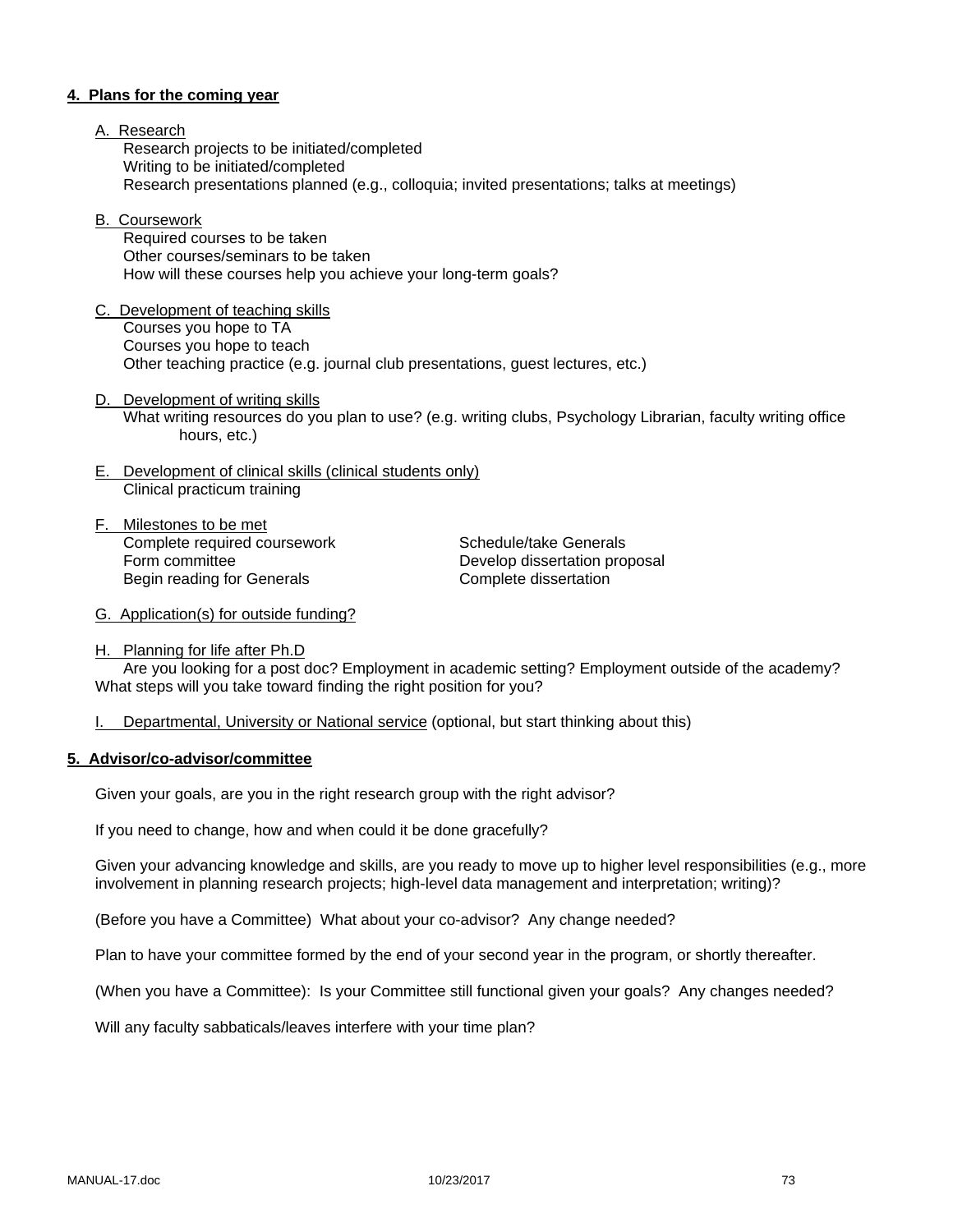**4. Plans for the coming year**

A. Research

Research projects to be initiated/completed
Writing to be initiated/completed
Research presentations planned (e.g., colloquia; invited presentations; talks at meetings)

B. Coursework

Required courses to be taken
Other courses/seminars to be taken
How will these courses help you achieve your long-term goals?

C. Development of teaching skills

Courses you hope to TA
Courses you hope to teach
Other teaching practice (e.g. journal club presentations, guest lectures, etc.)

D. Development of writing skills

What writing resources do you plan to use? (e.g. writing clubs, Psychology Librarian, faculty writing office hours, etc.)

E. Development of clinical skills (clinical students only)

Clinical practicum training

F. Milestones to be met

Complete required coursework
Form committee
Begin reading for Generals
Schedule/take Generals
Develop dissertation proposal
Complete dissertation

G. Application(s) for outside funding?

H. Planning for life after Ph.D

Are you looking for a post doc? Employment in academic setting? Employment outside of the academy? What steps will you take toward finding the right position for you?

I. Departmental, University or National service (optional, but start thinking about this)

**5. Advisor/co-advisor/committee**

Given your goals, are you in the right research group with the right advisor?

If you need to change, how and when could it be done gracefully?

Given your advancing knowledge and skills, are you ready to move up to higher level responsibilities (e.g., more involvement in planning research projects; high-level data management and interpretation; writing)?

(Before you have a Committee) What about your co-advisor? Any change needed?

Plan to have your committee formed by the end of your second year in the program, or shortly thereafter.

(When you have a Committee): Is your Committee still functional given your goals? Any changes needed?

Will any faculty sabbaticals/leaves interfere with your time plan?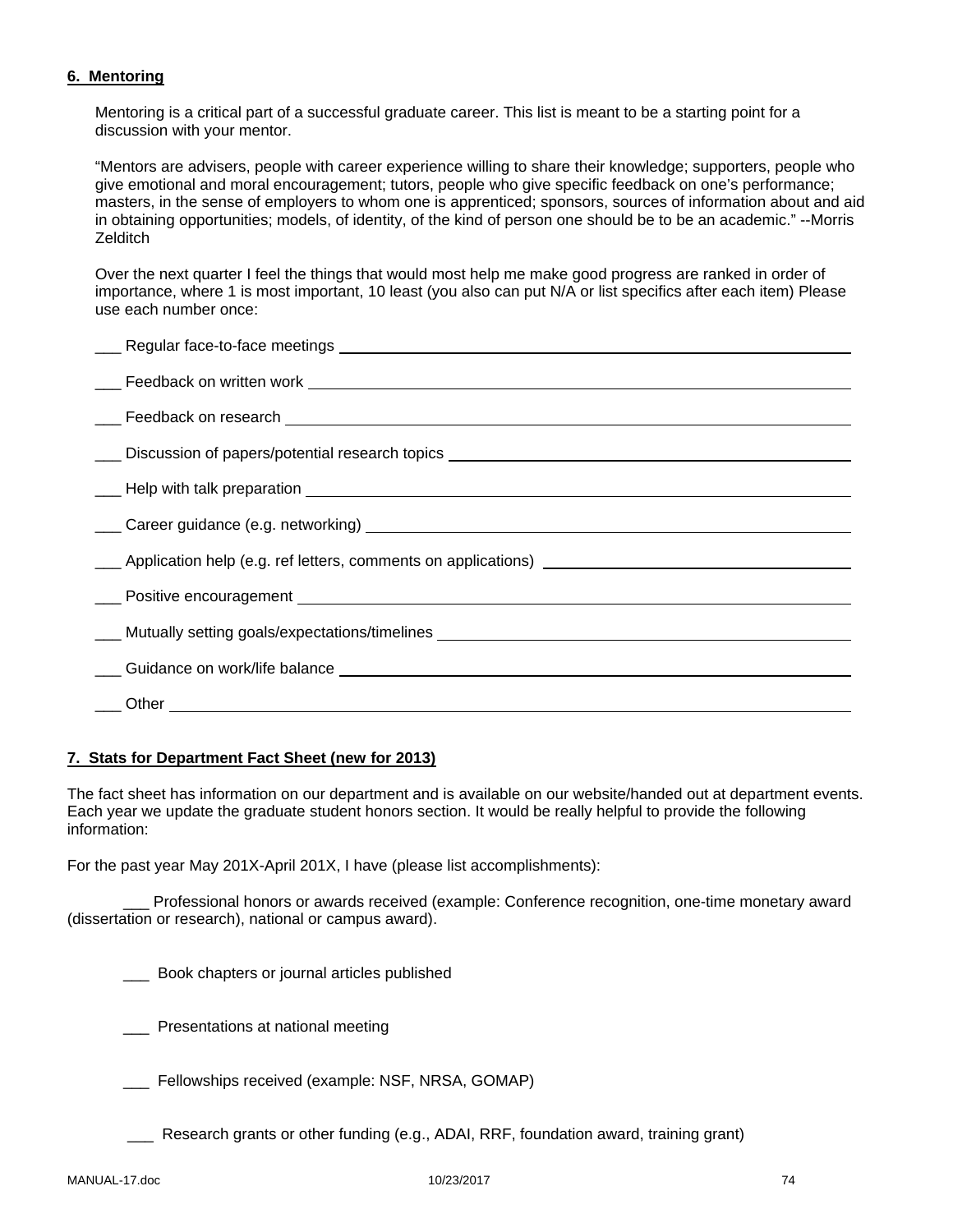## 6. Mentoring

Mentoring is a critical part of a successful graduate career. This list is meant to be a starting point for a discussion with your mentor.

"Mentors are advisers, people with career experience willing to share their knowledge; supporters, people who give emotional and moral encouragement; tutors, people who give specific feedback on one's performance; masters, in the sense of employers to whom one is apprenticed; sponsors, sources of information about and aid in obtaining opportunities; models, of identity, of the kind of person one should be to be an academic." --Morris Zelditch

Over the next quarter I feel the things that would most help me make good progress are ranked in order of importance, where 1 is most important, 10 least (you also can put N/A or list specifics after each item) Please use each number once:

___ Regular face-to-face meetings ____________________

___ Feedback on written work ____________________

___ Feedback on research ____________________

___ Discussion of papers/potential research topics ____________________

___ Help with talk preparation ____________________

___ Career guidance (e.g. networking) ____________________

___ Application help (e.g. ref letters, comments on applications) ____________________

___ Positive encouragement ____________________

___ Mutually setting goals/expectations/timelines ____________________

___ Guidance on work/life balance ____________________

___ Other ____________________

## 7. Stats for Department Fact Sheet (new for 2013)

The fact sheet has information on our department and is available on our website/handed out at department events. Each year we update the graduate student honors section. It would be really helpful to provide the following information:

For the past year May 201X-April 201X, I have (please list accomplishments):

___ Professional honors or awards received (example: Conference recognition, one-time monetary award (dissertation or research), national or campus award).

___ Book chapters or journal articles published

___ Presentations at national meeting

___ Fellowships received (example: NSF, NRSA, GOMAP)

___ Research grants or other funding (e.g., ADAI, RRF, foundation award, training grant)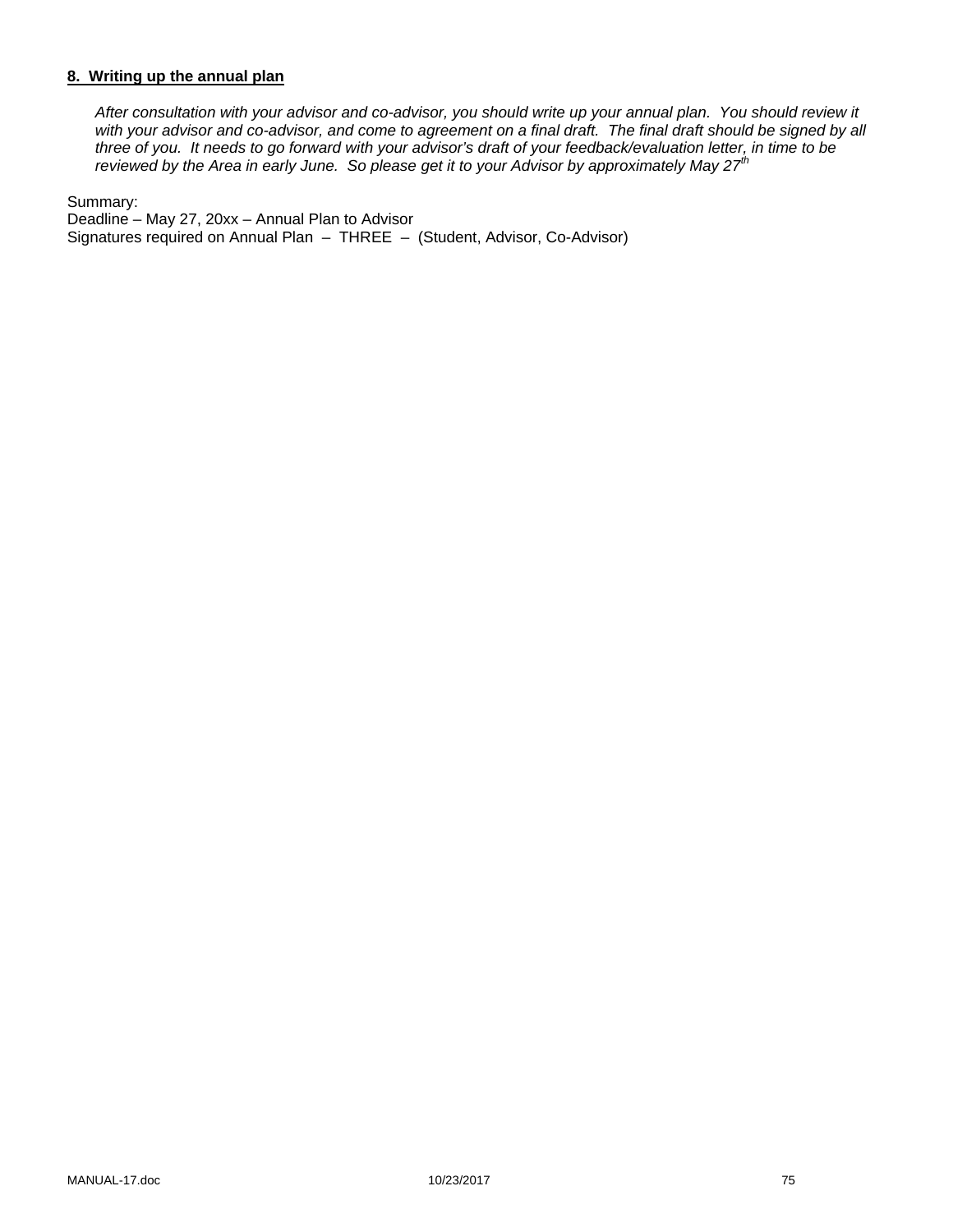**8. Writing up the annual plan**

*After consultation with your advisor and co-advisor, you should write up your annual plan. You should review it with your advisor and co-advisor, and come to agreement on a final draft. The final draft should be signed by all three of you. It needs to go forward with your advisor's draft of your feedback/evaluation letter, in time to be reviewed by the Area in early June. So please get it to your Advisor by approximately May 27th*

Summary:
Deadline – May 27, 20xx – Annual Plan to Advisor
Signatures required on Annual Plan – THREE – (Student, Advisor, Co-Advisor)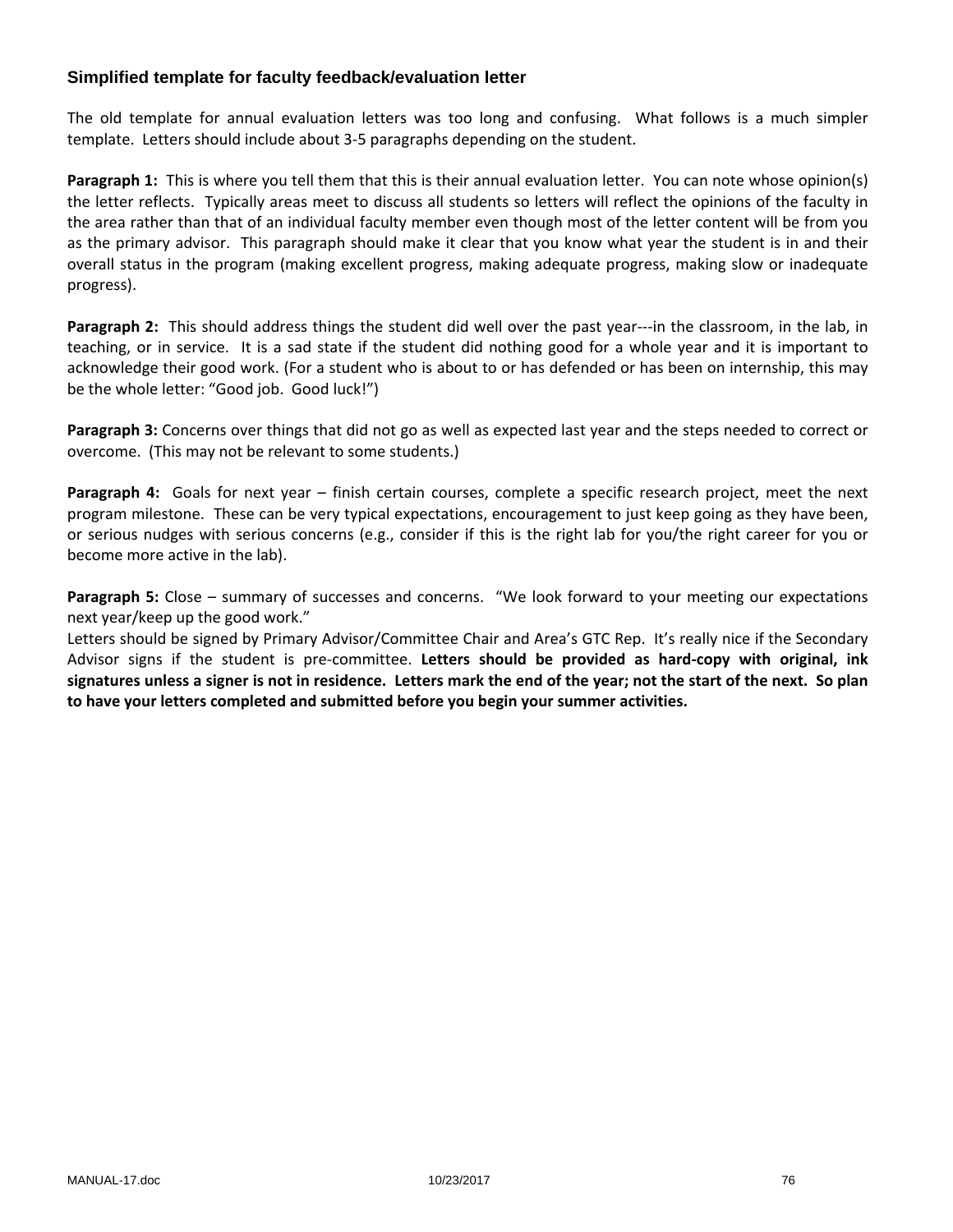### Simplified template for faculty feedback/evaluation letter

The old template for annual evaluation letters was too long and confusing. What follows is a much simpler template. Letters should include about 3-5 paragraphs depending on the student.

**Paragraph 1:** This is where you tell them that this is their annual evaluation letter. You can note whose opinion(s) the letter reflects. Typically areas meet to discuss all students so letters will reflect the opinions of the faculty in the area rather than that of an individual faculty member even though most of the letter content will be from you as the primary advisor. This paragraph should make it clear that you know what year the student is in and their overall status in the program (making excellent progress, making adequate progress, making slow or inadequate progress).

**Paragraph 2:** This should address things the student did well over the past year---in the classroom, in the lab, in teaching, or in service. It is a sad state if the student did nothing good for a whole year and it is important to acknowledge their good work. (For a student who is about to or has defended or has been on internship, this may be the whole letter: "Good job. Good luck!")

**Paragraph 3:** Concerns over things that did not go as well as expected last year and the steps needed to correct or overcome. (This may not be relevant to some students.)

**Paragraph 4:** Goals for next year – finish certain courses, complete a specific research project, meet the next program milestone. These can be very typical expectations, encouragement to just keep going as they have been, or serious nudges with serious concerns (e.g., consider if this is the right lab for you/the right career for you or become more active in the lab).

**Paragraph 5:** Close – summary of successes and concerns. "We look forward to your meeting our expectations next year/keep up the good work."

Letters should be signed by Primary Advisor/Committee Chair and Area's GTC Rep. It's really nice if the Secondary Advisor signs if the student is pre-committee. **Letters should be provided as hard-copy with original, ink signatures unless a signer is not in residence. Letters mark the end of the year; not the start of the next. So plan to have your letters completed and submitted before you begin your summer activities.**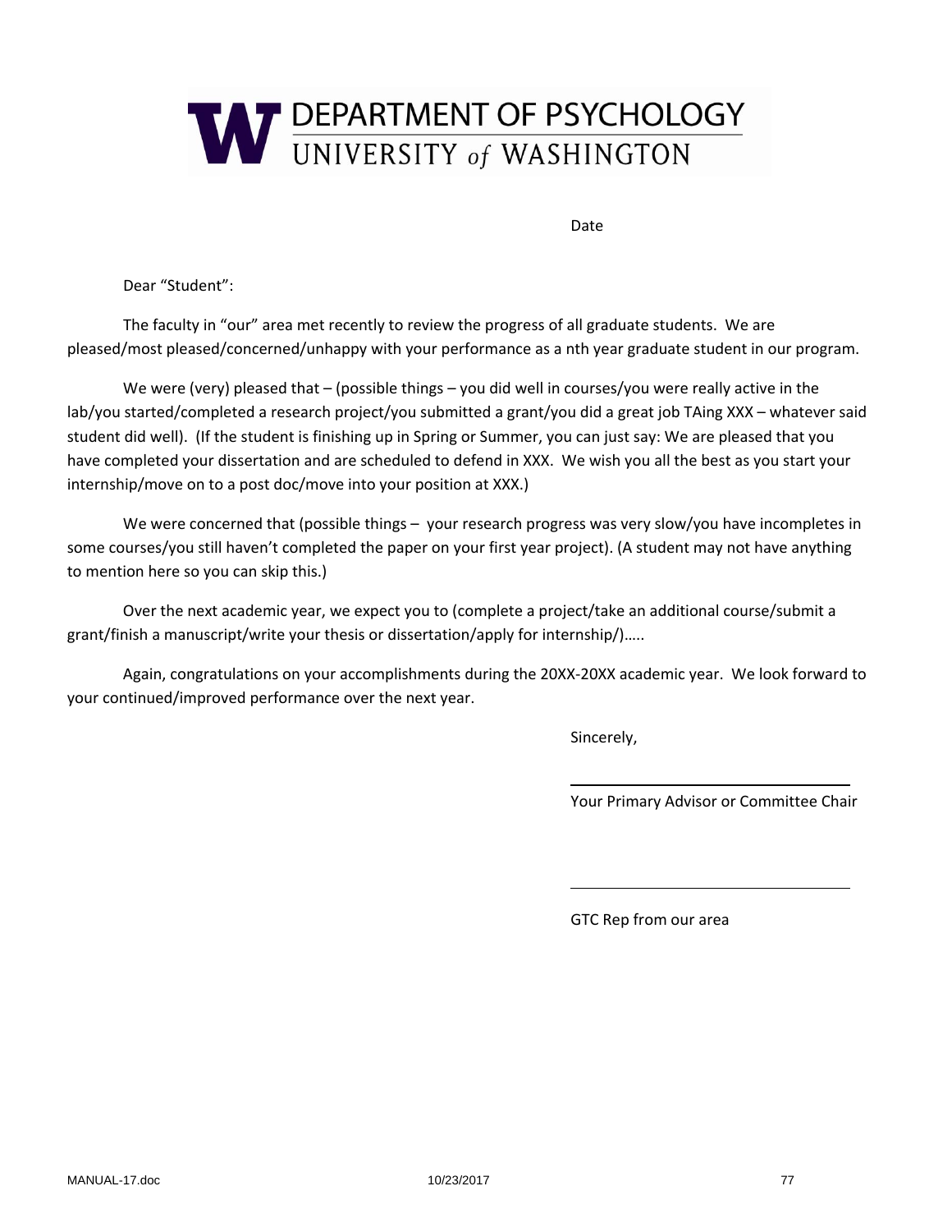# DEPARTMENT OF PSYCHOLOGY
## UNIVERSITY *of* WASHINGTON

Date

Dear "Student":

The faculty in "our" area met recently to review the progress of all graduate students. We are pleased/most pleased/concerned/unhappy with your performance as a nth year graduate student in our program.

We were (very) pleased that – (possible things – you did well in courses/you were really active in the lab/you started/completed a research project/you submitted a grant/you did a great job TAing XXX – whatever said student did well). (If the student is finishing up in Spring or Summer, you can just say: We are pleased that you have completed your dissertation and are scheduled to defend in XXX. We wish you all the best as you start your internship/move on to a post doc/move into your position at XXX.)

We were concerned that (possible things – your research progress was very slow/you have incompletes in some courses/you still haven't completed the paper on your first year project). (A student may not have anything to mention here so you can skip this.)

Over the next academic year, we expect you to (complete a project/take an additional course/submit a grant/finish a manuscript/write your thesis or dissertation/apply for internship/)…..

Again, congratulations on your accomplishments during the 20XX-20XX academic year. We look forward to your continued/improved performance over the next year.

Sincerely,

\_\_\_\_\_\_\_\_\_\_\_\_\_\_\_\_\_\_\_\_\_\_\_\_\_\_\_\_\_\_\_\_

Your Primary Advisor or Committee Chair

\_\_\_\_\_\_\_\_\_\_\_\_\_\_\_\_\_\_\_\_\_\_\_\_\_\_\_\_\_\_\_\_

GTC Rep from our area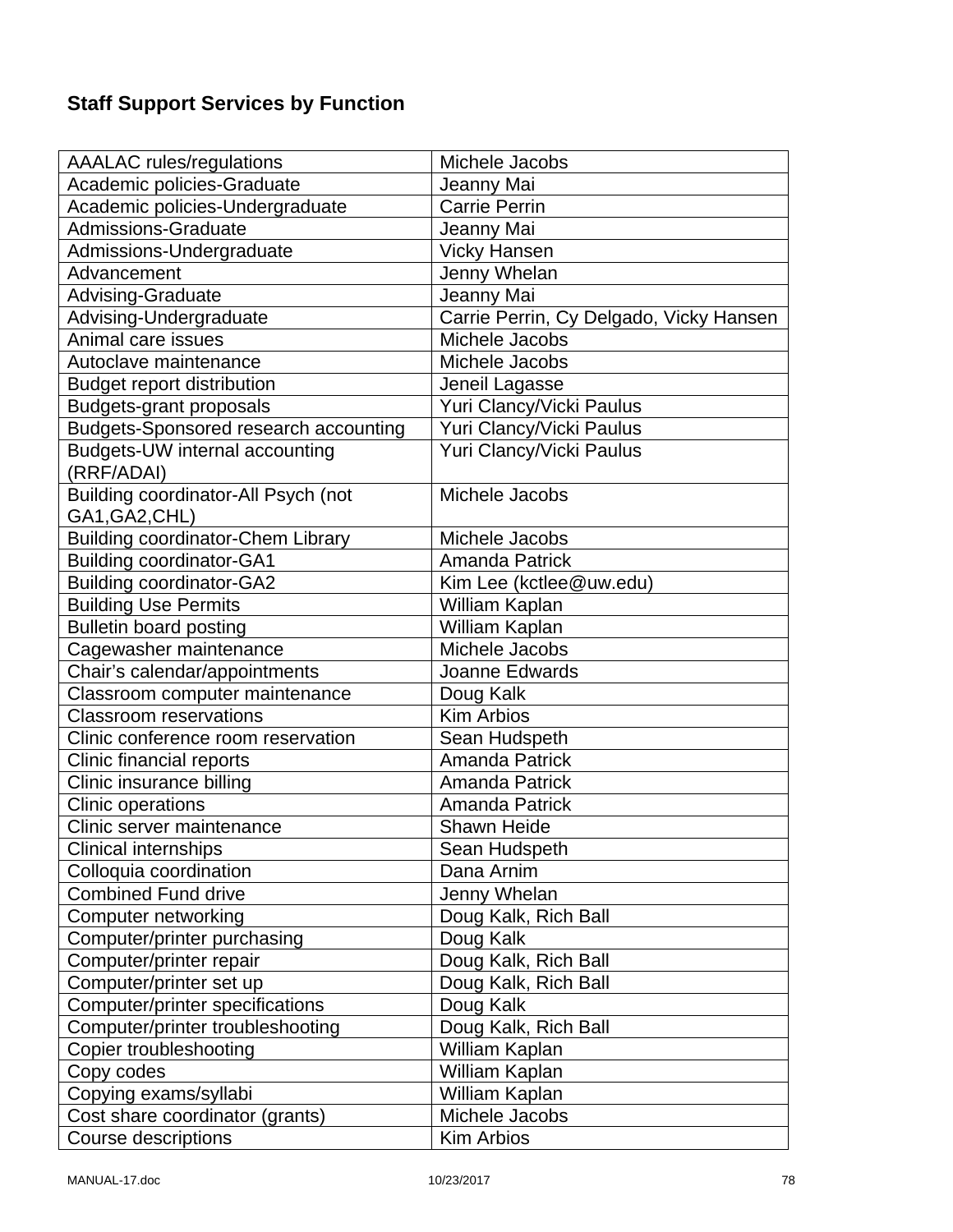## Staff Support Services by Function

| | |
|---|---|
| AAALAC rules/regulations | Michele Jacobs |
| Academic policies-Graduate | Jeanny Mai |
| Academic policies-Undergraduate | Carrie Perrin |
| Admissions-Graduate | Jeanny Mai |
| Admissions-Undergraduate | Vicky Hansen |
| Advancement | Jenny Whelan |
| Advising-Graduate | Jeanny Mai |
| Advising-Undergraduate | Carrie Perrin, Cy Delgado, Vicky Hansen |
| Animal care issues | Michele Jacobs |
| Autoclave maintenance | Michele Jacobs |
| Budget report distribution | Jeneil Lagasse |
| Budgets-grant proposals | Yuri Clancy/Vicki Paulus |
| Budgets-Sponsored research accounting | Yuri Clancy/Vicki Paulus |
| Budgets-UW internal accounting (RRF/ADAI) | Yuri Clancy/Vicki Paulus |
| Building coordinator-All Psych (not GA1,GA2,CHL) | Michele Jacobs |
| Building coordinator-Chem Library | Michele Jacobs |
| Building coordinator-GA1 | Amanda Patrick |
| Building coordinator-GA2 | Kim Lee (kctlee@uw.edu) |
| Building Use Permits | William Kaplan |
| Bulletin board posting | William Kaplan |
| Cagewasher maintenance | Michele Jacobs |
| Chair's calendar/appointments | Joanne Edwards |
| Classroom computer maintenance | Doug Kalk |
| Classroom reservations | Kim Arbios |
| Clinic conference room reservation | Sean Hudspeth |
| Clinic financial reports | Amanda Patrick |
| Clinic insurance billing | Amanda Patrick |
| Clinic operations | Amanda Patrick |
| Clinic server maintenance | Shawn Heide |
| Clinical internships | Sean Hudspeth |
| Colloquia coordination | Dana Arnim |
| Combined Fund drive | Jenny Whelan |
| Computer networking | Doug Kalk, Rich Ball |
| Computer/printer purchasing | Doug Kalk |
| Computer/printer repair | Doug Kalk, Rich Ball |
| Computer/printer set up | Doug Kalk, Rich Ball |
| Computer/printer specifications | Doug Kalk |
| Computer/printer troubleshooting | Doug Kalk, Rich Ball |
| Copier troubleshooting | William Kaplan |
| Copy codes | William Kaplan |
| Copying exams/syllabi | William Kaplan |
| Cost share coordinator (grants) | Michele Jacobs |
| Course descriptions | Kim Arbios |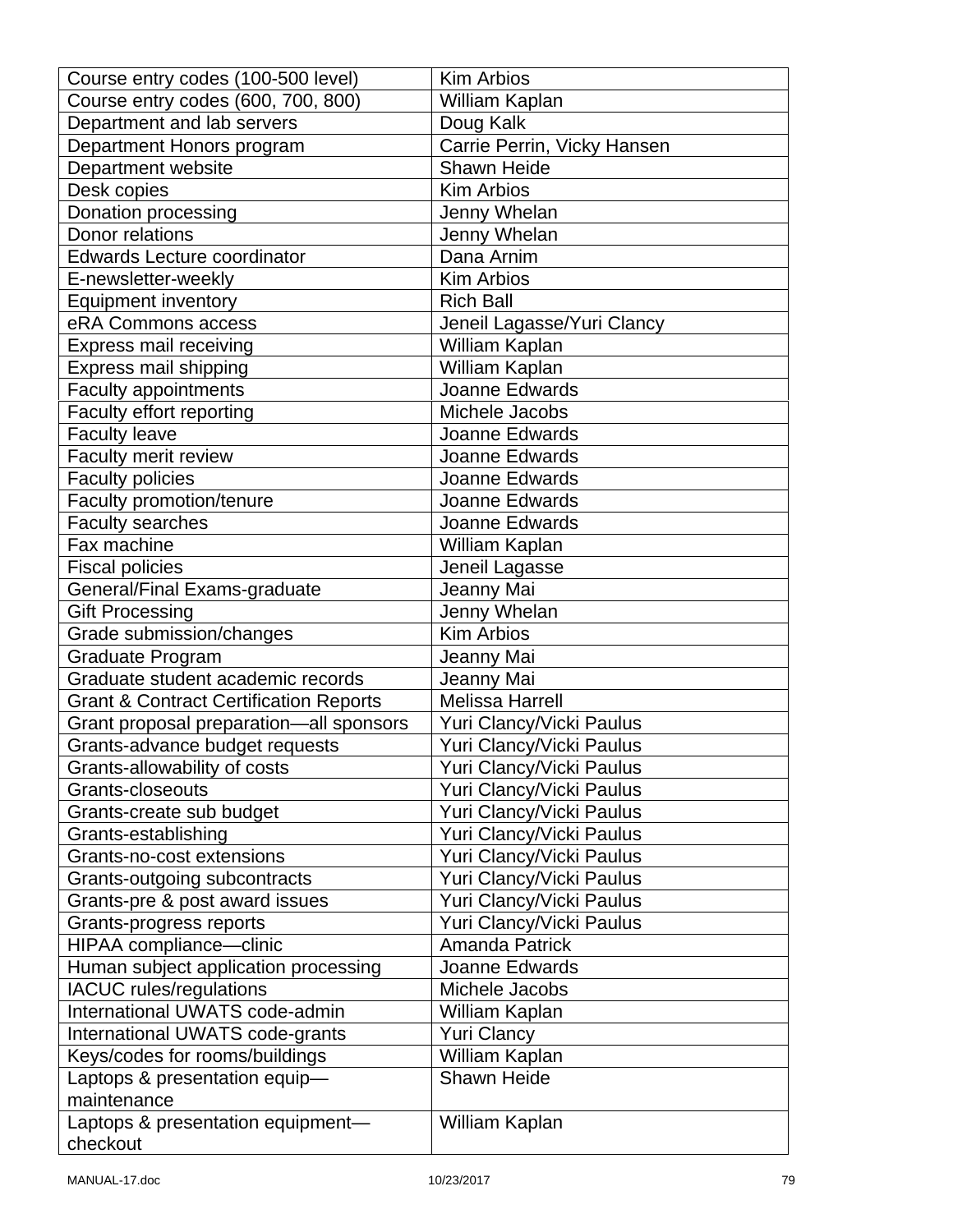| Course entry codes (100-500 level) | Kim Arbios |
|---|---|
| Course entry codes (600, 700, 800) | William Kaplan |
| Department and lab servers | Doug Kalk |
| Department Honors program | Carrie Perrin, Vicky Hansen |
| Department website | Shawn Heide |
| Desk copies | Kim Arbios |
| Donation processing | Jenny Whelan |
| Donor relations | Jenny Whelan |
| Edwards Lecture coordinator | Dana Arnim |
| E-newsletter-weekly | Kim Arbios |
| Equipment inventory | Rich Ball |
| eRA Commons access | Jeneil Lagasse/Yuri Clancy |
| Express mail receiving | William Kaplan |
| Express mail shipping | William Kaplan |
| Faculty appointments | Joanne Edwards |
| Faculty effort reporting | Michele Jacobs |
| Faculty leave | Joanne Edwards |
| Faculty merit review | Joanne Edwards |
| Faculty policies | Joanne Edwards |
| Faculty promotion/tenure | Joanne Edwards |
| Faculty searches | Joanne Edwards |
| Fax machine | William Kaplan |
| Fiscal policies | Jeneil Lagasse |
| General/Final Exams-graduate | Jeanny Mai |
| Gift Processing | Jenny Whelan |
| Grade submission/changes | Kim Arbios |
| Graduate Program | Jeanny Mai |
| Graduate student academic records | Jeanny Mai |
| Grant & Contract Certification Reports | Melissa Harrell |
| Grant proposal preparation—all sponsors | Yuri Clancy/Vicki Paulus |
| Grants-advance budget requests | Yuri Clancy/Vicki Paulus |
| Grants-allowability of costs | Yuri Clancy/Vicki Paulus |
| Grants-closeouts | Yuri Clancy/Vicki Paulus |
| Grants-create sub budget | Yuri Clancy/Vicki Paulus |
| Grants-establishing | Yuri Clancy/Vicki Paulus |
| Grants-no-cost extensions | Yuri Clancy/Vicki Paulus |
| Grants-outgoing subcontracts | Yuri Clancy/Vicki Paulus |
| Grants-pre & post award issues | Yuri Clancy/Vicki Paulus |
| Grants-progress reports | Yuri Clancy/Vicki Paulus |
| HIPAA compliance—clinic | Amanda Patrick |
| Human subject application processing | Joanne Edwards |
| IACUC rules/regulations | Michele Jacobs |
| International UWATS code-admin | William Kaplan |
| International UWATS code-grants | Yuri Clancy |
| Keys/codes for rooms/buildings | William Kaplan |
| Laptops & presentation equip—maintenance | Shawn Heide |
| Laptops & presentation equipment—checkout | William Kaplan |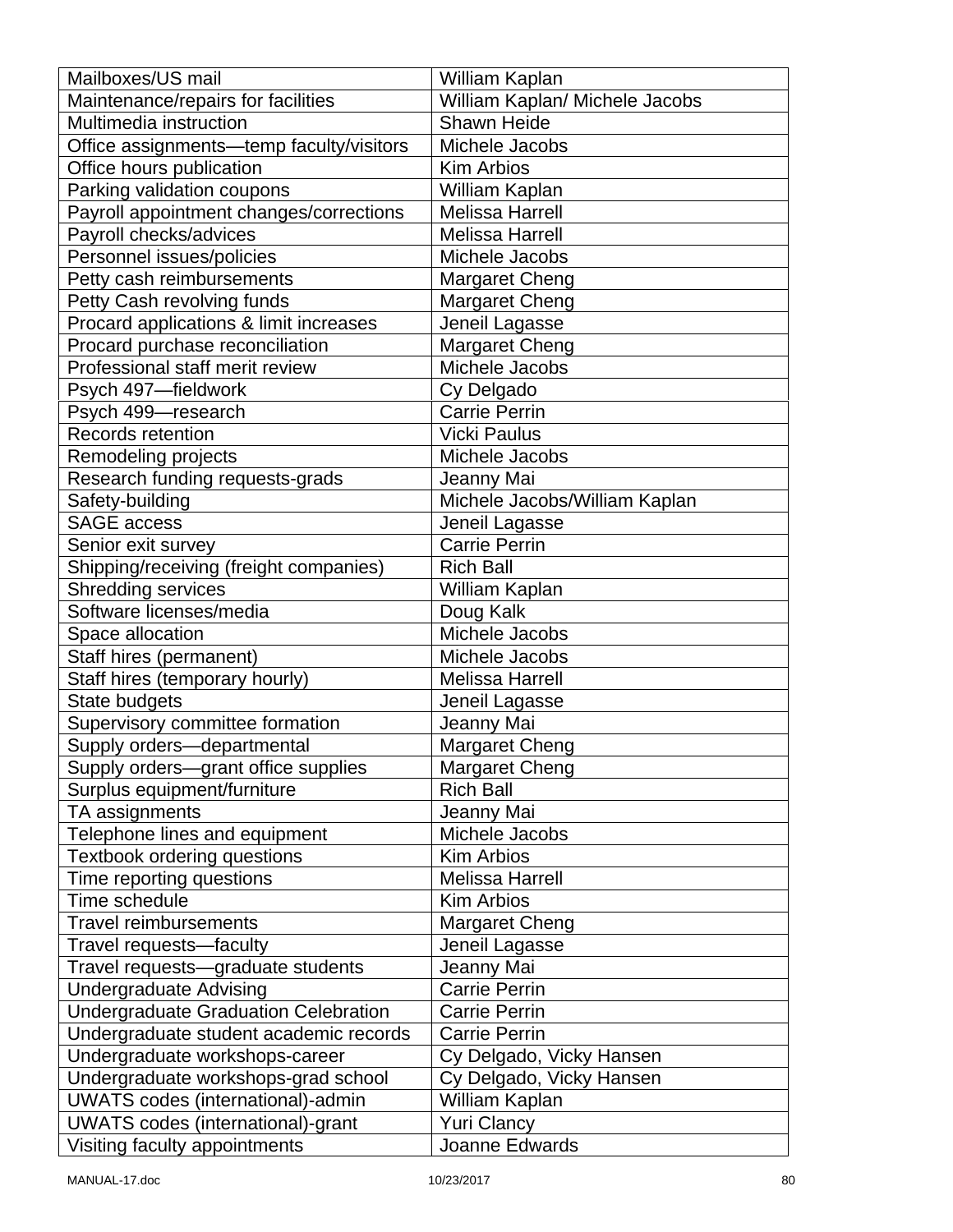| Mailboxes/US mail | William Kaplan |
|---|---|
| Maintenance/repairs for facilities | William Kaplan/ Michele Jacobs |
| Multimedia instruction | Shawn Heide |
| Office assignments—temp faculty/visitors | Michele Jacobs |
| Office hours publication | Kim Arbios |
| Parking validation coupons | William Kaplan |
| Payroll appointment changes/corrections | Melissa Harrell |
| Payroll checks/advices | Melissa Harrell |
| Personnel issues/policies | Michele Jacobs |
| Petty cash reimbursements | Margaret Cheng |
| Petty Cash revolving funds | Margaret Cheng |
| Procard applications & limit increases | Jeneil Lagasse |
| Procard purchase reconciliation | Margaret Cheng |
| Professional staff merit review | Michele Jacobs |
| Psych 497—fieldwork | Cy Delgado |
| Psych 499—research | Carrie Perrin |
| Records retention | Vicki Paulus |
| Remodeling projects | Michele Jacobs |
| Research funding requests-grads | Jeanny Mai |
| Safety-building | Michele Jacobs/William Kaplan |
| SAGE access | Jeneil Lagasse |
| Senior exit survey | Carrie Perrin |
| Shipping/receiving (freight companies) | Rich Ball |
| Shredding services | William Kaplan |
| Software licenses/media | Doug Kalk |
| Space allocation | Michele Jacobs |
| Staff hires (permanent) | Michele Jacobs |
| Staff hires (temporary hourly) | Melissa Harrell |
| State budgets | Jeneil Lagasse |
| Supervisory committee formation | Jeanny Mai |
| Supply orders—departmental | Margaret Cheng |
| Supply orders—grant office supplies | Margaret Cheng |
| Surplus equipment/furniture | Rich Ball |
| TA assignments | Jeanny Mai |
| Telephone lines and equipment | Michele Jacobs |
| Textbook ordering questions | Kim Arbios |
| Time reporting questions | Melissa Harrell |
| Time schedule | Kim Arbios |
| Travel reimbursements | Margaret Cheng |
| Travel requests—faculty | Jeneil Lagasse |
| Travel requests—graduate students | Jeanny Mai |
| Undergraduate Advising | Carrie Perrin |
| Undergraduate Graduation Celebration | Carrie Perrin |
| Undergraduate student academic records | Carrie Perrin |
| Undergraduate workshops-career | Cy Delgado, Vicky Hansen |
| Undergraduate workshops-grad school | Cy Delgado, Vicky Hansen |
| UWATS codes (international)-admin | William Kaplan |
| UWATS codes (international)-grant | Yuri Clancy |
| Visiting faculty appointments | Joanne Edwards |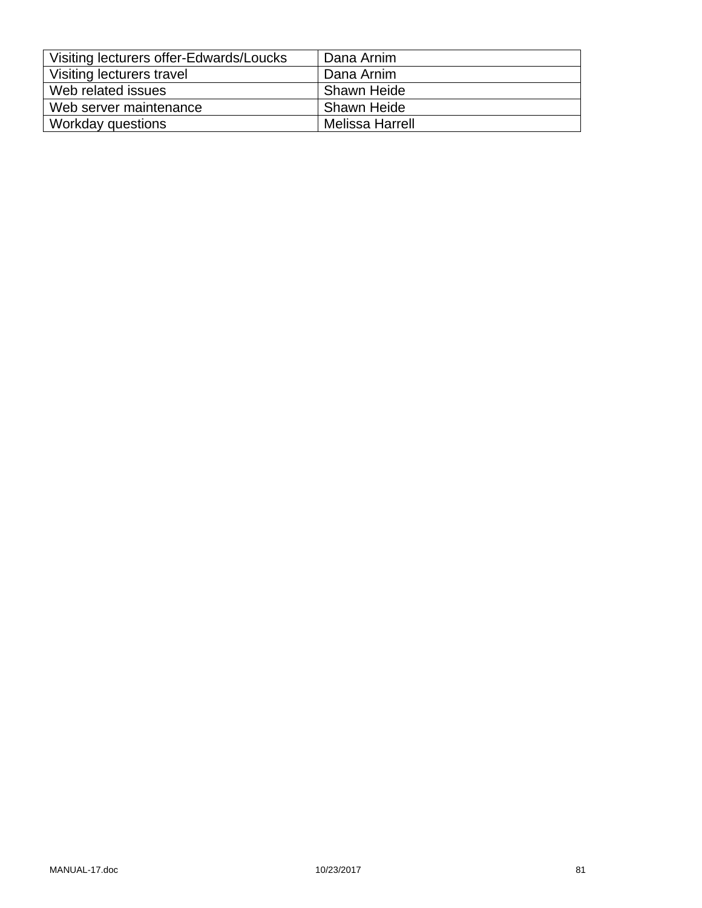| Visiting lecturers offer-Edwards/Loucks | Dana Arnim |
|---|---|
| Visiting lecturers travel | Dana Arnim |
| Web related issues | Shawn Heide |
| Web server maintenance | Shawn Heide |
| Workday questions | Melissa Harrell |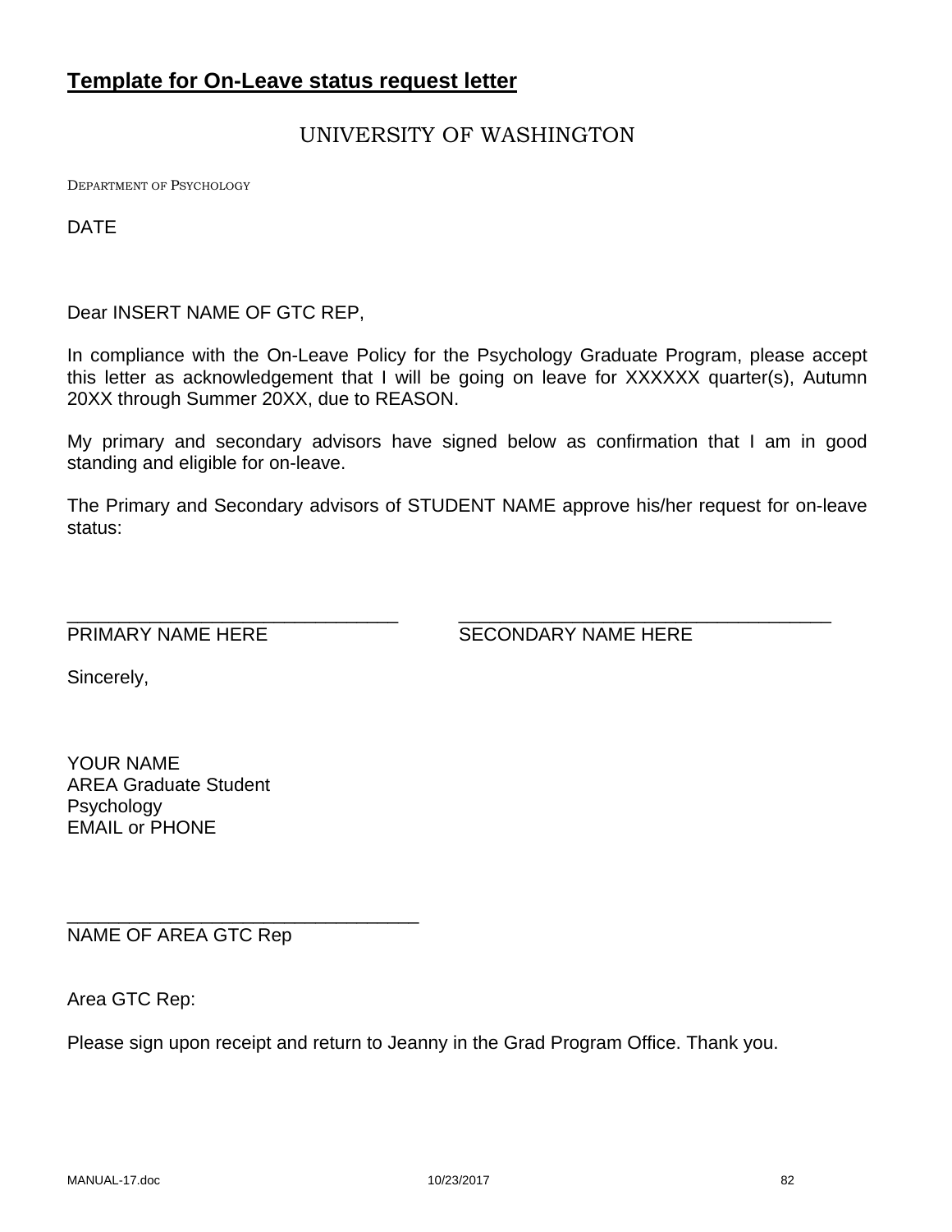## Template for On-Leave status request letter

UNIVERSITY OF WASHINGTON

DEPARTMENT OF PSYCHOLOGY

DATE

Dear INSERT NAME OF GTC REP,

In compliance with the On-Leave Policy for the Psychology Graduate Program, please accept this letter as acknowledgement that I will be going on leave for XXXXXX quarter(s), Autumn 20XX through Summer 20XX, due to REASON.

My primary and secondary advisors have signed below as confirmation that I am in good standing and eligible for on-leave.

The Primary and Secondary advisors of STUDENT NAME approve his/her request for on-leave status:

_________________________________ &nbsp;&nbsp;&nbsp;&nbsp; _____________________________________
PRIMARY NAME HERE &nbsp;&nbsp;&nbsp;&nbsp; SECONDARY NAME HERE

Sincerely,

YOUR NAME
AREA Graduate Student
Psychology
EMAIL or PHONE

___________________________________
NAME OF AREA GTC Rep

Area GTC Rep:

Please sign upon receipt and return to Jeanny in the Grad Program Office. Thank you.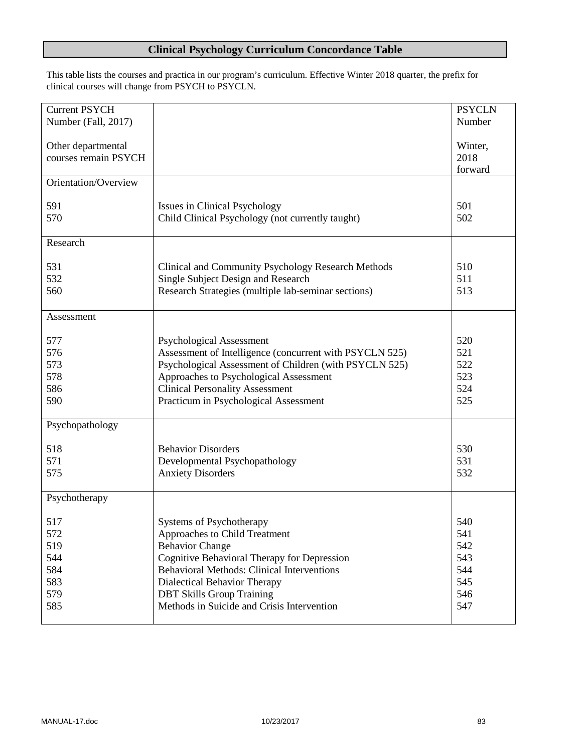## Clinical Psychology Curriculum Concordance Table

This table lists the courses and practica in our program's curriculum. Effective Winter 2018 quarter, the prefix for clinical courses will change from PSYCH to PSYCLN.

| Current PSYCH Number (Fall, 2017)<br><br>Other departmental courses remain PSYCH | | PSYCLN Number<br><br>Winter, 2018 forward |
|---|---|---|
| **Orientation/Overview** | | |
| 591 | Issues in Clinical Psychology | 501 |
| 570 | Child Clinical Psychology (not currently taught) | 502 |
| **Research** | | |
| 531 | Clinical and Community Psychology Research Methods | 510 |
| 532 | Single Subject Design and Research | 511 |
| 560 | Research Strategies (multiple lab-seminar sections) | 513 |
| **Assessment** | | |
| 577 | Psychological Assessment | 520 |
| 576 | Assessment of Intelligence (concurrent with PSYCLN 525) | 521 |
| 573 | Psychological Assessment of Children (with PSYCLN 525) | 522 |
| 578 | Approaches to Psychological Assessment | 523 |
| 586 | Clinical Personality Assessment | 524 |
| 590 | Practicum in Psychological Assessment | 525 |
| **Psychopathology** | | |
| 518 | Behavior Disorders | 530 |
| 571 | Developmental Psychopathology | 531 |
| 575 | Anxiety Disorders | 532 |
| **Psychotherapy** | | |
| 517 | Systems of Psychotherapy | 540 |
| 572 | Approaches to Child Treatment | 541 |
| 519 | Behavior Change | 542 |
| 544 | Cognitive Behavioral Therapy for Depression | 543 |
| 584 | Behavioral Methods: Clinical Interventions | 544 |
| 583 | Dialectical Behavior Therapy | 545 |
| 579 | DBT Skills Group Training | 546 |
| 585 | Methods in Suicide and Crisis Intervention | 547 |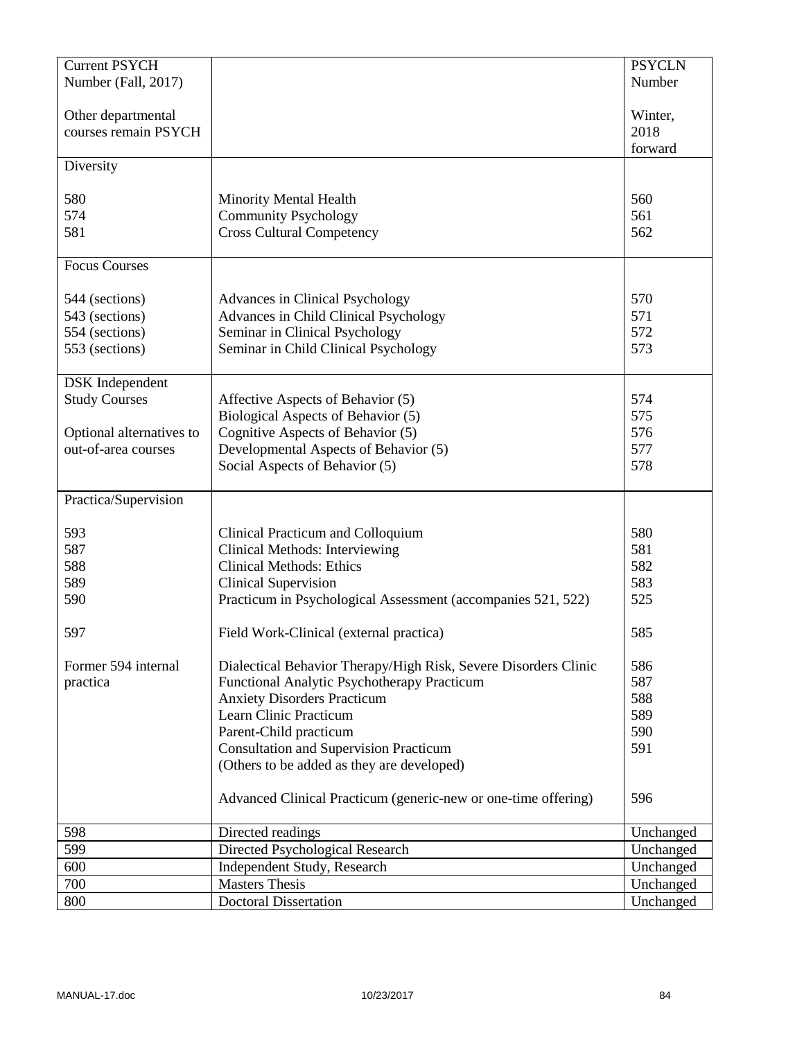| Current PSYCH Number (Fall, 2017)<br><br>Other departmental courses remain PSYCH | | PSYCLN Number<br><br>Winter, 2018 forward |
|---|---|---|
| Diversity | | |
| 580 | Minority Mental Health | 560 |
| 574 | Community Psychology | 561 |
| 581 | Cross Cultural Competency | 562 |
| Focus Courses | | |
| 544 (sections) | Advances in Clinical Psychology | 570 |
| 543 (sections) | Advances in Child Clinical Psychology | 571 |
| 554 (sections) | Seminar in Clinical Psychology | 572 |
| 553 (sections) | Seminar in Child Clinical Psychology | 573 |
| DSK Independent Study Courses | Affective Aspects of Behavior (5) | 574 |
| | Biological Aspects of Behavior (5) | 575 |
| Optional alternatives to out-of-area courses | Cognitive Aspects of Behavior (5) | 576 |
| | Developmental Aspects of Behavior (5) | 577 |
| | Social Aspects of Behavior (5) | 578 |
| Practica/Supervision | | |
| 593 | Clinical Practicum and Colloquium | 580 |
| 587 | Clinical Methods: Interviewing | 581 |
| 588 | Clinical Methods: Ethics | 582 |
| 589 | Clinical Supervision | 583 |
| 590 | Practicum in Psychological Assessment (accompanies 521, 522) | 525 |
| 597 | Field Work-Clinical (external practica) | 585 |
| Former 594 internal practica | Dialectical Behavior Therapy/High Risk, Severe Disorders Clinic | 586 |
| | Functional Analytic Psychotherapy Practicum | 587 |
| | Anxiety Disorders Practicum | 588 |
| | Learn Clinic Practicum | 589 |
| | Parent-Child practicum | 590 |
| | Consultation and Supervision Practicum | 591 |
| | (Others to be added as they are developed) | |
| | Advanced Clinical Practicum (generic-new or one-time offering) | 596 |
| 598 | Directed readings | Unchanged |
| 599 | Directed Psychological Research | Unchanged |
| 600 | Independent Study, Research | Unchanged |
| 700 | Masters Thesis | Unchanged |
| 800 | Doctoral Dissertation | Unchanged |